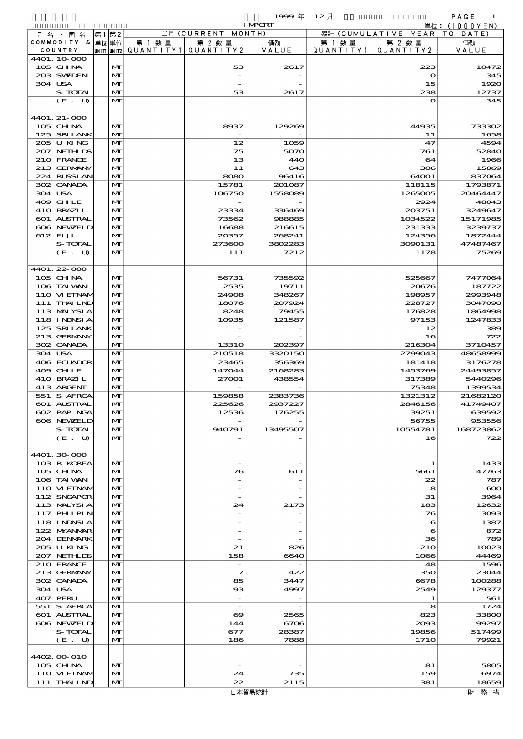1999 年 12 月 IMPORT

単位：(1000YEN)

| 品名・国名 COMMODITY & COUNTRY | 第1 単位 UNIT1 | 第2 単位 UNIT2 | 当月 (CURRENT MONTH) 第1数量 QUANTITY1 | 第2数量 QUANTITY2 | 価額 VALUE | 累計 (CUMULATIVE YEAR TO DATE) 第1数量 QUANTITY1 | 第2数量 QUANTITY2 | 価額 VALUE |
|---|---|---|---|---|---|---|---|---|
| 4401.10-000 | | | | | | | | |
| 105 CHINA | | MT | | 53 | 2617 | | 223 | 10472 |
| 203 SWEDEN | | MT | | - | - | | 0 | 345 |
| 304 USA | | MT | | - | - | | 15 | 1920 |
| S-TOTAL | | MT | | 53 | 2617 | | 238 | 12737 |
| (E. U) | | MT | | - | - | | 0 | 345 |
| 4401.21-000 | | | | | | | | |
| 105 CHINA | | MT | | 8937 | 129269 | | 44935 | 733302 |
| 125 SRI LANK | | MT | | - | - | | 11 | 1658 |
| 205 U KING | | MT | | 12 | 1059 | | 47 | 4594 |
| 207 NETHLDS | | MT | | 75 | 5070 | | 761 | 52840 |
| 210 FRANCE | | MT | | 13 | 440 | | 64 | 1966 |
| 213 GERMANY | | MT | | 11 | 643 | | 306 | 15869 |
| 224 RUSSIAN | | MT | | 8080 | 96416 | | 64001 | 837064 |
| 302 CANADA | | MT | | 15781 | 201087 | | 118115 | 1793871 |
| 304 USA | | MT | | 106750 | 1558089 | | 1265005 | 20464447 |
| 409 CHILE | | MT | | - | - | | 2924 | 48043 |
| 410 BRAZIL | | MT | | 23334 | 336469 | | 203751 | 3249647 |
| 601 AUSTRAL | | MT | | 73562 | 988885 | | 1034522 | 15171985 |
| 606 NEWZELD | | MT | | 16688 | 216615 | | 231333 | 3239737 |
| 612 FIJI | | MT | | 20357 | 268241 | | 124356 | 1872444 |
| S-TOTAL | | MT | | 273600 | 3802283 | | 3090131 | 47487467 |
| (E. U) | | MT | | 111 | 7212 | | 1178 | 75269 |
| 4401.22-000 | | | | | | | | |
| 105 CHINA | | MT | | 56731 | 735592 | | 525667 | 7477064 |
| 106 TAIWAN | | MT | | 2535 | 19711 | | 20676 | 187722 |
| 110 VIETNAM | | MT | | 24908 | 348267 | | 198957 | 2993948 |
| 111 THAILND | | MT | | 18076 | 207924 | | 228727 | 3047090 |
| 113 MALYSIA | | MT | | 8248 | 79455 | | 176828 | 1864998 |
| 118 INDNSIA | | MT | | 10935 | 121587 | | 97153 | 1247833 |
| 125 SRI LANK | | MT | | - | - | | 12 | 389 |
| 213 GERMANY | | MT | | - | - | | 16 | 722 |
| 302 CANADA | | MT | | 13310 | 202397 | | 216304 | 3710457 |
| 304 USA | | MT | | 210518 | 3320150 | | 2799043 | 48658999 |
| 406 ECUADOR | | MT | | 23465 | 356369 | | 181418 | 3176278 |
| 409 CHILE | | MT | | 147044 | 2168283 | | 1453769 | 24493857 |
| 410 BRAZIL | | MT | | 27001 | 438554 | | 317389 | 5440296 |
| 413 ARGENT | | MT | | - | - | | 75348 | 1399534 |
| 551 S AFRCA | | MT | | 159858 | 2383736 | | 1321312 | 21682120 |
| 601 AUSTRAL | | MT | | 225626 | 2937227 | | 2846156 | 41749407 |
| 602 PAP NGA | | MT | | 12536 | 176255 | | 39251 | 639592 |
| 606 NEWZELD | | MT | | - | - | | 56755 | 953556 |
| S-TOTAL | | MT | | 940791 | 13495507 | | 10554781 | 168723862 |
| (E. U) | | MT | | - | - | | 16 | 722 |
| 4401.30-000 | | | | | | | | |
| 103 R KOREA | | MT | | - | - | | 1 | 1433 |
| 105 CHINA | | MT | | 76 | 611 | | 5661 | 47763 |
| 106 TAIWAN | | MT | | - | - | | 22 | 787 |
| 110 VIETNAM | | MT | | - | - | | 8 | 600 |
| 112 SNGAPOR | | MT | | - | - | | 31 | 3964 |
| 113 MALYSIA | | MT | | 24 | 2173 | | 183 | 12632 |
| 117 PHILPIN | | MT | | - | - | | 76 | 3093 |
| 118 INDNSIA | | MT | | - | - | | 6 | 1387 |
| 122 MYANMAR | | MT | | - | - | | 6 | 872 |
| 204 DENMARK | | MT | | - | - | | 36 | 789 |
| 205 U KING | | MT | | 21 | 826 | | 210 | 10023 |
| 207 NETHLDS | | MT | | 158 | 6640 | | 1066 | 44469 |
| 210 FRANCE | | MT | | - | - | | 48 | 1596 |
| 213 GERMANY | | MT | | 7 | 422 | | 350 | 23044 |
| 302 CANADA | | MT | | 85 | 3447 | | 6678 | 100288 |
| 304 USA | | MT | | 93 | 4997 | | 2549 | 129377 |
| 407 PERU | | MT | | - | - | | 1 | 561 |
| 551 S AFRCA | | MT | | - | - | | 8 | 1724 |
| 601 AUSTRAL | | MT | | 69 | 2565 | | 823 | 33800 |
| 606 NEWZELD | | MT | | 144 | 6706 | | 2093 | 99297 |
| S-TOTAL | | MT | | 677 | 28387 | | 19856 | 517499 |
| (E. U) | | MT | | 186 | 7888 | | 1710 | 79921 |
| 4402.00-010 | | | | | | | | |
| 105 CHINA | | MT | | - | - | | 81 | 5805 |
| 110 VIETNAM | | MT | | 24 | 735 | | 159 | 6974 |
| 111 THAILND | | MT | | 22 | 2115 | | 381 | 18659 |

日本貿易統計　　財務省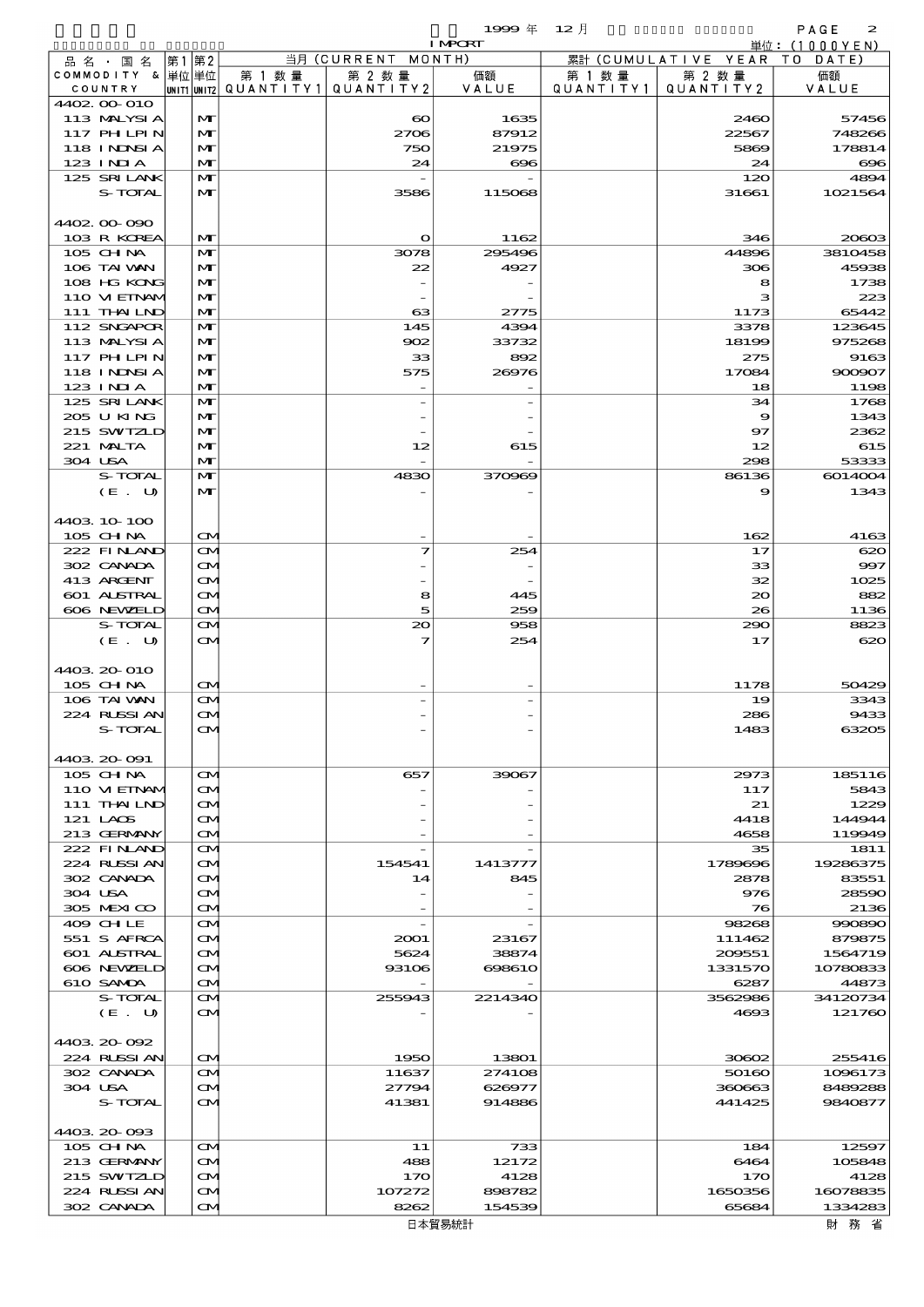1999 年 12 月 IMPORT 単位：(1000YEN)

| 品名・国名 COMMODITY & COUNTRY | 第1 単位 UNIT1 | 第2 単位 UNIT2 | 当月 (CURRENT MONTH) 第1数量 QUANTITY1 | 第2数量 QUANTITY2 | 価額 VALUE | 累計 (CUMULATIVE YEAR TO DATE) 第1数量 QUANTITY1 | 第2数量 QUANTITY2 | 価額 VALUE |
|---|---|---|---|---|---|---|---|---|
| 4402.00-010 | | | | | | | | |
| 113 MALYSIA | | MT | | 60 | 1635 | | 2460 | 57456 |
| 117 PHILPIN | | MT | | 2706 | 87912 | | 22567 | 748266 |
| 118 INDNSIA | | MT | | 750 | 21975 | | 5869 | 178814 |
| 123 INDIA | | MT | | 24 | 696 | | 24 | 696 |
| 125 SRI LANK | | MT | | - | - | | 120 | 4894 |
| S-TOTAL | | MT | | 3586 | 115068 | | 31661 | 1021564 |
| 4402.00-090 | | | | | | | | |
| 103 R KOREA | | MT | | 0 | 1162 | | 346 | 20603 |
| 105 CHINA | | MT | | 3078 | 295496 | | 44896 | 3810458 |
| 106 TAIWAN | | MT | | 22 | 4927 | | 306 | 45938 |
| 108 HG KONG | | MT | | - | - | | 8 | 1738 |
| 110 VIETNAM | | MT | | - | - | | 3 | 223 |
| 111 THAILND | | MT | | 63 | 2775 | | 1173 | 65442 |
| 112 SNGAPOR | | MT | | 145 | 4394 | | 3378 | 123645 |
| 113 MALYSIA | | MT | | 902 | 33732 | | 18199 | 975268 |
| 117 PHILPIN | | MT | | 33 | 892 | | 275 | 9163 |
| 118 INDNSIA | | MT | | 575 | 26976 | | 17084 | 900907 |
| 123 INDIA | | MT | | - | - | | 18 | 1198 |
| 125 SRI LANK | | MT | | - | - | | 34 | 1768 |
| 205 U KING | | MT | | - | - | | 9 | 1343 |
| 215 SWITZLD | | MT | | - | - | | 97 | 2362 |
| 221 MALTA | | MT | | 12 | 615 | | 12 | 615 |
| 304 USA | | MT | | - | - | | 298 | 53333 |
| S-TOTAL | | MT | | 4830 | 370969 | | 86136 | 6014004 |
| (E. U) | | MT | | - | - | | 9 | 1343 |
| 4403.10-100 | | | | | | | | |
| 105 CHINA | | CM | | - | - | | 162 | 4163 |
| 222 FINLAND | | CM | | 7 | 254 | | 17 | 620 |
| 302 CANADA | | CM | | - | - | | 33 | 997 |
| 413 ARGENT | | CM | | - | - | | 32 | 1025 |
| 601 AUSTRAL | | CM | | 8 | 445 | | 20 | 882 |
| 606 NEWZELD | | CM | | 5 | 259 | | 26 | 1136 |
| S-TOTAL | | CM | | 20 | 958 | | 290 | 8823 |
| (E. U) | | CM | | 7 | 254 | | 17 | 620 |
| 4403.20-010 | | | | | | | | |
| 105 CHINA | | CM | | - | - | | 1178 | 50429 |
| 106 TAIWAN | | CM | | - | - | | 19 | 3343 |
| 224 RUSSIAN | | CM | | - | - | | 286 | 9433 |
| S-TOTAL | | CM | | - | - | | 1483 | 63205 |
| 4403.20-091 | | | | | | | | |
| 105 CHINA | | CM | | 657 | 39067 | | 2973 | 185116 |
| 110 VIETNAM | | CM | | - | - | | 117 | 5843 |
| 111 THAILND | | CM | | - | - | | 21 | 1229 |
| 121 LAOS | | CM | | - | - | | 4418 | 144944 |
| 213 GERMANY | | CM | | - | - | | 4658 | 119949 |
| 222 FINLAND | | CM | | - | - | | 35 | 1811 |
| 224 RUSSIAN | | CM | | 154541 | 1413777 | | 1789696 | 19286375 |
| 302 CANADA | | CM | | 14 | 845 | | 2878 | 83551 |
| 304 USA | | CM | | - | - | | 976 | 28590 |
| 305 MEXICO | | CM | | - | - | | 76 | 2136 |
| 409 CHILE | | CM | | - | - | | 98268 | 990890 |
| 551 S AFRCA | | CM | | 2001 | 23167 | | 111462 | 879875 |
| 601 AUSTRAL | | CM | | 5624 | 38874 | | 209551 | 1564719 |
| 606 NEWZELD | | CM | | 93106 | 698610 | | 1331570 | 10780833 |
| 610 SAMOA | | CM | | - | - | | 6287 | 44873 |
| S-TOTAL | | CM | | 255943 | 2214340 | | 3562986 | 34120734 |
| (E. U) | | CM | | - | - | | 4693 | 121760 |
| 4403.20-092 | | | | | | | | |
| 224 RUSSIAN | | CM | | 1950 | 13801 | | 30602 | 255416 |
| 302 CANADA | | CM | | 11637 | 274108 | | 50160 | 1096173 |
| 304 USA | | CM | | 27794 | 626977 | | 360663 | 8489288 |
| S-TOTAL | | CM | | 41381 | 914886 | | 441425 | 9840877 |
| 4403.20-093 | | | | | | | | |
| 105 CHINA | | CM | | 11 | 733 | | 184 | 12597 |
| 213 GERMANY | | CM | | 488 | 12172 | | 6464 | 105848 |
| 215 SWITZLD | | CM | | 170 | 4128 | | 170 | 4128 |
| 224 RUSSIAN | | CM | | 107272 | 898782 | | 1650356 | 16078835 |
| 302 CANADA | | CM | | 8262 | 154539 | | 65684 | 1334283 |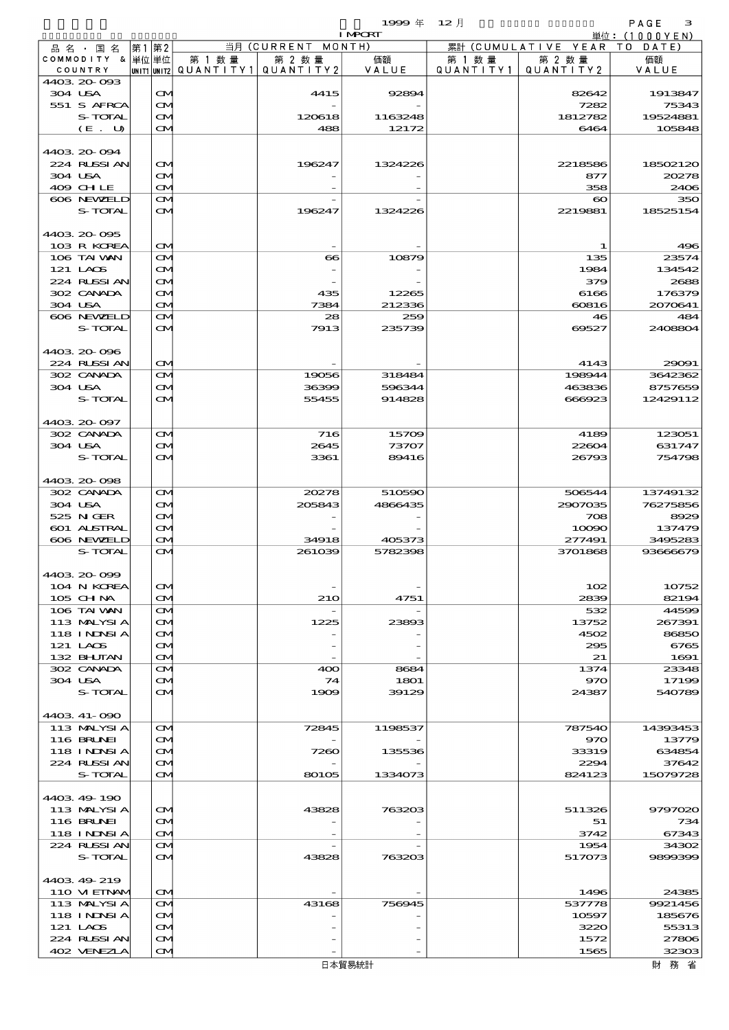1999 年 12 月 IMPORT 単位：(1000YEN)

| 品名・国名 COMMODITY & COUNTRY | 第1 単位 UNIT1 | 第2 単位 UNIT2 | 当月 (CURRENT MONTH) 第1数量 QUANTITY1 | 第2数量 QUANTITY2 | 価額 VALUE | 累計 (CUMULATIVE YEAR TO DATE) 第1数量 QUANTITY1 | 第2数量 QUANTITY2 | 価額 VALUE |
|---|---|---|---|---|---|---|---|---|
| 4403.20-093 | | | | | | | | |
| 304 USA | | CM | | 4415 | 92894 | | 82642 | 1913847 |
| 551 S AFRCA | | CM | | - | - | | 7282 | 75343 |
| S-TOTAL | | CM | | 120618 | 1163248 | | 1812782 | 19524881 |
| (E. U) | | CM | | 488 | 12172 | | 6464 | 105848 |
| 4403.20-094 | | | | | | | | |
| 224 RUSSIAN | | CM | | 196247 | 1324226 | | 2218586 | 18502120 |
| 304 USA | | CM | | - | - | | 877 | 20278 |
| 409 CHILE | | CM | | - | - | | 358 | 2406 |
| 606 NEWZELD | | CM | | - | - | | 60 | 350 |
| S-TOTAL | | CM | | 196247 | 1324226 | | 2219881 | 18525154 |
| 4403.20-095 | | | | | | | | |
| 103 R KOREA | | CM | | - | - | | 1 | 496 |
| 106 TAIWAN | | CM | | 66 | 10879 | | 135 | 23574 |
| 121 LAOS | | CM | | - | - | | 1984 | 134542 |
| 224 RUSSIAN | | CM | | - | - | | 379 | 2688 |
| 302 CANADA | | CM | | 435 | 12265 | | 6166 | 176379 |
| 304 USA | | CM | | 7384 | 212336 | | 60816 | 2070641 |
| 606 NEWZELD | | CM | | 28 | 259 | | 46 | 484 |
| S-TOTAL | | CM | | 7913 | 235739 | | 69527 | 2408804 |
| 4403.20-096 | | | | | | | | |
| 224 RUSSIAN | | CM | | - | - | | 4143 | 29091 |
| 302 CANADA | | CM | | 19056 | 318484 | | 198944 | 3642362 |
| 304 USA | | CM | | 36399 | 596344 | | 463836 | 8757659 |
| S-TOTAL | | CM | | 55455 | 914828 | | 666923 | 12429112 |
| 4403.20-097 | | | | | | | | |
| 302 CANADA | | CM | | 716 | 15709 | | 4189 | 123051 |
| 304 USA | | CM | | 2645 | 73707 | | 22604 | 631747 |
| S-TOTAL | | CM | | 3361 | 89416 | | 26793 | 754798 |
| 4403.20-098 | | | | | | | | |
| 302 CANADA | | CM | | 20278 | 510590 | | 506544 | 13749132 |
| 304 USA | | CM | | 205843 | 4866435 | | 2907035 | 76275856 |
| 525 NIGER | | CM | | - | - | | 708 | 8929 |
| 601 AUSTRAL | | CM | | - | - | | 10090 | 137479 |
| 606 NEWZELD | | CM | | 34918 | 405373 | | 277491 | 3495283 |
| S-TOTAL | | CM | | 261039 | 5782398 | | 3701868 | 93666679 |
| 4403.20-099 | | | | | | | | |
| 104 N KOREA | | CM | | - | - | | 102 | 10752 |
| 105 CHINA | | CM | | 210 | 4751 | | 2839 | 82194 |
| 106 TAIWAN | | CM | | - | - | | 532 | 44599 |
| 113 MALYSIA | | CM | | 1225 | 23893 | | 13752 | 267391 |
| 118 INDNSIA | | CM | | - | - | | 4502 | 86850 |
| 121 LAOS | | CM | | - | - | | 295 | 6765 |
| 132 BHUTAN | | CM | | - | - | | 21 | 1691 |
| 302 CANADA | | CM | | 400 | 8684 | | 1374 | 23348 |
| 304 USA | | CM | | 74 | 1801 | | 970 | 17199 |
| S-TOTAL | | CM | | 1909 | 39129 | | 24387 | 540789 |
| 4403.41-090 | | | | | | | | |
| 113 MALYSIA | | CM | | 72845 | 1198537 | | 787540 | 14393453 |
| 116 BRUNEI | | CM | | - | - | | 970 | 13779 |
| 118 INDNSIA | | CM | | 7260 | 135536 | | 33319 | 634854 |
| 224 RUSSIAN | | CM | | - | - | | 2294 | 37642 |
| S-TOTAL | | CM | | 80105 | 1334073 | | 824123 | 15079728 |
| 4403.49-190 | | | | | | | | |
| 113 MALYSIA | | CM | | 43828 | 763203 | | 511326 | 9797020 |
| 116 BRUNEI | | CM | | - | - | | 51 | 734 |
| 118 INDNSIA | | CM | | - | - | | 3742 | 67343 |
| 224 RUSSIAN | | CM | | - | - | | 1954 | 34302 |
| S-TOTAL | | CM | | 43828 | 763203 | | 517073 | 9899399 |
| 4403.49-219 | | | | | | | | |
| 110 VIETNAM | | CM | | - | - | | 1496 | 24385 |
| 113 MALYSIA | | CM | | 43168 | 756945 | | 537778 | 9921456 |
| 118 INDNSIA | | CM | | - | - | | 10597 | 185676 |
| 121 LAOS | | CM | | - | - | | 3220 | 55313 |
| 224 RUSSIAN | | CM | | - | - | | 1572 | 27806 |
| 402 VENEZLA | | CM | | - | - | | 1565 | 32303 |

日本貿易統計　財務省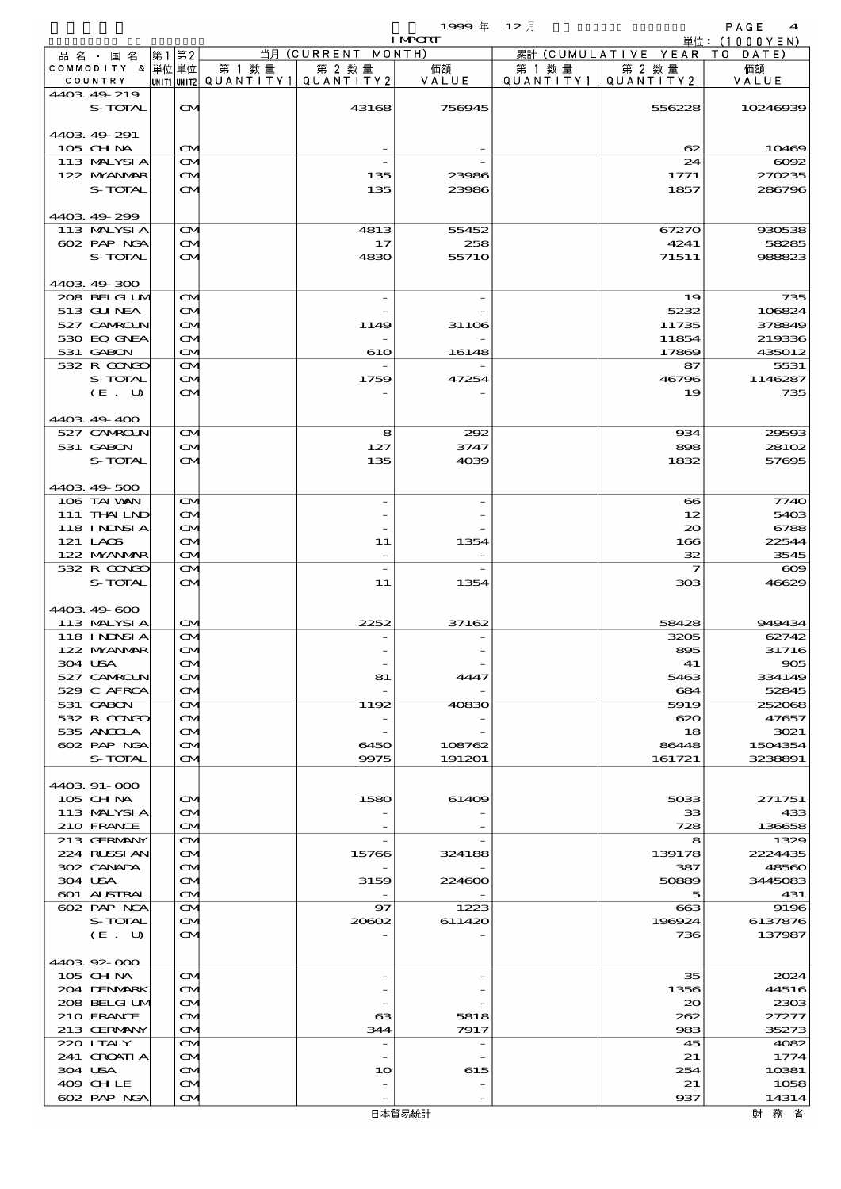1999年 12月 IMPORT

単位：(1000YEN)

| 品名・国名 COMMODITY & COUNTRY | 第1 UNIT1 | 第2 UNIT2 | 当月 (CURRENT MONTH) 第1数量 QUANTITY1 | 第2数量 QUANTITY2 | 価額 VALUE | 累計 (CUMULATIVE YEAR TO DATE) 第1数量 QUANTITY1 | 第2数量 QUANTITY2 | 価額 VALUE |
|---|---|---|---|---|---|---|---|---|
| 4403.49-219 | | | | | | | | |
| S-TOTAL | | CM | | 43168 | 756945 | | 556228 | 10246939 |
| 4403.49-291 | | | | | | | | |
| 105 CHINA | | CM | | - | - | | 62 | 10469 |
| 113 MALYSIA | | CM | | - | - | | 24 | 6092 |
| 122 MYANMAR | | CM | | 135 | 23986 | | 1771 | 270235 |
| S-TOTAL | | CM | | 135 | 23986 | | 1857 | 286796 |
| 4403.49-299 | | | | | | | | |
| 113 MALYSIA | | CM | | 4813 | 55452 | | 67270 | 930538 |
| 602 PAP NGA | | CM | | 17 | 258 | | 4241 | 58285 |
| S-TOTAL | | CM | | 4830 | 55710 | | 71511 | 988823 |
| 4403.49-300 | | | | | | | | |
| 208 BELGIUM | | CM | | - | - | | 19 | 735 |
| 513 GUINEA | | CM | | - | - | | 5232 | 106824 |
| 527 CAMROUN | | CM | | 1149 | 31106 | | 11735 | 378849 |
| 530 EQ GNEA | | CM | | - | - | | 11854 | 219336 |
| 531 GABON | | CM | | 610 | 16148 | | 17869 | 435012 |
| 532 R CONGO | | CM | | - | - | | 87 | 5531 |
| S-TOTAL | | CM | | 1759 | 47254 | | 46796 | 1146287 |
| (E. U) | | CM | | - | - | | 19 | 735 |
| 4403.49-400 | | | | | | | | |
| 527 CAMROUN | | CM | | 8 | 292 | | 934 | 29593 |
| 531 GABON | | CM | | 127 | 3747 | | 898 | 28102 |
| S-TOTAL | | CM | | 135 | 4039 | | 1832 | 57695 |
| 4403.49-500 | | | | | | | | |
| 106 TAIWAN | | CM | | - | - | | 66 | 7740 |
| 111 THAILND | | CM | | - | - | | 12 | 5403 |
| 118 INDNSIA | | CM | | - | - | | 20 | 6788 |
| 121 LAOS | | CM | | 11 | 1354 | | 166 | 22544 |
| 122 MYANMAR | | CM | | - | - | | 32 | 3545 |
| 532 R CONGO | | CM | | - | - | | 7 | 609 |
| S-TOTAL | | CM | | 11 | 1354 | | 303 | 46629 |
| 4403.49-600 | | | | | | | | |
| 113 MALYSIA | | CM | | 2252 | 37162 | | 58428 | 949434 |
| 118 INDNSIA | | CM | | - | - | | 3205 | 62742 |
| 122 MYANMAR | | CM | | - | - | | 895 | 31716 |
| 304 USA | | CM | | - | - | | 41 | 905 |
| 527 CAMROUN | | CM | | 81 | 4447 | | 5463 | 334149 |
| 529 C AFRCA | | CM | | - | - | | 684 | 52845 |
| 531 GABON | | CM | | 1192 | 40830 | | 5919 | 252068 |
| 532 R CONGO | | CM | | - | - | | 620 | 47657 |
| 535 ANGOLA | | CM | | - | - | | 18 | 3021 |
| 602 PAP NGA | | CM | | 6450 | 108762 | | 86448 | 1504354 |
| S-TOTAL | | CM | | 9975 | 191201 | | 161721 | 3238891 |
| 4403.91-000 | | | | | | | | |
| 105 CHINA | | CM | | 1580 | 61409 | | 5033 | 271751 |
| 113 MALYSIA | | CM | | - | - | | 33 | 433 |
| 210 FRANCE | | CM | | - | - | | 728 | 136658 |
| 213 GERMANY | | CM | | - | - | | 8 | 1329 |
| 224 RUSSIAN | | CM | | 15766 | 324188 | | 139178 | 2224435 |
| 302 CANADA | | CM | | - | - | | 387 | 48560 |
| 304 USA | | CM | | 3159 | 224600 | | 50889 | 3445083 |
| 601 AUSTRAL | | CM | | - | - | | 5 | 431 |
| 602 PAP NGA | | CM | | 97 | 1223 | | 663 | 9196 |
| S-TOTAL | | CM | | 20602 | 611420 | | 196924 | 6137876 |
| (E. U) | | CM | | - | - | | 736 | 137987 |
| 4403.92-000 | | | | | | | | |
| 105 CHINA | | CM | | - | - | | 35 | 2024 |
| 204 DENMARK | | CM | | - | - | | 1356 | 44516 |
| 208 BELGIUM | | CM | | - | - | | 20 | 2303 |
| 210 FRANCE | | CM | | 63 | 5818 | | 262 | 27277 |
| 213 GERMANY | | CM | | 344 | 7917 | | 983 | 35273 |
| 220 ITALY | | CM | | - | - | | 45 | 4082 |
| 241 CROATIA | | CM | | - | - | | 21 | 1774 |
| 304 USA | | CM | | 10 | 615 | | 254 | 10381 |
| 409 CHILE | | CM | | - | - | | 21 | 1058 |
| 602 PAP NGA | | CM | | - | - | | 937 | 14314 |

日本貿易統計　　財務省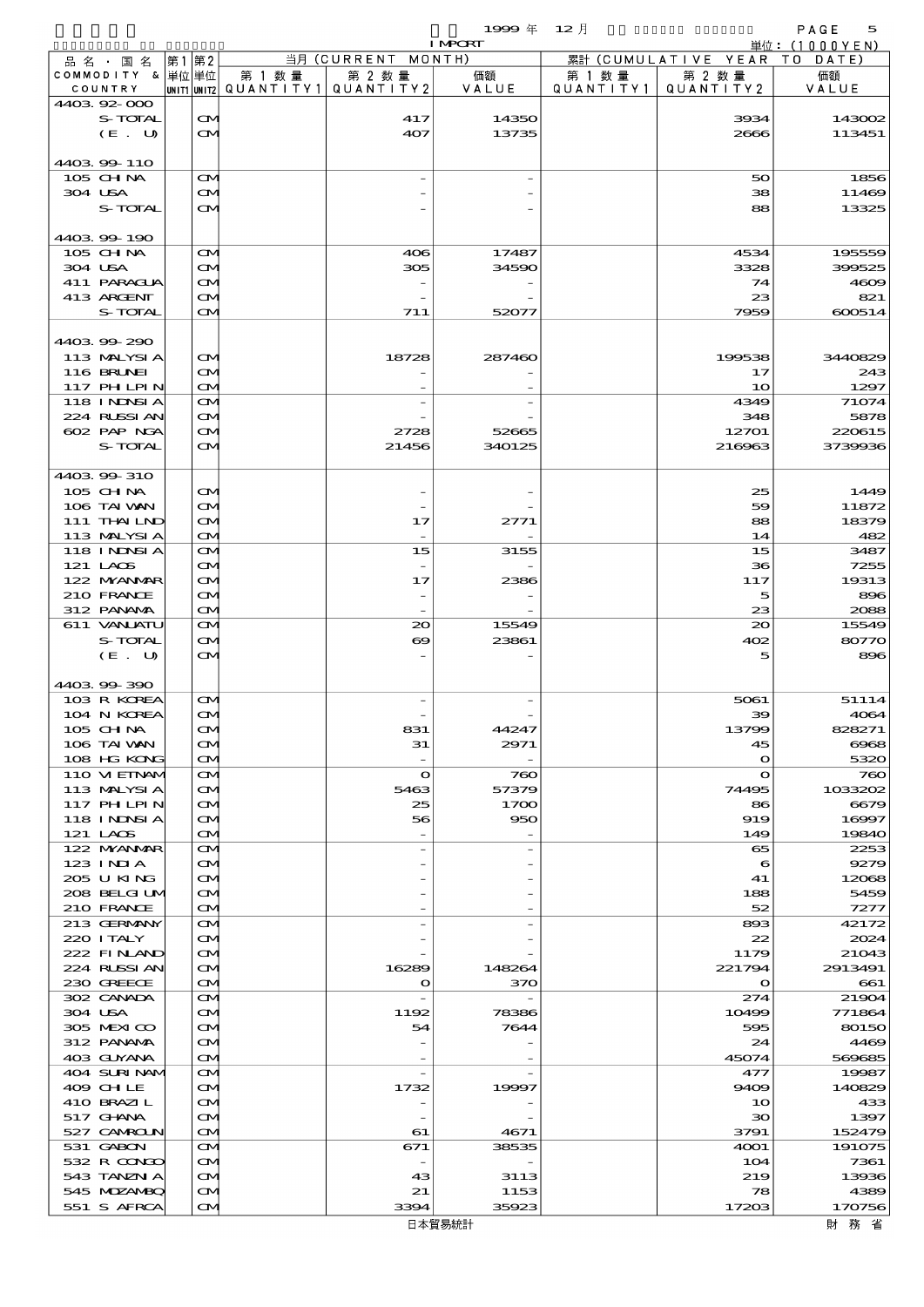1999 年 12 月 IMPORT

単位：(1000YEN)

| 品名・国名 COMMODITY & COUNTRY | 第1 UNIT1 | 第2 UNIT2 | 当月 (CURRENT MONTH) 第1数量 QUANTITY1 | 第2数量 QUANTITY2 | 価額 VALUE | 累計 (CUMULATIVE YEAR TO DATE) 第1数量 QUANTITY1 | 第2数量 QUANTITY2 | 価額 VALUE |
|---|---|---|---|---|---|---|---|---|
| 4403.92-000 | | | | | | | | |
| S-TOTAL | | CM | | 417 | 14350 | | 3934 | 143002 |
| (E. U) | | CM | | 407 | 13735 | | 2666 | 113451 |
| 4403.99-110 | | | | | | | | |
| 105 CHINA | | CM | | - | - | | 50 | 1856 |
| 304 USA | | CM | | - | - | | 38 | 11469 |
| S-TOTAL | | CM | | - | - | | 88 | 13325 |
| 4403.99-190 | | | | | | | | |
| 105 CHINA | | CM | | 406 | 17487 | | 4534 | 195559 |
| 304 USA | | CM | | 305 | 34590 | | 3328 | 399525 |
| 411 PARAGUA | | CM | | - | - | | 74 | 4609 |
| 413 ARGENT | | CM | | - | - | | 23 | 821 |
| S-TOTAL | | CM | | 711 | 52077 | | 7959 | 600514 |
| 4403.99-290 | | | | | | | | |
| 113 MALYSIA | | CM | | 18728 | 287460 | | 199538 | 3440829 |
| 116 BRUNEI | | CM | | - | - | | 17 | 243 |
| 117 PHLPIN | | CM | | - | - | | 10 | 1297 |
| 118 INDNSIA | | CM | | - | - | | 4349 | 71074 |
| 224 RUSSIAN | | CM | | - | - | | 348 | 5878 |
| 602 PAP NGA | | CM | | 2728 | 52665 | | 12701 | 220615 |
| S-TOTAL | | CM | | 21456 | 340125 | | 216963 | 3739936 |
| 4403.99-310 | | | | | | | | |
| 105 CHINA | | CM | | - | - | | 25 | 1449 |
| 106 TAIWAN | | CM | | - | - | | 59 | 11872 |
| 111 THAILND | | CM | | 17 | 2771 | | 88 | 18379 |
| 113 MALYSIA | | CM | | - | - | | 14 | 482 |
| 118 INDNSIA | | CM | | 15 | 3155 | | 15 | 3487 |
| 121 LAOS | | CM | | - | - | | 36 | 7255 |
| 122 MYANMAR | | CM | | 17 | 2386 | | 117 | 19313 |
| 210 FRANCE | | CM | | - | - | | 5 | 896 |
| 312 PANAMA | | CM | | - | - | | 23 | 2088 |
| 611 VANUATU | | CM | | 20 | 15549 | | 20 | 15549 |
| S-TOTAL | | CM | | 69 | 23861 | | 402 | 80770 |
| (E. U) | | CM | | - | - | | 5 | 896 |
| 4403.99-390 | | | | | | | | |
| 103 R KOREA | | CM | | - | - | | 5061 | 51114 |
| 104 N KOREA | | CM | | - | - | | 39 | 4064 |
| 105 CHINA | | CM | | 831 | 44247 | | 13799 | 828271 |
| 106 TAIWAN | | CM | | 31 | 2971 | | 45 | 6968 |
| 108 HG KONG | | CM | | - | - | | 0 | 5320 |
| 110 VIETNAM | | CM | | 0 | 760 | | 0 | 760 |
| 113 MALYSIA | | CM | | 5463 | 57379 | | 74495 | 1033202 |
| 117 PHLPIN | | CM | | 25 | 1700 | | 86 | 6679 |
| 118 INDNSIA | | CM | | 56 | 950 | | 919 | 16997 |
| 121 LAOS | | CM | | - | - | | 149 | 19840 |
| 122 MYANMAR | | CM | | - | - | | 65 | 2253 |
| 123 INDIA | | CM | | - | - | | 6 | 9279 |
| 205 U KING | | CM | | - | - | | 41 | 12068 |
| 208 BELGIUM | | CM | | - | - | | 188 | 5459 |
| 210 FRANCE | | CM | | - | - | | 52 | 7277 |
| 213 GERMANY | | CM | | - | - | | 893 | 42172 |
| 220 ITALY | | CM | | - | - | | 22 | 2024 |
| 222 FINLAND | | CM | | - | - | | 1179 | 21043 |
| 224 RUSSIAN | | CM | | 16289 | 148264 | | 221794 | 2913491 |
| 230 GREECE | | CM | | 0 | 370 | | 0 | 661 |
| 302 CANADA | | CM | | - | - | | 274 | 21904 |
| 304 USA | | CM | | 1192 | 78386 | | 10499 | 771864 |
| 305 MEXICO | | CM | | 54 | 7644 | | 595 | 80150 |
| 312 PANAMA | | CM | | - | - | | 24 | 4469 |
| 403 GUYANA | | CM | | - | - | | 45074 | 569685 |
| 404 SURINAM | | CM | | - | - | | 477 | 19987 |
| 409 CHILE | | CM | | 1732 | 19997 | | 9409 | 140829 |
| 410 BRAZIL | | CM | | - | - | | 10 | 433 |
| 517 GHANA | | CM | | - | - | | 30 | 1397 |
| 527 CAMROUN | | CM | | 61 | 4671 | | 3791 | 152479 |
| 531 GABON | | CM | | 671 | 38535 | | 4001 | 191075 |
| 532 R CONGO | | CM | | - | - | | 104 | 7361 |
| 543 TANZNIA | | CM | | 43 | 3113 | | 219 | 13936 |
| 545 MOZAMBQ | | CM | | 21 | 1153 | | 78 | 4389 |
| 551 S AFRCA | | CM | | 3394 | 35923 | | 17203 | 170756 |

日本貿易統計　財務省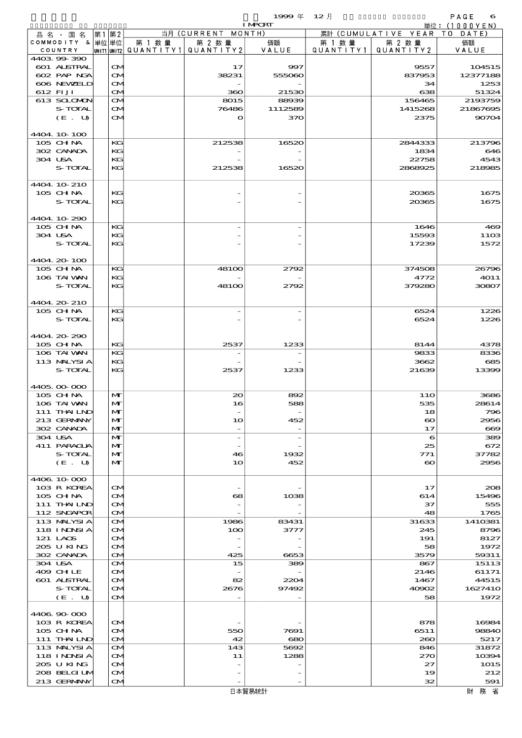1999 年 12 月 IMPORT

単位：(1000YEN)

| 品名・国名 COMMODITY & COUNTRY | 第1単位 UNIT1 | 第2単位 UNIT2 | 当月 (CURRENT MONTH) 第1数量 QUANTITY1 | 第2数量 QUANTITY2 | 価額 VALUE | 累計 (CUMULATIVE YEAR TO DATE) 第1数量 QUANTITY1 | 第2数量 QUANTITY2 | 価額 VALUE |
|---|---|---|---|---|---|---|---|---|
| 4403.99-390 | | | | | | | | |
| 601 AUSTRAL | | CM | | 17 | 997 | | 9557 | 104515 |
| 602 PAP NGA | | CM | | 38231 | 555060 | | 837953 | 12377188 |
| 606 NEWZELD | | CM | | - | - | | 34 | 1253 |
| 612 FIJI | | CM | | 360 | 21530 | | 638 | 51324 |
| 613 SOLOMON | | CM | | 8015 | 88939 | | 156465 | 2193759 |
| S-TOTAL | | CM | | 76486 | 1112589 | | 1415268 | 21867695 |
| (E. U) | | CM | | 0 | 370 | | 2375 | 90704 |
| 4404.10-100 | | | | | | | | |
| 105 CHINA | | KG | | 212538 | 16520 | | 2844333 | 213796 |
| 302 CANADA | | KG | | - | - | | 1834 | 646 |
| 304 USA | | KG | | - | - | | 22758 | 4543 |
| S-TOTAL | | KG | | 212538 | 16520 | | 2868925 | 218985 |
| 4404.10-210 | | | | | | | | |
| 105 CHINA | | KG | | - | - | | 20365 | 1675 |
| S-TOTAL | | KG | | - | - | | 20365 | 1675 |
| 4404.10-290 | | | | | | | | |
| 105 CHINA | | KG | | - | - | | 1646 | 469 |
| 304 USA | | KG | | - | - | | 15593 | 1103 |
| S-TOTAL | | KG | | - | - | | 17239 | 1572 |
| 4404.20-100 | | | | | | | | |
| 105 CHINA | | KG | | 48100 | 2792 | | 374508 | 26796 |
| 106 TAIWAN | | KG | | - | - | | 4772 | 4011 |
| S-TOTAL | | KG | | 48100 | 2792 | | 379280 | 30807 |
| 4404.20-210 | | | | | | | | |
| 105 CHINA | | KG | | - | - | | 6524 | 1226 |
| S-TOTAL | | KG | | - | - | | 6524 | 1226 |
| 4404.20-290 | | | | | | | | |
| 105 CHINA | | KG | | 2537 | 1233 | | 8144 | 4378 |
| 106 TAIWAN | | KG | | - | - | | 9833 | 8336 |
| 113 MALYSIA | | KG | | - | - | | 3662 | 685 |
| S-TOTAL | | KG | | 2537 | 1233 | | 21639 | 13399 |
| 4405.00-000 | | | | | | | | |
| 105 CHINA | | MT | | 20 | 892 | | 110 | 3686 |
| 106 TAIWAN | | MT | | 16 | 588 | | 535 | 28614 |
| 111 THAILND | | MT | | - | - | | 18 | 796 |
| 213 GERMANY | | MT | | 10 | 452 | | 60 | 2956 |
| 302 CANADA | | MT | | - | - | | 17 | 669 |
| 304 USA | | MT | | - | - | | 6 | 389 |
| 411 PARAGUA | | MT | | - | - | | 25 | 672 |
| S-TOTAL | | MT | | 46 | 1932 | | 771 | 37782 |
| (E. U) | | MT | | 10 | 452 | | 60 | 2956 |
| 4406.10-000 | | | | | | | | |
| 103 R KOREA | | CM | | - | - | | 17 | 208 |
| 105 CHINA | | CM | | 68 | 1038 | | 614 | 15496 |
| 111 THAILND | | CM | | - | - | | 37 | 555 |
| 112 SNGAPOR | | CM | | - | - | | 48 | 1765 |
| 113 MALYSIA | | CM | | 1986 | 83431 | | 31633 | 1410381 |
| 118 INDNSIA | | CM | | 100 | 3777 | | 245 | 8796 |
| 121 LAOS | | CM | | - | - | | 191 | 8127 |
| 205 U KING | | CM | | - | - | | 58 | 1972 |
| 302 CANADA | | CM | | 425 | 6653 | | 3579 | 59311 |
| 304 USA | | CM | | 15 | 389 | | 867 | 15113 |
| 409 CHILE | | CM | | - | - | | 2146 | 61171 |
| 601 AUSTRAL | | CM | | 82 | 2204 | | 1467 | 44515 |
| S-TOTAL | | CM | | 2676 | 97492 | | 40902 | 1627410 |
| (E. U) | | CM | | - | - | | 58 | 1972 |
| 4406.90-000 | | | | | | | | |
| 103 R KOREA | | CM | | - | - | | 878 | 16984 |
| 105 CHINA | | CM | | 550 | 7691 | | 6511 | 98840 |
| 111 THAILND | | CM | | 42 | 680 | | 260 | 5217 |
| 113 MALYSIA | | CM | | 143 | 5692 | | 846 | 31872 |
| 118 INDNSIA | | CM | | 11 | 1288 | | 270 | 10394 |
| 205 U KING | | CM | | - | - | | 27 | 1015 |
| 208 BELGIUM | | CM | | - | - | | 19 | 212 |
| 213 GERMANY | | CM | | - | - | | 32 | 591 |

日本貿易統計　財務省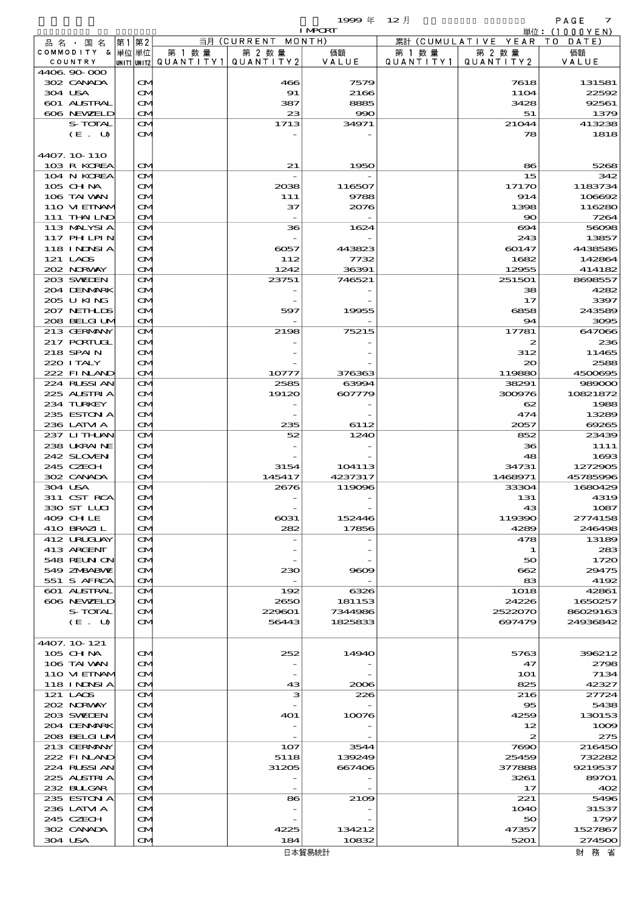1999 年 12 月 IMPORT

単位：(1000YEN)

| 品名・国名 COMMODITY & COUNTRY | 第1 単位 UNIT1 | 第2 単位 UNIT2 | 当月 (CURRENT MONTH) 第1数量 QUANTITY1 | 第2数量 QUANTITY2 | 価額 VALUE | 累計 (CUMULATIVE YEAR TO DATE) 第1数量 QUANTITY1 | 第2数量 QUANTITY2 | 価額 VALUE |
|---|---|---|---|---|---|---|---|---|
| 4406.90-000 | | | | | | | | |
| 302 CANADA | | CM | | 466 | 7579 | | 7618 | 131581 |
| 304 USA | | CM | | 91 | 2166 | | 1104 | 22592 |
| 601 AUSTRAL | | CM | | 387 | 8885 | | 3428 | 92561 |
| 606 NEWZELD | | CM | | 23 | 990 | | 51 | 1379 |
| S-TOTAL | | CM | | 1713 | 34971 | | 21044 | 413238 |
| (E. U) | | CM | | - | - | | 78 | 1818 |
| 4407.10-110 | | | | | | | | |
| 103 R KOREA | | CM | | 21 | 1950 | | 86 | 5268 |
| 104 N KOREA | | CM | | - | - | | 15 | 342 |
| 105 CHINA | | CM | | 2038 | 116507 | | 17170 | 1183734 |
| 106 TAIWAN | | CM | | 111 | 9788 | | 914 | 106692 |
| 110 VIETNAM | | CM | | 37 | 2076 | | 1398 | 116280 |
| 111 THAILND | | CM | | - | - | | 90 | 7264 |
| 113 MALYSIA | | CM | | 36 | 1624 | | 694 | 56098 |
| 117 PHILPIN | | CM | | - | - | | 243 | 13857 |
| 118 INDNSIA | | CM | | 6057 | 443823 | | 60147 | 4438586 |
| 121 LAOS | | CM | | 112 | 7732 | | 1682 | 142864 |
| 202 NORWAY | | CM | | 1242 | 36391 | | 12955 | 414182 |
| 203 SWEDEN | | CM | | 23751 | 746521 | | 251501 | 8698557 |
| 204 DENMARK | | CM | | - | - | | 38 | 4282 |
| 205 U KING | | CM | | - | - | | 17 | 3397 |
| 207 NETHLDS | | CM | | 597 | 19955 | | 6858 | 243589 |
| 208 BELGIUM | | CM | | - | - | | 94 | 3095 |
| 213 GERMANY | | CM | | 2198 | 75215 | | 17781 | 647066 |
| 217 PORTUGL | | CM | | - | - | | 2 | 236 |
| 218 SPAIN | | CM | | - | - | | 312 | 11465 |
| 220 ITALY | | CM | | - | - | | 20 | 2588 |
| 222 FINLAND | | CM | | 10777 | 376363 | | 119880 | 4500695 |
| 224 RUSSIAN | | CM | | 2585 | 63994 | | 38291 | 989000 |
| 225 AUSTRIA | | CM | | 19120 | 607779 | | 300976 | 10821872 |
| 234 TURKEY | | CM | | - | - | | 62 | 1988 |
| 235 ESTONIA | | CM | | - | - | | 474 | 13289 |
| 236 LATVIA | | CM | | 235 | 6112 | | 2057 | 69265 |
| 237 LITHUAN | | CM | | 52 | 1240 | | 852 | 23439 |
| 238 UKRAINE | | CM | | - | - | | 36 | 1111 |
| 242 SLOVENI | | CM | | - | - | | 48 | 1693 |
| 245 CZECH | | CM | | 3154 | 104113 | | 34731 | 1272905 |
| 302 CANADA | | CM | | 145417 | 4237317 | | 1468971 | 45785996 |
| 304 USA | | CM | | 2676 | 119096 | | 33304 | 1680429 |
| 311 CST RCA | | CM | | - | - | | 131 | 4319 |
| 330 ST LUCI | | CM | | - | - | | 43 | 1087 |
| 409 CHILE | | CM | | 6031 | 152446 | | 119390 | 2774158 |
| 410 BRAZIL | | CM | | 282 | 17856 | | 4289 | 246498 |
| 412 URUGUAY | | CM | | - | - | | 478 | 13189 |
| 413 ARGENT | | CM | | - | - | | 1 | 283 |
| 548 REUNION | | CM | | - | - | | 50 | 1720 |
| 549 ZMBABWE | | CM | | 230 | 9609 | | 662 | 29475 |
| 551 S AFRCA | | CM | | - | - | | 83 | 4192 |
| 601 AUSTRAL | | CM | | 192 | 6326 | | 1018 | 42861 |
| 606 NEWZELD | | CM | | 2650 | 181153 | | 24226 | 1650257 |
| S-TOTAL | | CM | | 229601 | 7344986 | | 2522070 | 86029163 |
| (E. U) | | CM | | 56443 | 1825833 | | 697479 | 24936842 |
| 4407.10-121 | | | | | | | | |
| 105 CHINA | | CM | | 252 | 14940 | | 5763 | 396212 |
| 106 TAIWAN | | CM | | - | - | | 47 | 2798 |
| 110 VIETNAM | | CM | | - | - | | 101 | 7134 |
| 118 INDNSIA | | CM | | 43 | 2006 | | 825 | 42327 |
| 121 LAOS | | CM | | 3 | 226 | | 216 | 27724 |
| 202 NORWAY | | CM | | - | - | | 95 | 5438 |
| 203 SWEDEN | | CM | | 401 | 10076 | | 4259 | 130153 |
| 204 DENMARK | | CM | | - | - | | 12 | 1009 |
| 208 BELGIUM | | CM | | - | - | | 2 | 275 |
| 213 GERMANY | | CM | | 107 | 3544 | | 7690 | 216450 |
| 222 FINLAND | | CM | | 5118 | 139249 | | 25459 | 732282 |
| 224 RUSSIAN | | CM | | 31205 | 667406 | | 377888 | 9219537 |
| 225 AUSTRIA | | CM | | - | - | | 3261 | 89701 |
| 232 BULGAR | | CM | | - | - | | 17 | 402 |
| 235 ESTONIA | | CM | | 86 | 2109 | | 221 | 5496 |
| 236 LATVIA | | CM | | - | - | | 1040 | 31537 |
| 245 CZECH | | CM | | - | - | | 50 | 1797 |
| 302 CANADA | | CM | | 4225 | 134212 | | 47357 | 1527867 |
| 304 USA | | CM | | 184 | 10832 | | 5201 | 274500 |

日本貿易統計　財務省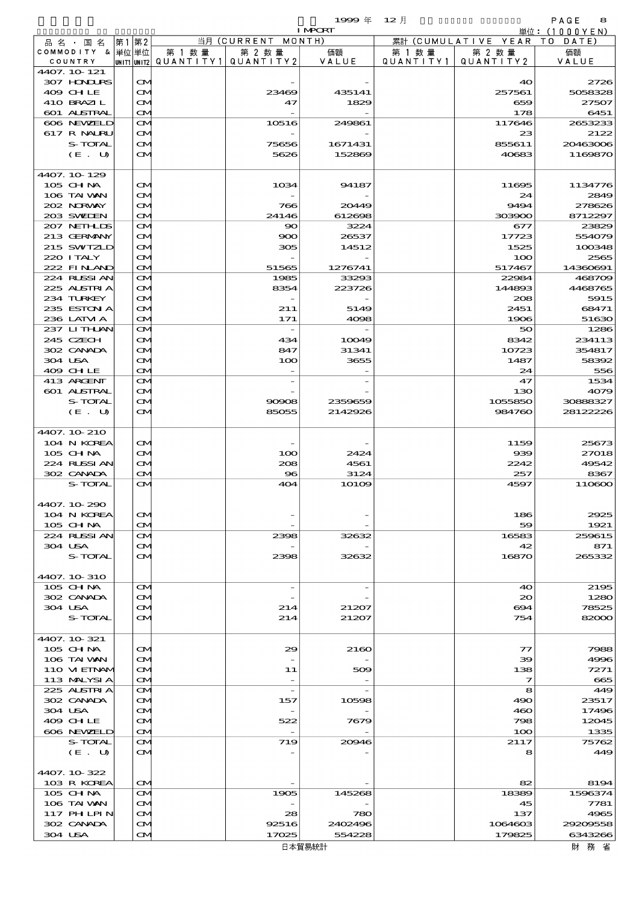1999 年 12 月 IMPORT 単位：(1000YEN)

| 品名・国名 COMMODITY & COUNTRY | 第1 単位 UNIT1 | 第2 単位 UNIT2 | 当月 (CURRENT MONTH) 第1数量 QUANTITY1 | 第2数量 QUANTITY2 | 価額 VALUE | 累計 (CUMULATIVE YEAR TO DATE) 第1数量 QUANTITY1 | 第2数量 QUANTITY2 | 価額 VALUE |
|---|---|---|---|---|---|---|---|---|
| 4407.10-121 | | | | | | | | |
| 307 HONDURS | | CM | | - | - | | 40 | 2726 |
| 409 CHILE | | CM | | 23469 | 435141 | | 257561 | 5058328 |
| 410 BRAZIL | | CM | | 47 | 1829 | | 659 | 27507 |
| 601 AUSTRAL | | CM | | - | - | | 178 | 6451 |
| 606 NEWZELD | | CM | | 10516 | 249861 | | 117646 | 2653233 |
| 617 R NAURU | | CM | | - | - | | 23 | 2122 |
| S-TOTAL | | CM | | 75656 | 1671431 | | 855611 | 20463006 |
| (E. U) | | CM | | 5626 | 152869 | | 40683 | 1169870 |
| 4407.10-129 | | | | | | | | |
| 105 CHINA | | CM | | 1034 | 94187 | | 11695 | 1134776 |
| 106 TAIWAN | | CM | | - | - | | 24 | 2849 |
| 202 NORWAY | | CM | | 766 | 20449 | | 9494 | 278626 |
| 203 SWEDEN | | CM | | 24146 | 612698 | | 303900 | 8712297 |
| 207 NETHLDS | | CM | | 90 | 3224 | | 677 | 23829 |
| 213 GERMANY | | CM | | 900 | 26537 | | 17723 | 554079 |
| 215 SWITZLD | | CM | | 305 | 14512 | | 1525 | 100348 |
| 220 ITALY | | CM | | - | - | | 100 | 2565 |
| 222 FINLAND | | CM | | 51565 | 1276741 | | 517467 | 14360691 |
| 224 RUSSIAN | | CM | | 1985 | 33293 | | 22984 | 468709 |
| 225 AUSTRIA | | CM | | 8354 | 223726 | | 144893 | 4468765 |
| 234 TURKEY | | CM | | - | - | | 208 | 5915 |
| 235 ESTONIA | | CM | | 211 | 5149 | | 2451 | 68471 |
| 236 LATVIA | | CM | | 171 | 4098 | | 1906 | 51630 |
| 237 LITHUAN | | CM | | - | - | | 50 | 1286 |
| 245 CZECH | | CM | | 434 | 10049 | | 8342 | 234113 |
| 302 CANADA | | CM | | 847 | 31341 | | 10723 | 354817 |
| 304 USA | | CM | | 100 | 3655 | | 1487 | 58392 |
| 409 CHILE | | CM | | - | - | | 24 | 556 |
| 413 ARGENT | | CM | | - | - | | 47 | 1534 |
| 601 AUSTRAL | | CM | | - | - | | 130 | 4079 |
| S-TOTAL | | CM | | 90908 | 2359659 | | 1055850 | 30888327 |
| (E. U) | | CM | | 85055 | 2142926 | | 984760 | 28122226 |
| 4407.10-210 | | | | | | | | |
| 104 N KOREA | | CM | | - | - | | 1159 | 25673 |
| 105 CHINA | | CM | | 100 | 2424 | | 939 | 27018 |
| 224 RUSSIAN | | CM | | 208 | 4561 | | 2242 | 49542 |
| 302 CANADA | | CM | | 96 | 3124 | | 257 | 8367 |
| S-TOTAL | | CM | | 404 | 10109 | | 4597 | 110600 |
| 4407.10-290 | | | | | | | | |
| 104 N KOREA | | CM | | - | - | | 186 | 2925 |
| 105 CHINA | | CM | | - | - | | 59 | 1921 |
| 224 RUSSIAN | | CM | | 2398 | 32632 | | 16583 | 259615 |
| 304 USA | | CM | | - | - | | 42 | 871 |
| S-TOTAL | | CM | | 2398 | 32632 | | 16870 | 265332 |
| 4407.10-310 | | | | | | | | |
| 105 CHINA | | CM | | - | - | | 40 | 2195 |
| 302 CANADA | | CM | | - | - | | 20 | 1280 |
| 304 USA | | CM | | 214 | 21207 | | 694 | 78525 |
| S-TOTAL | | CM | | 214 | 21207 | | 754 | 82000 |
| 4407.10-321 | | | | | | | | |
| 105 CHINA | | CM | | 29 | 2160 | | 77 | 7988 |
| 106 TAIWAN | | CM | | - | - | | 39 | 4996 |
| 110 VIETNAM | | CM | | 11 | 509 | | 138 | 7271 |
| 113 MALYSIA | | CM | | - | - | | 7 | 665 |
| 225 AUSTRIA | | CM | | - | - | | 8 | 449 |
| 302 CANADA | | CM | | 157 | 10598 | | 490 | 23517 |
| 304 USA | | CM | | - | - | | 460 | 17496 |
| 409 CHILE | | CM | | 522 | 7679 | | 798 | 12045 |
| 606 NEWZELD | | CM | | - | - | | 100 | 1335 |
| S-TOTAL | | CM | | 719 | 20946 | | 2117 | 75762 |
| (E. U) | | CM | | - | - | | 8 | 449 |
| 4407.10-322 | | | | | | | | |
| 103 R KOREA | | CM | | - | - | | 82 | 8194 |
| 105 CHINA | | CM | | 1905 | 145268 | | 18389 | 1596374 |
| 106 TAIWAN | | CM | | - | - | | 45 | 7781 |
| 117 PHLPIN | | CM | | 28 | 780 | | 137 | 4965 |
| 302 CANADA | | CM | | 92516 | 2402496 | | 1064603 | 29209558 |
| 304 USA | | CM | | 17025 | 554228 | | 179825 | 6343266 |

日本貿易統計 財務省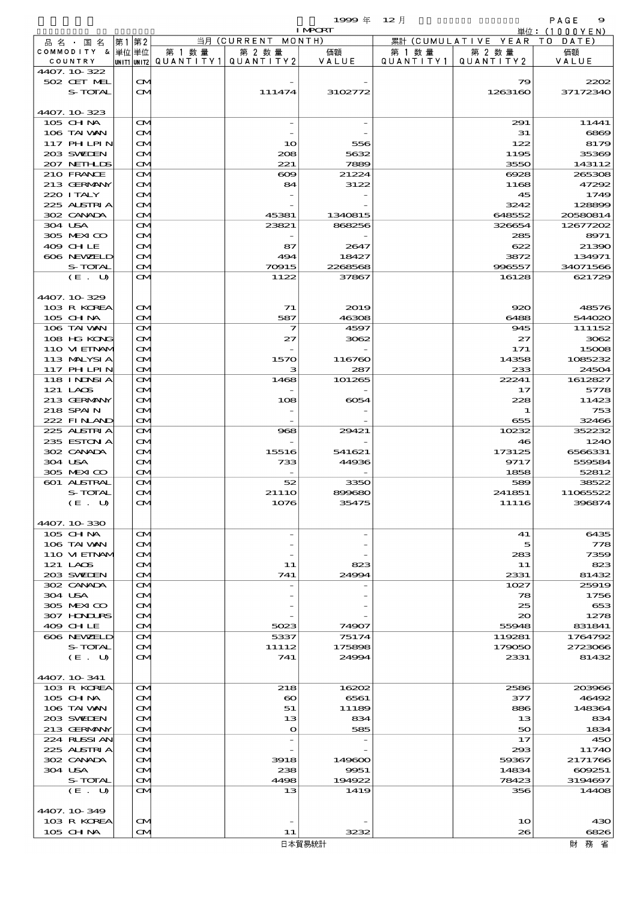| 品名・国名 COMMODITY & COUNTRY | 第1 単位 UNIT1 | 第2 単位 UNIT2 | 当月 (CURRENT MONTH) 第1数量 QUANTITY1 | 第2数量 QUANTITY2 | 価額 VALUE | 累計 (CUMULATIVE YEAR TO DATE) 第1数量 QUANTITY1 | 第2数量 QUANTITY2 | 価額 VALUE |
|---|---|---|---|---|---|---|---|---|
| 4407.10-322 | | | | | | | | |
| 502 CET MEL | | CM | | - | - | | 79 | 2202 |
| S-TOTAL | | CM | | 111474 | 3102772 | | 1263160 | 37172340 |
| 4407.10-323 | | | | | | | | |
| 105 CHINA | | CM | | - | - | | 291 | 11441 |
| 106 TAIWAN | | CM | | - | - | | 31 | 6869 |
| 117 PHLPIN | | CM | | 10 | 556 | | 122 | 8179 |
| 203 SWEDEN | | CM | | 208 | 5632 | | 1195 | 35369 |
| 207 NETHLDS | | CM | | 221 | 7889 | | 3550 | 143112 |
| 210 FRANCE | | CM | | 609 | 21224 | | 6928 | 265308 |
| 213 GERMANY | | CM | | 84 | 3122 | | 1168 | 47292 |
| 220 ITALY | | CM | | - | - | | 45 | 1749 |
| 225 AUSTRIA | | CM | | - | - | | 3242 | 128899 |
| 302 CANADA | | CM | | 45381 | 1340815 | | 648552 | 20580814 |
| 304 USA | | CM | | 23821 | 868256 | | 326654 | 12677202 |
| 305 MEXICO | | CM | | - | - | | 285 | 8971 |
| 409 CHILE | | CM | | 87 | 2647 | | 622 | 21390 |
| 606 NEWZELD | | CM | | 494 | 18427 | | 3872 | 134971 |
| S-TOTAL | | CM | | 70915 | 2268568 | | 996557 | 34071566 |
| (E. U) | | CM | | 1122 | 37867 | | 16128 | 621729 |
| 4407.10-329 | | | | | | | | |
| 103 R KOREA | | CM | | 71 | 2019 | | 920 | 48576 |
| 105 CHINA | | CM | | 587 | 46308 | | 6488 | 544020 |
| 106 TAIWAN | | CM | | 7 | 4597 | | 945 | 111152 |
| 108 HG KONG | | CM | | 27 | 3062 | | 27 | 3062 |
| 110 VIETNAM | | CM | | - | - | | 171 | 15008 |
| 113 MALYSIA | | CM | | 1570 | 116760 | | 14358 | 1085232 |
| 117 PHLPIN | | CM | | 3 | 287 | | 233 | 24504 |
| 118 INDNSIA | | CM | | 1468 | 101265 | | 22241 | 1612827 |
| 121 LAOS | | CM | | - | - | | 17 | 5778 |
| 213 GERMANY | | CM | | 108 | 6054 | | 228 | 11423 |
| 218 SPAIN | | CM | | - | - | | 1 | 753 |
| 222 FINLAND | | CM | | - | - | | 655 | 32466 |
| 225 AUSTRIA | | CM | | 968 | 29421 | | 10232 | 352232 |
| 235 ESTONIA | | CM | | - | - | | 46 | 1240 |
| 302 CANADA | | CM | | 15516 | 541621 | | 173125 | 6566331 |
| 304 USA | | CM | | 733 | 44936 | | 9717 | 559584 |
| 305 MEXICO | | CM | | - | - | | 1858 | 52812 |
| 601 AUSTRAL | | CM | | 52 | 3350 | | 589 | 38522 |
| S-TOTAL | | CM | | 21110 | 899680 | | 241851 | 11065522 |
| (E. U) | | CM | | 1076 | 35475 | | 11116 | 396874 |
| 4407.10-330 | | | | | | | | |
| 105 CHINA | | CM | | - | - | | 41 | 6435 |
| 106 TAIWAN | | CM | | - | - | | 5 | 778 |
| 110 VIETNAM | | CM | | - | - | | 283 | 7359 |
| 121 LAOS | | CM | | 11 | 823 | | 11 | 823 |
| 203 SWEDEN | | CM | | 741 | 24994 | | 2331 | 81432 |
| 302 CANADA | | CM | | - | - | | 1027 | 25919 |
| 304 USA | | CM | | - | - | | 78 | 1756 |
| 305 MEXICO | | CM | | - | - | | 25 | 653 |
| 307 HONDURS | | CM | | - | - | | 20 | 1278 |
| 409 CHILE | | CM | | 5023 | 74907 | | 55948 | 831841 |
| 606 NEWZELD | | CM | | 5337 | 75174 | | 119281 | 1764792 |
| S-TOTAL | | CM | | 11112 | 175898 | | 179050 | 2723066 |
| (E. U) | | CM | | 741 | 24994 | | 2331 | 81432 |
| 4407.10-341 | | | | | | | | |
| 103 R KOREA | | CM | | 218 | 16202 | | 2586 | 203966 |
| 105 CHINA | | CM | | 60 | 6561 | | 377 | 46492 |
| 106 TAIWAN | | CM | | 51 | 11189 | | 886 | 148364 |
| 203 SWEDEN | | CM | | 13 | 834 | | 13 | 834 |
| 213 GERMANY | | CM | | 0 | 585 | | 50 | 1834 |
| 224 RUSSIAN | | CM | | - | - | | 17 | 450 |
| 225 AUSTRIA | | CM | | - | - | | 293 | 11740 |
| 302 CANADA | | CM | | 3918 | 149600 | | 59367 | 2171766 |
| 304 USA | | CM | | 238 | 9951 | | 14834 | 609251 |
| S-TOTAL | | CM | | 4498 | 194922 | | 78423 | 3194697 |
| (E. U) | | CM | | 13 | 1419 | | 356 | 14408 |
| 4407.10-349 | | | | | | | | |
| 103 R KOREA | | CM | | - | - | | 10 | 430 |
| 105 CHINA | | CM | | 11 | 3232 | | 26 | 6826 |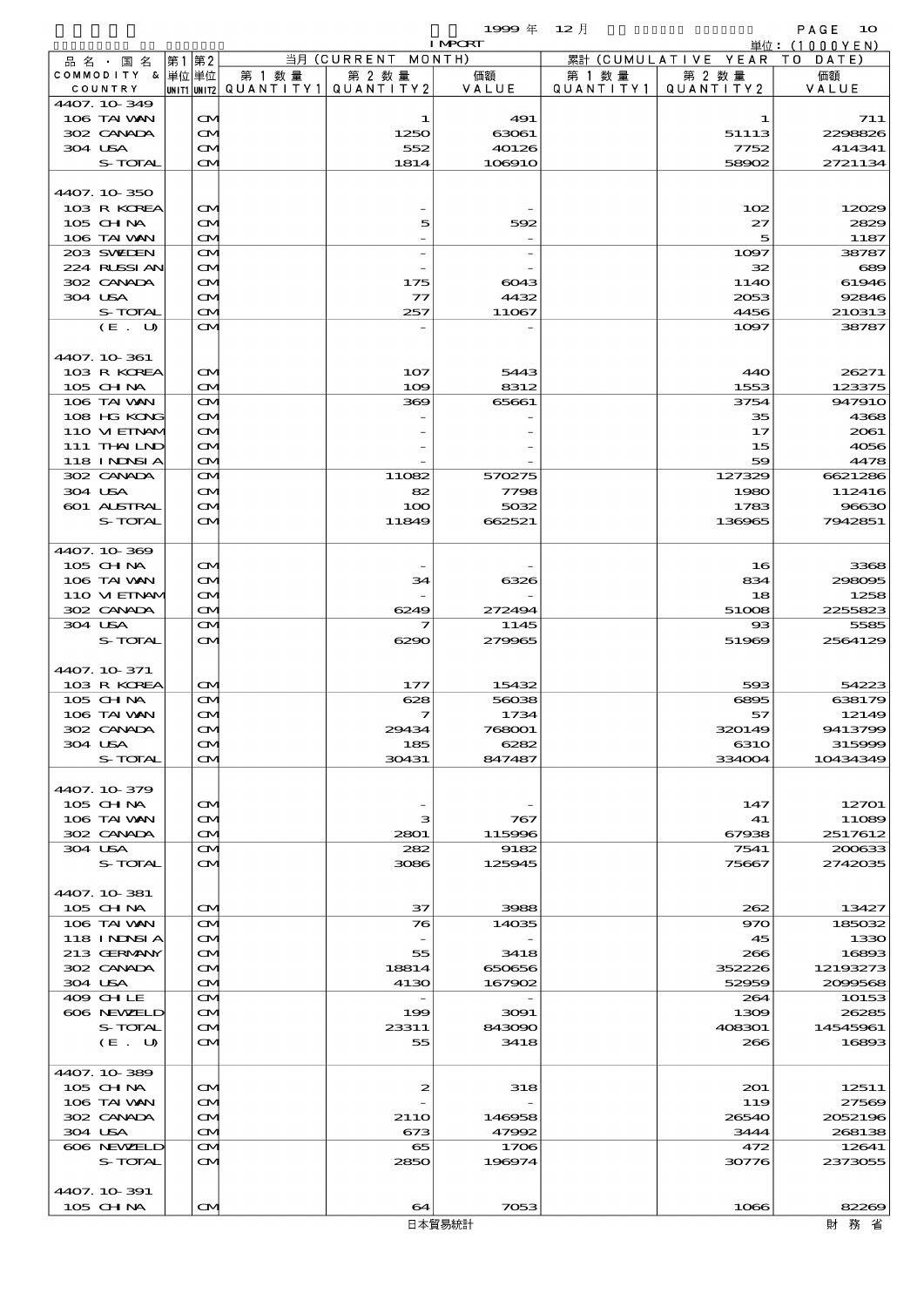1999年 12月 IMPORT

単位：(1000YEN)

| 品名・国名 COMMODITY & COUNTRY | 第1 単位 UNIT1 | 第2 単位 UNIT2 | 当月 (CURRENT MONTH) 第1数量 QUANTITY1 | 第2数量 QUANTITY2 | 価額 VALUE | 累計 (CUMULATIVE YEAR TO DATE) 第1数量 QUANTITY1 | 第2数量 QUANTITY2 | 価額 VALUE |
|---|---|---|---|---|---|---|---|---|
| 4407.10-349 | | | | | | | | |
| 106 TAIWAN | | CM | | 1 | 491 | | 1 | 711 |
| 302 CANADA | | CM | | 1250 | 63061 | | 51113 | 2298826 |
| 304 USA | | CM | | 552 | 40126 | | 7752 | 414341 |
| S-TOTAL | | CM | | 1814 | 106910 | | 58902 | 2721134 |
| 4407.10-350 | | | | | | | | |
| 103 R KOREA | | CM | | - | - | | 102 | 12029 |
| 105 CHINA | | CM | | 5 | 592 | | 27 | 2829 |
| 106 TAIWAN | | CM | | - | - | | 5 | 1187 |
| 203 SWEDEN | | CM | | - | - | | 1097 | 38787 |
| 224 RUSSIAN | | CM | | - | - | | 32 | 689 |
| 302 CANADA | | CM | | 175 | 6043 | | 1140 | 61946 |
| 304 USA | | CM | | 77 | 4432 | | 2053 | 92846 |
| S-TOTAL | | CM | | 257 | 11067 | | 4456 | 210313 |
| (E. U) | | CM | | - | - | | 1097 | 38787 |
| 4407.10-361 | | | | | | | | |
| 103 R KOREA | | CM | | 107 | 5443 | | 440 | 26271 |
| 105 CHINA | | CM | | 109 | 8312 | | 1553 | 123375 |
| 106 TAIWAN | | CM | | 369 | 65661 | | 3754 | 947910 |
| 108 HG KONG | | CM | | - | - | | 35 | 4368 |
| 110 VIETNAM | | CM | | - | - | | 17 | 2061 |
| 111 THAILND | | CM | | - | - | | 15 | 4056 |
| 118 INDNSIA | | CM | | - | - | | 59 | 4478 |
| 302 CANADA | | CM | | 11082 | 570275 | | 127329 | 6621286 |
| 304 USA | | CM | | 82 | 7798 | | 1980 | 112416 |
| 601 AUSTRAL | | CM | | 100 | 5032 | | 1783 | 96630 |
| S-TOTAL | | CM | | 11849 | 662521 | | 136965 | 7942851 |
| 4407.10-369 | | | | | | | | |
| 105 CHINA | | CM | | - | - | | 16 | 3368 |
| 106 TAIWAN | | CM | | 34 | 6326 | | 834 | 298095 |
| 110 VIETNAM | | CM | | - | - | | 18 | 1258 |
| 302 CANADA | | CM | | 6249 | 272494 | | 51008 | 2255823 |
| 304 USA | | CM | | 7 | 1145 | | 93 | 5585 |
| S-TOTAL | | CM | | 6290 | 279965 | | 51969 | 2564129 |
| 4407.10-371 | | | | | | | | |
| 103 R KOREA | | CM | | 177 | 15432 | | 593 | 54223 |
| 105 CHINA | | CM | | 628 | 56038 | | 6895 | 638179 |
| 106 TAIWAN | | CM | | 7 | 1734 | | 57 | 12149 |
| 302 CANADA | | CM | | 29434 | 768001 | | 320149 | 9413799 |
| 304 USA | | CM | | 185 | 6282 | | 6310 | 315999 |
| S-TOTAL | | CM | | 30431 | 847487 | | 334004 | 10434349 |
| 4407.10-379 | | | | | | | | |
| 105 CHINA | | CM | | - | - | | 147 | 12701 |
| 106 TAIWAN | | CM | | 3 | 767 | | 41 | 11089 |
| 302 CANADA | | CM | | 2801 | 115996 | | 67938 | 2517612 |
| 304 USA | | CM | | 282 | 9182 | | 7541 | 200633 |
| S-TOTAL | | CM | | 3086 | 125945 | | 75667 | 2742035 |
| 4407.10-381 | | | | | | | | |
| 105 CHINA | | CM | | 37 | 3988 | | 262 | 13427 |
| 106 TAIWAN | | CM | | 76 | 14035 | | 970 | 185032 |
| 118 INDNSIA | | CM | | - | - | | 45 | 1330 |
| 213 GERMANY | | CM | | 55 | 3418 | | 266 | 16893 |
| 302 CANADA | | CM | | 18814 | 650656 | | 352226 | 12193273 |
| 304 USA | | CM | | 4130 | 167902 | | 52959 | 2099568 |
| 409 CHILE | | CM | | - | - | | 264 | 10153 |
| 606 NEWZELD | | CM | | 199 | 3091 | | 1309 | 26285 |
| S-TOTAL | | CM | | 23311 | 843090 | | 408301 | 14545961 |
| (E. U) | | CM | | 55 | 3418 | | 266 | 16893 |
| 4407.10-389 | | | | | | | | |
| 105 CHINA | | CM | | 2 | 318 | | 201 | 12511 |
| 106 TAIWAN | | CM | | - | - | | 119 | 27569 |
| 302 CANADA | | CM | | 2110 | 146958 | | 26540 | 2052196 |
| 304 USA | | CM | | 673 | 47992 | | 3444 | 268138 |
| 606 NEWZELD | | CM | | 65 | 1706 | | 472 | 12641 |
| S-TOTAL | | CM | | 2850 | 196974 | | 30776 | 2373055 |
| 4407.10-391 | | | | | | | | |
| 105 CHINA | | CM | | 64 | 7053 | | 1066 | 82269 |

日本貿易統計　財務省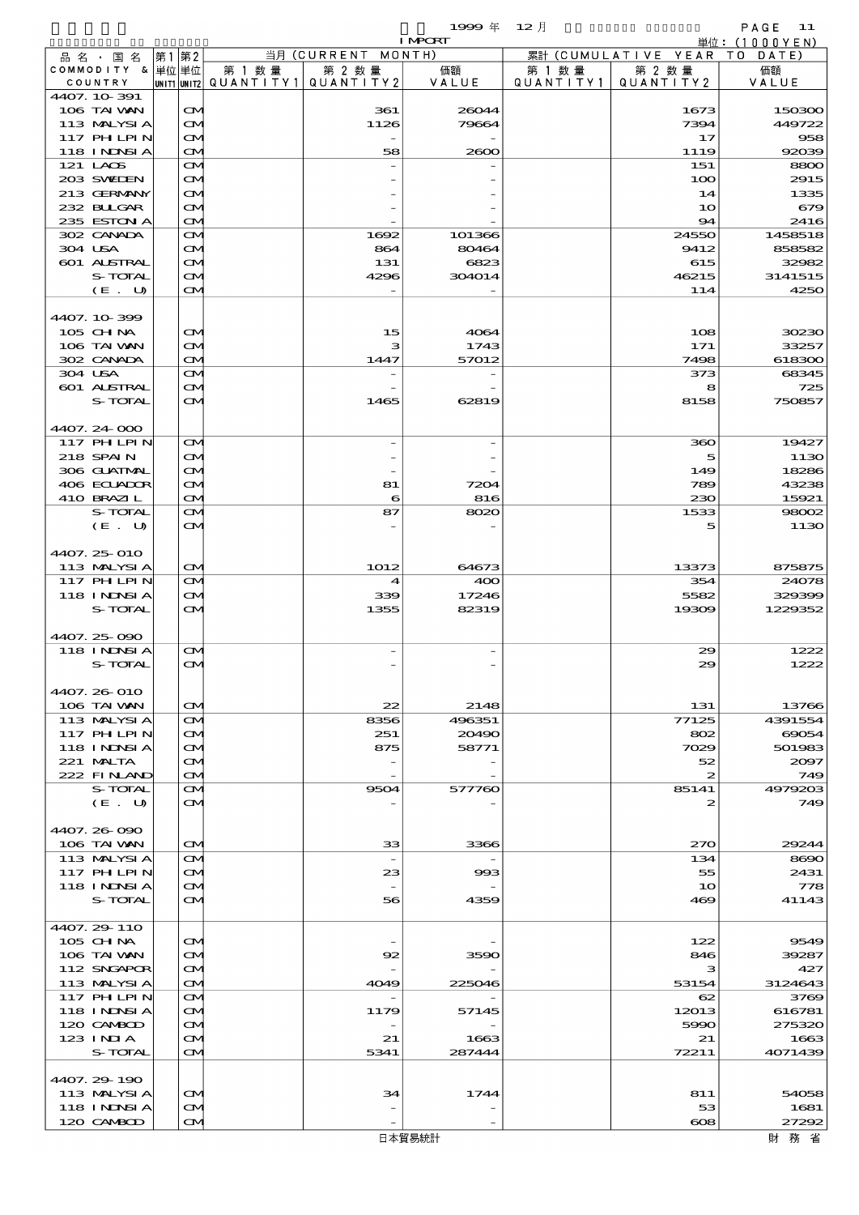1999 年 12 月 IMPORT

単位：(1000YEN)

| 品名・国名 COMMODITY & COUNTRY | 第1 単位 UNIT1 | 第2 単位 UNIT2 | 当月 (CURRENT MONTH) 第1数量 QUANTITY1 | 第2数量 QUANTITY2 | 価額 VALUE | 累計 (CUMULATIVE YEAR TO DATE) 第1数量 QUANTITY1 | 第2数量 QUANTITY2 | 価額 VALUE |
|---|---|---|---|---|---|---|---|---|
| 4407.10-391 | | | | | | | | |
| 106 TAIWAN | | CM | | 361 | 26044 | | 1673 | 150300 |
| 113 MALYSIA | | CM | | 1126 | 79664 | | 7394 | 449722 |
| 117 PHILPIN | | CM | | - | - | | 17 | 958 |
| 118 INDNSIA | | CM | | 58 | 2600 | | 1119 | 92039 |
| 121 LAOS | | CM | | - | - | | 151 | 8800 |
| 203 SWEDEN | | CM | | - | - | | 100 | 2915 |
| 213 GERMANY | | CM | | - | - | | 14 | 1335 |
| 232 BULGAR | | CM | | - | - | | 10 | 679 |
| 235 ESTONIA | | CM | | - | - | | 94 | 2416 |
| 302 CANADA | | CM | | 1692 | 101366 | | 24550 | 1458518 |
| 304 USA | | CM | | 864 | 80464 | | 9412 | 858582 |
| 601 AUSTRAL | | CM | | 131 | 6823 | | 615 | 32982 |
| S-TOTAL | | CM | | 4296 | 304014 | | 46215 | 3141515 |
| (E. U) | | CM | | - | - | | 114 | 4250 |
| 4407.10-399 | | | | | | | | |
| 105 CHINA | | CM | | 15 | 4064 | | 108 | 30230 |
| 106 TAIWAN | | CM | | 3 | 1743 | | 171 | 33257 |
| 302 CANADA | | CM | | 1447 | 57012 | | 7498 | 618300 |
| 304 USA | | CM | | - | - | | 373 | 68345 |
| 601 AUSTRAL | | CM | | - | - | | 8 | 725 |
| S-TOTAL | | CM | | 1465 | 62819 | | 8158 | 750857 |
| 4407.24-000 | | | | | | | | |
| 117 PHILPIN | | CM | | - | - | | 360 | 19427 |
| 218 SPAIN | | CM | | - | - | | 5 | 1130 |
| 306 GUATMAL | | CM | | - | - | | 149 | 18286 |
| 406 ECUADOR | | CM | | 81 | 7204 | | 789 | 43238 |
| 410 BRAZIL | | CM | | 6 | 816 | | 230 | 15921 |
| S-TOTAL | | CM | | 87 | 8020 | | 1533 | 98002 |
| (E. U) | | CM | | - | - | | 5 | 1130 |
| 4407.25-010 | | | | | | | | |
| 113 MALYSIA | | CM | | 1012 | 64673 | | 13373 | 875875 |
| 117 PHILPIN | | CM | | 4 | 400 | | 354 | 24078 |
| 118 INDNSIA | | CM | | 339 | 17246 | | 5582 | 329399 |
| S-TOTAL | | CM | | 1355 | 82319 | | 19309 | 1229352 |
| 4407.25-090 | | | | | | | | |
| 118 INDNSIA | | CM | | - | - | | 29 | 1222 |
| S-TOTAL | | CM | | - | - | | 29 | 1222 |
| 4407.26-010 | | | | | | | | |
| 106 TAIWAN | | CM | | 22 | 2148 | | 131 | 13766 |
| 113 MALYSIA | | CM | | 8356 | 496351 | | 77125 | 4391554 |
| 117 PHILPIN | | CM | | 251 | 20490 | | 802 | 69054 |
| 118 INDNSIA | | CM | | 875 | 58771 | | 7029 | 501983 |
| 221 MALTA | | CM | | - | - | | 52 | 2097 |
| 222 FINLAND | | CM | | - | - | | 2 | 749 |
| S-TOTAL | | CM | | 9504 | 577760 | | 85141 | 4979203 |
| (E. U) | | CM | | - | - | | 2 | 749 |
| 4407.26-090 | | | | | | | | |
| 106 TAIWAN | | CM | | 33 | 3366 | | 270 | 29244 |
| 113 MALYSIA | | CM | | - | - | | 134 | 8690 |
| 117 PHILPIN | | CM | | 23 | 993 | | 55 | 2431 |
| 118 INDNSIA | | CM | | - | - | | 10 | 778 |
| S-TOTAL | | CM | | 56 | 4359 | | 469 | 41143 |
| 4407.29-110 | | | | | | | | |
| 105 CHINA | | CM | | - | - | | 122 | 9549 |
| 106 TAIWAN | | CM | | 92 | 3590 | | 846 | 39287 |
| 112 SNGAPOR | | CM | | - | - | | 3 | 427 |
| 113 MALYSIA | | CM | | 4049 | 225046 | | 53154 | 3124643 |
| 117 PHILPIN | | CM | | - | - | | 62 | 3769 |
| 118 INDNSIA | | CM | | 1179 | 57145 | | 12013 | 616781 |
| 120 CAMBOD | | CM | | - | - | | 5990 | 275320 |
| 123 INDIA | | CM | | 21 | 1663 | | 21 | 1663 |
| S-TOTAL | | CM | | 5341 | 287444 | | 72211 | 4071439 |
| 4407.29-190 | | | | | | | | |
| 113 MALYSIA | | CM | | 34 | 1744 | | 811 | 54058 |
| 118 INDNSIA | | CM | | - | - | | 53 | 1681 |
| 120 CAMBOD | | CM | | - | - | | 608 | 27292 |

日本貿易統計　　財務省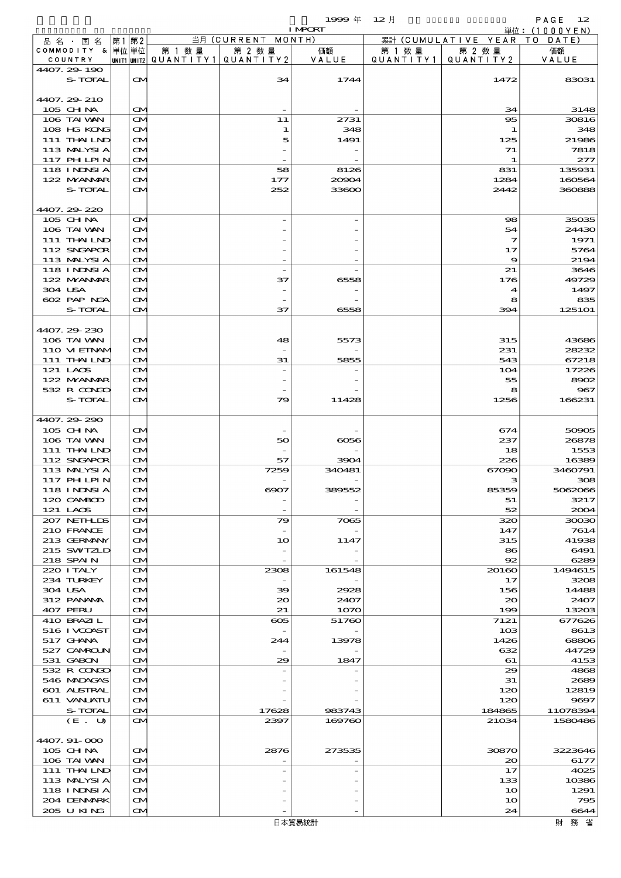1999 年 12 月 IMPORT

単位：(1000YEN)

| 品名・国名 COMMODITY & COUNTRY | 第1 単位 UNIT1 | 第2 単位 UNIT2 | 当月 (CURRENT MONTH) 第1数量 QUANTITY1 | 第2数量 QUANTITY2 | 価額 VALUE | 累計 (CUMULATIVE YEAR TO DATE) 第1数量 QUANTITY1 | 第2数量 QUANTITY2 | 価額 VALUE |
|---|---|---|---|---|---|---|---|---|
| 4407.29-190 | | | | | | | | |
| S-TOTAL | | CM | | 34 | 1744 | | 1472 | 83031 |
| 4407.29-210 | | | | | | | | |
| 105 CHINA | | CM | | - | - | | 34 | 3148 |
| 106 TAIWAN | | CM | | 11 | 2731 | | 95 | 30816 |
| 108 HG KONG | | CM | | 1 | 348 | | 1 | 348 |
| 111 THAILND | | CM | | 5 | 1491 | | 125 | 21986 |
| 113 MALYSIA | | CM | | - | - | | 71 | 7818 |
| 117 PHILPIN | | CM | | - | - | | 1 | 277 |
| 118 INDNSIA | | CM | | 58 | 8126 | | 831 | 135931 |
| 122 MYANMAR | | CM | | 177 | 20904 | | 1284 | 160564 |
| S-TOTAL | | CM | | 252 | 33600 | | 2442 | 360888 |
| 4407.29-220 | | | | | | | | |
| 105 CHINA | | CM | | - | - | | 98 | 35035 |
| 106 TAIWAN | | CM | | - | - | | 54 | 24430 |
| 111 THAILND | | CM | | - | - | | 7 | 1971 |
| 112 SNGAPOR | | CM | | - | - | | 17 | 5764 |
| 113 MALYSIA | | CM | | - | - | | 9 | 2194 |
| 118 INDNSIA | | CM | | - | - | | 21 | 3646 |
| 122 MYANMAR | | CM | | 37 | 6558 | | 176 | 49729 |
| 304 USA | | CM | | - | - | | 4 | 1497 |
| 602 PAP NGA | | CM | | - | - | | 8 | 835 |
| S-TOTAL | | CM | | 37 | 6558 | | 394 | 125101 |
| 4407.29-230 | | | | | | | | |
| 106 TAIWAN | | CM | | 48 | 5573 | | 315 | 43686 |
| 110 VIETNAM | | CM | | - | - | | 231 | 28232 |
| 111 THAILND | | CM | | 31 | 5855 | | 543 | 67218 |
| 121 LAOS | | CM | | - | - | | 104 | 17226 |
| 122 MYANMAR | | CM | | - | - | | 55 | 8902 |
| 532 R CONGO | | CM | | - | - | | 8 | 967 |
| S-TOTAL | | CM | | 79 | 11428 | | 1256 | 166231 |
| 4407.29-290 | | | | | | | | |
| 105 CHINA | | CM | | - | - | | 674 | 50905 |
| 106 TAIWAN | | CM | | 50 | 6056 | | 237 | 26878 |
| 111 THAILND | | CM | | - | - | | 18 | 1553 |
| 112 SNGAPOR | | CM | | 57 | 3904 | | 226 | 16389 |
| 113 MALYSIA | | CM | | 7259 | 340481 | | 67090 | 3460791 |
| 117 PHILPIN | | CM | | - | - | | 3 | 308 |
| 118 INDNSIA | | CM | | 6907 | 389552 | | 85359 | 5062066 |
| 120 CAMBOD | | CM | | - | - | | 51 | 3217 |
| 121 LAOS | | CM | | - | - | | 52 | 2004 |
| 207 NETHLDS | | CM | | 79 | 7065 | | 320 | 30030 |
| 210 FRANCE | | CM | | - | - | | 147 | 7614 |
| 213 GERMANY | | CM | | 10 | 1147 | | 315 | 41938 |
| 215 SWITZLD | | CM | | - | - | | 86 | 6491 |
| 218 SPAIN | | CM | | - | - | | 92 | 6289 |
| 220 ITALY | | CM | | 2308 | 161548 | | 20160 | 1494615 |
| 234 TURKEY | | CM | | - | - | | 17 | 3208 |
| 304 USA | | CM | | 39 | 2928 | | 156 | 14488 |
| 312 PANAMA | | CM | | 20 | 2407 | | 20 | 2407 |
| 407 PERU | | CM | | 21 | 1070 | | 199 | 13203 |
| 410 BRAZIL | | CM | | 605 | 51760 | | 7121 | 677626 |
| 516 IVCOAST | | CM | | - | - | | 103 | 8613 |
| 517 GHANA | | CM | | 244 | 13978 | | 1426 | 68806 |
| 527 CAMROUN | | CM | | - | - | | 632 | 44729 |
| 531 GABON | | CM | | 29 | 1847 | | 61 | 4153 |
| 532 R CONGO | | CM | | - | - | | 29 | 4868 |
| 546 MADAGAS | | CM | | - | - | | 31 | 2689 |
| 601 AUSTRAL | | CM | | - | - | | 120 | 12819 |
| 611 VANUATU | | CM | | - | - | | 120 | 9697 |
| S-TOTAL | | CM | | 17628 | 983743 | | 184865 | 11078394 |
| (E. U) | | CM | | 2397 | 169760 | | 21034 | 1580486 |
| 4407.91-000 | | | | | | | | |
| 105 CHINA | | CM | | 2876 | 273535 | | 30870 | 3223646 |
| 106 TAIWAN | | CM | | - | - | | 20 | 6177 |
| 111 THAILND | | CM | | - | - | | 17 | 4025 |
| 113 MALYSIA | | CM | | - | - | | 133 | 10386 |
| 118 INDNSIA | | CM | | - | - | | 10 | 1291 |
| 204 DENMARK | | CM | | - | - | | 10 | 795 |
| 205 U KING | | CM | | - | - | | 24 | 6644 |

日本貿易統計　財務省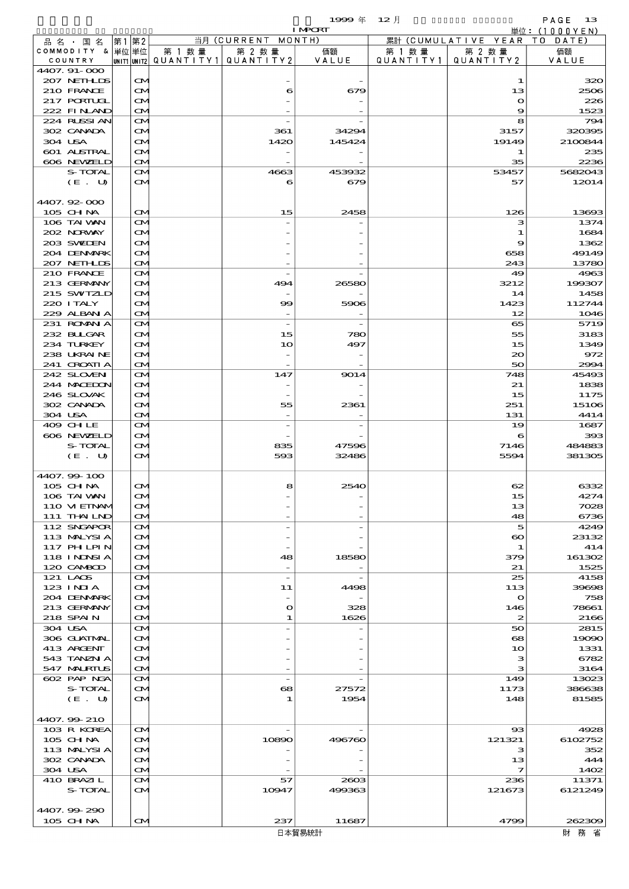1999年 12月 IMPORT

単位：(1000YEN)

| 品名・国名 COMMODITY & COUNTRY | 第1 単位 UNIT1 | 第2 単位 UNIT2 | 当月 (CURRENT MONTH) 第1数量 QUANTITY1 | 第2数量 QUANTITY2 | 価額 VALUE | 累計 (CUMULATIVE YEAR TO DATE) 第1数量 QUANTITY1 | 第2数量 QUANTITY2 | 価額 VALUE |
|---|---|---|---|---|---|---|---|---|
| 4407.91-000 | | | | | | | | |
| 207 NETHLDS | | CM | | - | - | | 1 | 320 |
| 210 FRANCE | | CM | | 6 | 679 | | 13 | 2506 |
| 217 PORTUGL | | CM | | - | - | | 0 | 226 |
| 222 FINLAND | | CM | | - | - | | 9 | 1523 |
| 224 RUSSIAN | | CM | | - | - | | 8 | 794 |
| 302 CANADA | | CM | | 361 | 34294 | | 3157 | 320395 |
| 304 USA | | CM | | 1420 | 145424 | | 19149 | 2100844 |
| 601 AUSTRAL | | CM | | - | - | | 1 | 235 |
| 606 NEWZELD | | CM | | - | - | | 35 | 2236 |
| S-TOTAL | | CM | | 4663 | 453932 | | 53457 | 5682043 |
| (E. U) | | CM | | 6 | 679 | | 57 | 12014 |
| 4407.92-000 | | | | | | | | |
| 105 CHINA | | CM | | 15 | 2458 | | 126 | 13693 |
| 106 TAIWAN | | CM | | - | - | | 3 | 1374 |
| 202 NORWAY | | CM | | - | - | | 1 | 1684 |
| 203 SWEDEN | | CM | | - | - | | 9 | 1362 |
| 204 DENMARK | | CM | | - | - | | 658 | 49149 |
| 207 NETHLDS | | CM | | - | - | | 243 | 13780 |
| 210 FRANCE | | CM | | - | - | | 49 | 4963 |
| 213 GERMANY | | CM | | 494 | 26580 | | 3212 | 199307 |
| 215 SWITZLD | | CM | | - | - | | 14 | 1458 |
| 220 ITALY | | CM | | 99 | 5906 | | 1423 | 112744 |
| 229 ALBANIA | | CM | | - | - | | 12 | 1046 |
| 231 ROMANIA | | CM | | - | - | | 65 | 5719 |
| 232 BULGAR | | CM | | 15 | 780 | | 55 | 3183 |
| 234 TURKEY | | CM | | 10 | 497 | | 15 | 1349 |
| 238 UKRAINE | | CM | | - | - | | 20 | 972 |
| 241 CROATIA | | CM | | - | - | | 50 | 2994 |
| 242 SLOVENI | | CM | | 147 | 9014 | | 748 | 45493 |
| 244 MACEDON | | CM | | - | - | | 21 | 1838 |
| 246 SLOVAK | | CM | | - | - | | 15 | 1175 |
| 302 CANADA | | CM | | 55 | 2361 | | 251 | 15106 |
| 304 USA | | CM | | - | - | | 131 | 4414 |
| 409 CHILE | | CM | | - | - | | 19 | 1687 |
| 606 NEWZELD | | CM | | - | - | | 6 | 393 |
| S-TOTAL | | CM | | 835 | 47596 | | 7146 | 484883 |
| (E. U) | | CM | | 593 | 32486 | | 5594 | 381305 |
| 4407.99-100 | | | | | | | | |
| 105 CHINA | | CM | | 8 | 2540 | | 62 | 6332 |
| 106 TAIWAN | | CM | | - | - | | 15 | 4274 |
| 110 VIETNAM | | CM | | - | - | | 13 | 7028 |
| 111 THAILND | | CM | | - | - | | 48 | 6736 |
| 112 SNGAPOR | | CM | | - | - | | 5 | 4249 |
| 113 MALYSIA | | CM | | - | - | | 60 | 23132 |
| 117 PHLPIN | | CM | | - | - | | 1 | 414 |
| 118 INDNSIA | | CM | | 48 | 18580 | | 379 | 161302 |
| 120 CAMBOD | | CM | | - | - | | 21 | 1525 |
| 121 LAOS | | CM | | - | - | | 25 | 4158 |
| 123 INDIA | | CM | | 11 | 4498 | | 113 | 39698 |
| 204 DENMARK | | CM | | - | - | | 0 | 758 |
| 213 GERMANY | | CM | | 0 | 328 | | 146 | 78661 |
| 218 SPAIN | | CM | | 1 | 1626 | | 2 | 2166 |
| 304 USA | | CM | | - | - | | 50 | 2815 |
| 306 GUATMAL | | CM | | - | - | | 68 | 19090 |
| 413 ARGENT | | CM | | - | - | | 10 | 1331 |
| 543 TANZNIA | | CM | | - | - | | 3 | 6782 |
| 547 MAURTUS | | CM | | - | - | | 3 | 3164 |
| 602 PAP NGA | | CM | | - | - | | 149 | 13023 |
| S-TOTAL | | CM | | 68 | 27572 | | 1173 | 386638 |
| (E. U) | | CM | | 1 | 1954 | | 148 | 81585 |
| 4407.99-210 | | | | | | | | |
| 103 R KOREA | | CM | | - | - | | 93 | 4928 |
| 105 CHINA | | CM | | 10890 | 496760 | | 121321 | 6102752 |
| 113 MALYSIA | | CM | | - | - | | 3 | 352 |
| 302 CANADA | | CM | | - | - | | 13 | 444 |
| 304 USA | | CM | | - | - | | 7 | 1402 |
| 410 BRAZIL | | CM | | 57 | 2603 | | 236 | 11371 |
| S-TOTAL | | CM | | 10947 | 499363 | | 121673 | 6121249 |
| 4407.99-290 | | | | | | | | |
| 105 CHINA | | CM | | 237 | 11687 | | 4799 | 262309 |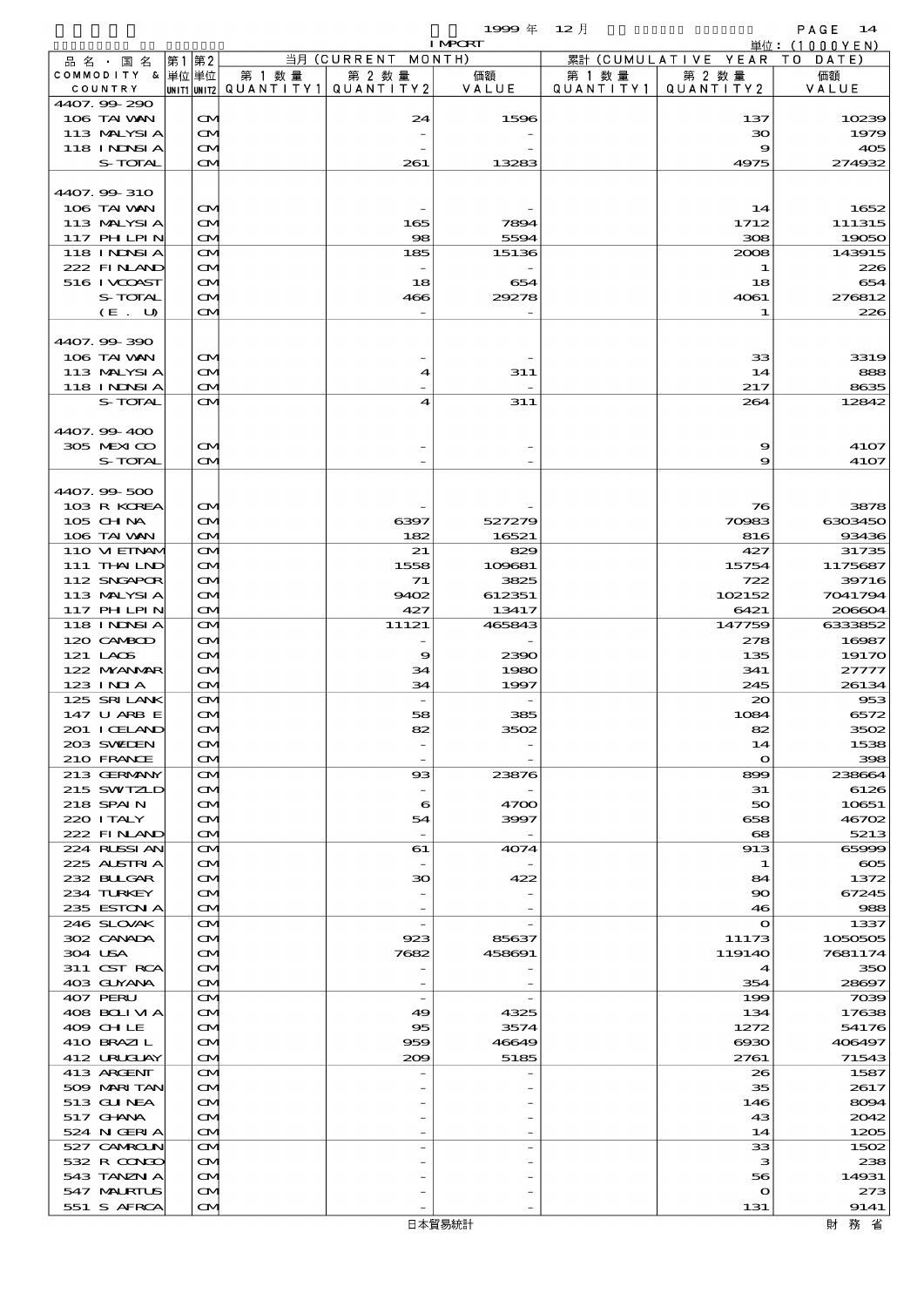1999 年 12 月 IMPORT

単位：(1000YEN)

| 品名・国名 COMMODITY & COUNTRY | 第1 単位 UNIT1 | 第2 単位 UNIT2 | 当月 (CURRENT MONTH) 第1数量 QUANTITY1 | 第2数量 QUANTITY2 | 価額 VALUE | 累計 (CUMULATIVE YEAR TO DATE) 第1数量 QUANTITY1 | 第2数量 QUANTITY2 | 価額 VALUE |
|---|---|---|---|---|---|---|---|---|
| 4407.99-290 | | | | | | | | |
| 106 TAIWAN | | CM | | 24 | 1596 | | 137 | 10239 |
| 113 MALYSIA | | CM | | - | - | | 30 | 1979 |
| 118 INDNSIA | | CM | | - | - | | 9 | 405 |
| S-TOTAL | | CM | | 261 | 13283 | | 4975 | 274932 |
| 4407.99-310 | | | | | | | | |
| 106 TAIWAN | | CM | | - | - | | 14 | 1652 |
| 113 MALYSIA | | CM | | 165 | 7894 | | 1712 | 111315 |
| 117 PHLPIN | | CM | | 98 | 5594 | | 308 | 19050 |
| 118 INDNSIA | | CM | | 185 | 15136 | | 2008 | 143915 |
| 222 FINLAND | | CM | | - | - | | 1 | 226 |
| 516 IVCOAST | | CM | | 18 | 654 | | 18 | 654 |
| S-TOTAL | | CM | | 466 | 29278 | | 4061 | 276812 |
| (E. U) | | CM | | - | - | | 1 | 226 |
| 4407.99-390 | | | | | | | | |
| 106 TAIWAN | | CM | | - | - | | 33 | 3319 |
| 113 MALYSIA | | CM | | 4 | 311 | | 14 | 888 |
| 118 INDNSIA | | CM | | - | - | | 217 | 8635 |
| S-TOTAL | | CM | | 4 | 311 | | 264 | 12842 |
| 4407.99-400 | | | | | | | | |
| 305 MEXICO | | CM | | - | - | | 9 | 4107 |
| S-TOTAL | | CM | | - | - | | 9 | 4107 |
| 4407.99-500 | | | | | | | | |
| 103 R KOREA | | CM | | - | - | | 76 | 3878 |
| 105 CHINA | | CM | | 6397 | 527279 | | 70983 | 6303450 |
| 106 TAIWAN | | CM | | 182 | 16521 | | 816 | 93436 |
| 110 VIETNAM | | CM | | 21 | 829 | | 427 | 31735 |
| 111 THAILND | | CM | | 1558 | 109681 | | 15754 | 1175687 |
| 112 SNGAPOR | | CM | | 71 | 3825 | | 722 | 39716 |
| 113 MALYSIA | | CM | | 9402 | 612351 | | 102152 | 7041794 |
| 117 PHLPIN | | CM | | 427 | 13417 | | 6421 | 206604 |
| 118 INDNSIA | | CM | | 11121 | 465843 | | 147759 | 6333852 |
| 120 CAMBOD | | CM | | - | - | | 278 | 16987 |
| 121 LAOS | | CM | | 9 | 2390 | | 135 | 19170 |
| 122 MYANMAR | | CM | | 34 | 1980 | | 341 | 27777 |
| 123 INDIA | | CM | | 34 | 1997 | | 245 | 26134 |
| 125 SRILANK | | CM | | - | - | | 20 | 953 |
| 147 U ARB E | | CM | | 58 | 385 | | 1084 | 6572 |
| 201 ICELAND | | CM | | 82 | 3502 | | 82 | 3502 |
| 203 SWEDEN | | CM | | - | - | | 14 | 1538 |
| 210 FRANCE | | CM | | - | - | | 0 | 398 |
| 213 GERMANY | | CM | | 93 | 23876 | | 899 | 238664 |
| 215 SWITZLD | | CM | | - | - | | 31 | 6126 |
| 218 SPAIN | | CM | | 6 | 4700 | | 50 | 10651 |
| 220 ITALY | | CM | | 54 | 3997 | | 658 | 46702 |
| 222 FINLAND | | CM | | - | - | | 68 | 5213 |
| 224 RUSSIAN | | CM | | 61 | 4074 | | 913 | 65999 |
| 225 AUSTRIA | | CM | | - | - | | 1 | 605 |
| 232 BULGAR | | CM | | 30 | 422 | | 84 | 1372 |
| 234 TURKEY | | CM | | - | - | | 90 | 67245 |
| 235 ESTONIA | | CM | | - | - | | 46 | 988 |
| 246 SLOVAK | | CM | | - | - | | 0 | 1337 |
| 302 CANADA | | CM | | 923 | 85637 | | 11173 | 1050505 |
| 304 USA | | CM | | 7682 | 458691 | | 119140 | 7681174 |
| 311 CST RCA | | CM | | - | - | | 4 | 350 |
| 403 GUYANA | | CM | | - | - | | 354 | 28697 |
| 407 PERU | | CM | | - | - | | 199 | 7039 |
| 408 BOLIVIA | | CM | | 49 | 4325 | | 134 | 17638 |
| 409 CHILE | | CM | | 95 | 3574 | | 1272 | 54176 |
| 410 BRAZIL | | CM | | 959 | 46649 | | 6930 | 406497 |
| 412 URUGUAY | | CM | | 209 | 5185 | | 2761 | 71543 |
| 413 ARGENT | | CM | | - | - | | 26 | 1587 |
| 509 MARITAN | | CM | | - | - | | 35 | 2617 |
| 513 GUINEA | | CM | | - | - | | 146 | 8094 |
| 517 GHANA | | CM | | - | - | | 43 | 2042 |
| 524 NIGERIA | | CM | | - | - | | 14 | 1205 |
| 527 CAMROUN | | CM | | - | - | | 33 | 1502 |
| 532 R CONGO | | CM | | - | - | | 3 | 238 |
| 543 TANZNIA | | CM | | - | - | | 56 | 14931 |
| 547 MAURTUS | | CM | | - | - | | 0 | 273 |
| 551 S AFRCA | | CM | | - | - | | 131 | 9141 |

日本貿易統計　　財務省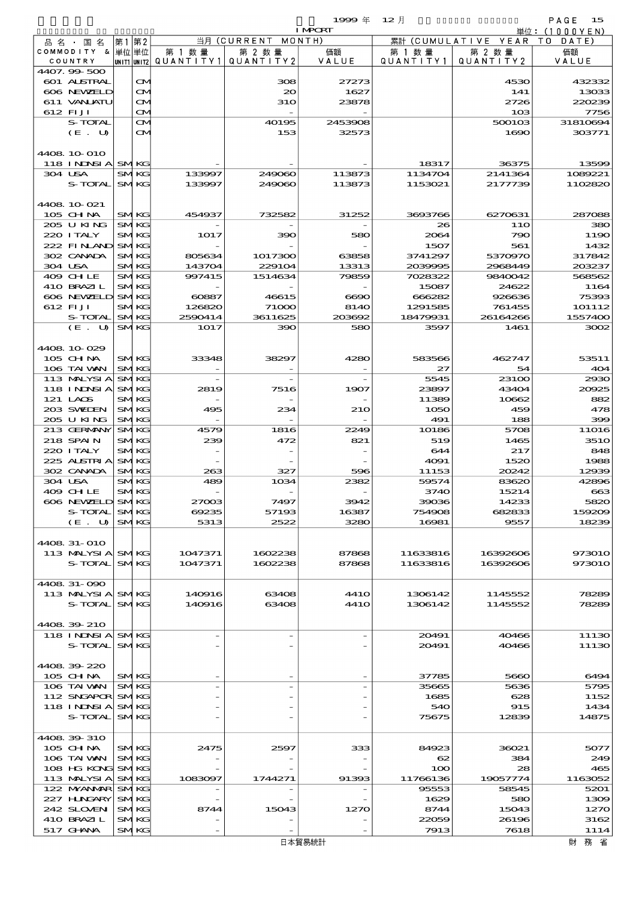1999 年 12 月 IMPORT 単位: (1000YEN)

| 品名・国名 COMMODITY & COUNTRY | 第1 単位 UNIT1 | 第2 単位 UNIT2 | 当月 (CURRENT MONTH) 第1数量 QUANTITY1 | 第2数量 QUANTITY2 | 価額 VALUE | 累計 (CUMULATIVE YEAR TO DATE) 第1数量 QUANTITY1 | 第2数量 QUANTITY2 | 価額 VALUE |
|---|---|---|---|---|---|---|---|---|
| 4407.99-500 | | | | | | | | |
| 601 AUSTRAL | | CM | | 308 | 27273 | | 4530 | 432332 |
| 606 NEWZELD | | CM | | 20 | 1627 | | 141 | 13033 |
| 611 VANUATU | | CM | | 310 | 23878 | | 2726 | 220239 |
| 612 FIJI | | CM | | - | - | | 103 | 7756 |
| S-TOTAL | | CM | | 40195 | 2453908 | | 500103 | 31810694 |
| (E. U) | | CM | | 153 | 32573 | | 1690 | 303771 |
| 4408.10-010 | | | | | | | | |
| 118 INDNSIA | SM | KG | - | - | - | 18317 | 36375 | 13599 |
| 304 USA | SM | KG | 133997 | 249060 | 113873 | 1134704 | 2141364 | 1089221 |
| S-TOTAL | SM | KG | 133997 | 249060 | 113873 | 1153021 | 2177739 | 1102820 |
| 4408.10-021 | | | | | | | | |
| 105 CHINA | SM | KG | 454937 | 732582 | 31252 | 3693766 | 6270631 | 287088 |
| 205 U KING | SM | KG | - | - | - | 26 | 110 | 380 |
| 220 ITALY | SM | KG | 1017 | 390 | 580 | 2064 | 790 | 1190 |
| 222 FINLAND | SM | KG | - | - | - | 1507 | 561 | 1432 |
| 302 CANADA | SM | KG | 805634 | 1017300 | 63858 | 3741297 | 5370970 | 317842 |
| 304 USA | SM | KG | 143704 | 229104 | 13313 | 2039995 | 2968449 | 203237 |
| 409 CHILE | SM | KG | 997415 | 1514634 | 79859 | 7028322 | 9840042 | 568562 |
| 410 BRAZIL | SM | KG | - | - | - | 15087 | 24622 | 1164 |
| 606 NEWZELD | SM | KG | 60887 | 46615 | 6690 | 666282 | 926636 | 75393 |
| 612 FIJI | SM | KG | 126820 | 71000 | 8140 | 1291585 | 761455 | 101112 |
| S-TOTAL | SM | KG | 2590414 | 3611625 | 203692 | 18479931 | 26164266 | 1557400 |
| (E. U) | SM | KG | 1017 | 390 | 580 | 3597 | 1461 | 3002 |
| 4408.10-029 | | | | | | | | |
| 105 CHINA | SM | KG | 33348 | 38297 | 4280 | 583566 | 462747 | 53511 |
| 106 TAIWAN | SM | KG | - | - | - | 27 | 54 | 404 |
| 113 MALYSIA | SM | KG | - | - | - | 5545 | 23100 | 2930 |
| 118 INDNSIA | SM | KG | 2819 | 7516 | 1907 | 23897 | 43404 | 20925 |
| 121 LAOS | SM | KG | - | - | - | 11389 | 10662 | 882 |
| 203 SWEDEN | SM | KG | 495 | 234 | 210 | 1050 | 459 | 478 |
| 205 U KING | SM | KG | - | - | - | 491 | 188 | 399 |
| 213 GERMANY | SM | KG | 4579 | 1816 | 2249 | 10186 | 5708 | 11016 |
| 218 SPAIN | SM | KG | 239 | 472 | 821 | 519 | 1465 | 3510 |
| 220 ITALY | SM | KG | - | - | - | 644 | 217 | 848 |
| 225 AUSTRIA | SM | KG | - | - | - | 4091 | 1520 | 1988 |
| 302 CANADA | SM | KG | 263 | 327 | 596 | 11153 | 20242 | 12939 |
| 304 USA | SM | KG | 489 | 1034 | 2382 | 59574 | 83620 | 42896 |
| 409 CHILE | SM | KG | - | - | - | 3740 | 15214 | 663 |
| 606 NEWZELD | SM | KG | 27003 | 7497 | 3942 | 39036 | 14233 | 5820 |
| S-TOTAL | SM | KG | 69235 | 57193 | 16387 | 754908 | 682833 | 159209 |
| (E. U) | SM | KG | 5313 | 2522 | 3280 | 16981 | 9557 | 18239 |
| 4408.31-010 | | | | | | | | |
| 113 MALYSIA | SM | KG | 1047371 | 1602238 | 87868 | 11633816 | 16392606 | 973010 |
| S-TOTAL | SM | KG | 1047371 | 1602238 | 87868 | 11633816 | 16392606 | 973010 |
| 4408.31-090 | | | | | | | | |
| 113 MALYSIA | SM | KG | 140916 | 63408 | 4410 | 1306142 | 1145552 | 78289 |
| S-TOTAL | SM | KG | 140916 | 63408 | 4410 | 1306142 | 1145552 | 78289 |
| 4408.39-210 | | | | | | | | |
| 118 INDNSIA | SM | KG | - | - | - | 20491 | 40466 | 11130 |
| S-TOTAL | SM | KG | - | - | - | 20491 | 40466 | 11130 |
| 4408.39-220 | | | | | | | | |
| 105 CHINA | SM | KG | - | - | - | 37785 | 5660 | 6494 |
| 106 TAIWAN | SM | KG | - | - | - | 35665 | 5636 | 5795 |
| 112 SNGAPOR | SM | KG | - | - | - | 1685 | 628 | 1152 |
| 118 INDNSIA | SM | KG | - | - | - | 540 | 915 | 1434 |
| S-TOTAL | SM | KG | - | - | - | 75675 | 12839 | 14875 |
| 4408.39-310 | | | | | | | | |
| 105 CHINA | SM | KG | 2475 | 2597 | 333 | 84923 | 36021 | 5077 |
| 106 TAIWAN | SM | KG | - | - | - | 62 | 384 | 249 |
| 108 HG KONG | SM | KG | - | - | - | 100 | 28 | 465 |
| 113 MALYSIA | SM | KG | 1083097 | 1744271 | 91393 | 11766136 | 19057774 | 1163052 |
| 122 MYANMAR | SM | KG | - | - | - | 95553 | 58545 | 5201 |
| 227 HUNGARY | SM | KG | - | - | - | 1629 | 580 | 1309 |
| 242 SLOVEN | SM | KG | 8744 | 15043 | 1270 | 8744 | 15043 | 1270 |
| 410 BRAZIL | SM | KG | - | - | - | 22059 | 26196 | 3162 |
| 517 GHANA | SM | KG | - | - | - | 7913 | 7618 | 1114 |

日本貿易統計 財務省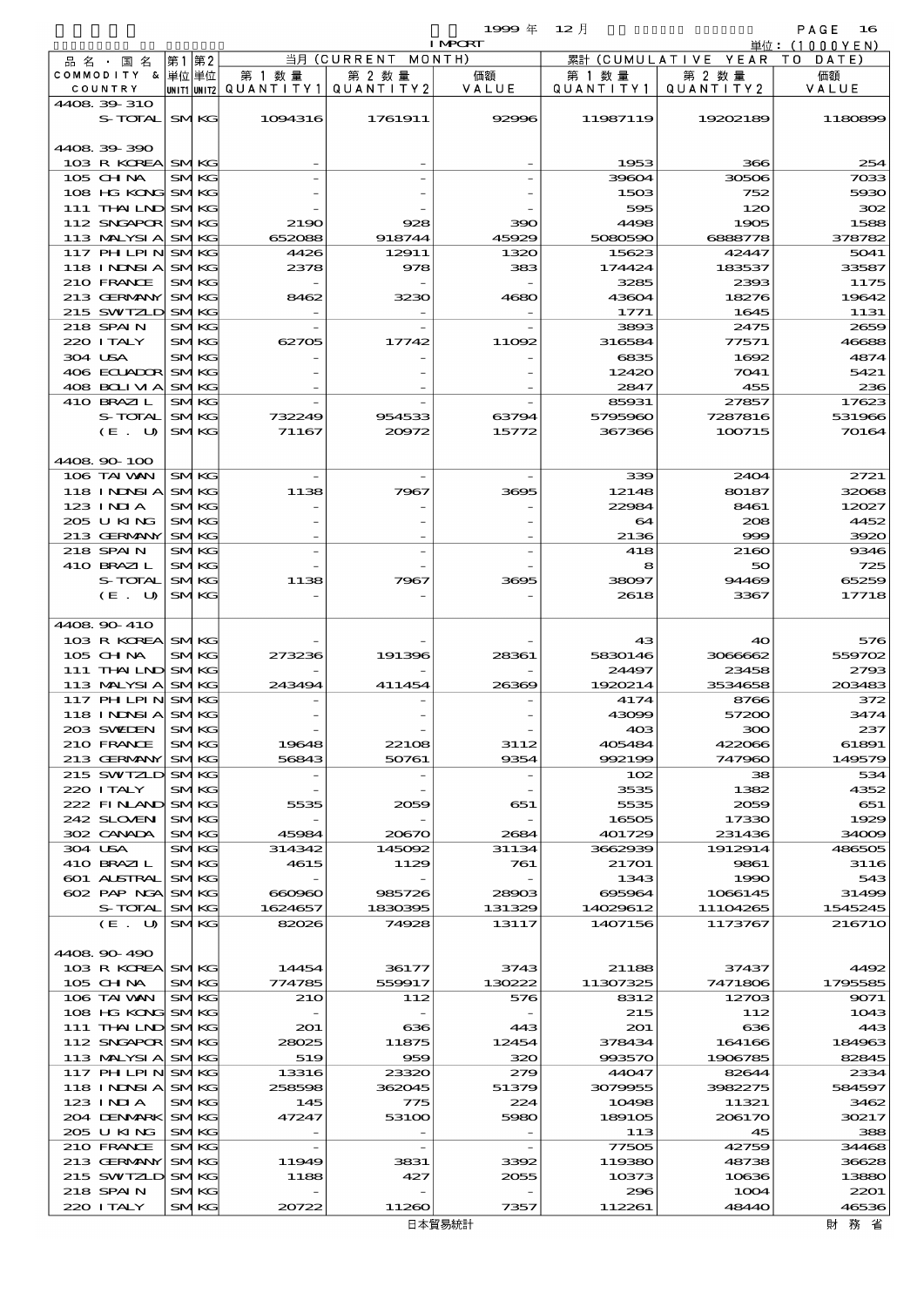1999 年 12 月 IMPORT

単位：(1000YEN)

| 品名・国名 COMMODITY & COUNTRY | 第1 単位 UNIT1 | 第2 単位 UNIT2 | 当月 (CURRENT MONTH) 第1数量 QUANTITY1 | 第2数量 QUANTITY2 | 価額 VALUE | 累計 (CUMULATIVE YEAR TO DATE) 第1数量 QUANTITY1 | 第2数量 QUANTITY2 | 価額 VALUE |
|---|---|---|---|---|---|---|---|---|
| 4408.39-310 | | | | | | | | |
| S-TOTAL | SM | KG | 1094316 | 1761911 | 92996 | 11987119 | 19202189 | 1180899 |
| 4408.39-390 | | | | | | | | |
| 103 R KOREA | SM | KG | - | - | - | 1953 | 366 | 254 |
| 105 CHINA | SM | KG | - | - | - | 39604 | 30506 | 7033 |
| 108 HG KONG | SM | KG | - | - | - | 1503 | 752 | 5930 |
| 111 THAILND | SM | KG | - | - | - | 595 | 120 | 302 |
| 112 SNGAPOR | SM | KG | 2190 | 928 | 390 | 4498 | 1905 | 1588 |
| 113 MALYSIA | SM | KG | 652088 | 918744 | 45929 | 5080590 | 6888778 | 378782 |
| 117 PHLPIN | SM | KG | 4426 | 12911 | 1320 | 15623 | 42447 | 5041 |
| 118 INDNSIA | SM | KG | 2378 | 978 | 383 | 174424 | 183537 | 33587 |
| 210 FRANCE | SM | KG | - | - | - | 3285 | 2393 | 1175 |
| 213 GERMANY | SM | KG | 8462 | 3230 | 4680 | 43604 | 18276 | 19642 |
| 215 SWTZLD | SM | KG | - | - | - | 1771 | 1645 | 1131 |
| 218 SPAIN | SM | KG | - | - | - | 3893 | 2475 | 2659 |
| 220 ITALY | SM | KG | 62705 | 17742 | 11092 | 316584 | 77571 | 46688 |
| 304 USA | SM | KG | - | - | - | 6835 | 1692 | 4874 |
| 406 ECUADOR | SM | KG | - | - | - | 12420 | 7041 | 5421 |
| 408 BOLIVIA | SM | KG | - | - | - | 2847 | 455 | 236 |
| 410 BRAZIL | SM | KG | - | - | - | 85931 | 27857 | 17623 |
| S-TOTAL | SM | KG | 732249 | 954533 | 63794 | 5795960 | 7287816 | 531966 |
| (E. U) | SM | KG | 71167 | 20972 | 15772 | 367366 | 100715 | 70164 |
| 4408.90-100 | | | | | | | | |
| 106 TAIWAN | SM | KG | - | - | - | 339 | 2404 | 2721 |
| 118 INDNSIA | SM | KG | 1138 | 7967 | 3695 | 12148 | 80187 | 32068 |
| 123 INDIA | SM | KG | - | - | - | 22984 | 8461 | 12027 |
| 205 U KING | SM | KG | - | - | - | 64 | 208 | 4452 |
| 213 GERMANY | SM | KG | - | - | - | 2136 | 999 | 3920 |
| 218 SPAIN | SM | KG | - | - | - | 418 | 2160 | 9346 |
| 410 BRAZIL | SM | KG | - | - | - | 8 | 50 | 725 |
| S-TOTAL | SM | KG | 1138 | 7967 | 3695 | 38097 | 94469 | 65259 |
| (E. U) | SM | KG | - | - | - | 2618 | 3367 | 17718 |
| 4408.90-410 | | | | | | | | |
| 103 R KOREA | SM | KG | - | - | - | 43 | 40 | 576 |
| 105 CHINA | SM | KG | 273236 | 191396 | 28361 | 5830146 | 3066662 | 559702 |
| 111 THAILND | SM | KG | - | - | - | 24497 | 23458 | 2793 |
| 113 MALYSIA | SM | KG | 243494 | 411454 | 26369 | 1920214 | 3534658 | 203483 |
| 117 PHLPIN | SM | KG | - | - | - | 4174 | 8766 | 372 |
| 118 INDNSIA | SM | KG | - | - | - | 43099 | 57200 | 3474 |
| 203 SWEDEN | SM | KG | - | - | - | 403 | 300 | 237 |
| 210 FRANCE | SM | KG | 19648 | 22108 | 3112 | 405484 | 422066 | 61891 |
| 213 GERMANY | SM | KG | 56843 | 50761 | 9354 | 992199 | 747960 | 149579 |
| 215 SWTZLD | SM | KG | - | - | - | 102 | 38 | 534 |
| 220 ITALY | SM | KG | - | - | - | 3535 | 1382 | 4352 |
| 222 FINLAND | SM | KG | 5535 | 2059 | 651 | 5535 | 2059 | 651 |
| 242 SLOVEN | SM | KG | - | - | - | 16505 | 17330 | 1929 |
| 302 CANADA | SM | KG | 45984 | 20670 | 2684 | 401729 | 231436 | 34009 |
| 304 USA | SM | KG | 314342 | 145092 | 31134 | 3662939 | 1912914 | 486505 |
| 410 BRAZIL | SM | KG | 4615 | 1129 | 761 | 21701 | 9861 | 3116 |
| 601 AUSTRAL | SM | KG | - | - | - | 1343 | 1990 | 543 |
| 602 PAP NGA | SM | KG | 660960 | 985726 | 28903 | 695964 | 1066145 | 31499 |
| S-TOTAL | SM | KG | 1624657 | 1830395 | 131329 | 14029612 | 11104265 | 1545245 |
| (E. U) | SM | KG | 82026 | 74928 | 13117 | 1407156 | 1173767 | 216710 |
| 4408.90-490 | | | | | | | | |
| 103 R KOREA | SM | KG | 14454 | 36177 | 3743 | 21188 | 37437 | 4492 |
| 105 CHINA | SM | KG | 774785 | 559917 | 130222 | 11307325 | 7471806 | 1795585 |
| 106 TAIWAN | SM | KG | 210 | 112 | 576 | 8312 | 12703 | 9071 |
| 108 HG KONG | SM | KG | - | - | - | 215 | 112 | 1043 |
| 111 THAILND | SM | KG | 201 | 636 | 443 | 201 | 636 | 443 |
| 112 SNGAPOR | SM | KG | 28025 | 11875 | 12454 | 378434 | 164166 | 184963 |
| 113 MALYSIA | SM | KG | 519 | 959 | 320 | 993570 | 1906785 | 82845 |
| 117 PHLPIN | SM | KG | 13316 | 23320 | 279 | 44047 | 82644 | 2334 |
| 118 INDNSIA | SM | KG | 258598 | 362045 | 51379 | 3079955 | 3982275 | 584597 |
| 123 INDIA | SM | KG | 145 | 775 | 224 | 10498 | 11321 | 3462 |
| 204 DENMARK | SM | KG | 47247 | 53100 | 5980 | 189105 | 206170 | 30217 |
| 205 U KING | SM | KG | - | - | - | 113 | 45 | 388 |
| 210 FRANCE | SM | KG | - | - | - | 77505 | 42759 | 34468 |
| 213 GERMANY | SM | KG | 11949 | 3831 | 3392 | 119380 | 48738 | 36628 |
| 215 SWTZLD | SM | KG | 1188 | 427 | 2055 | 10373 | 10636 | 13880 |
| 218 SPAIN | SM | KG | - | - | - | 296 | 1004 | 2201 |
| 220 ITALY | SM | KG | 20722 | 11260 | 7357 | 112261 | 48440 | 46536 |

日本貿易統計　財務省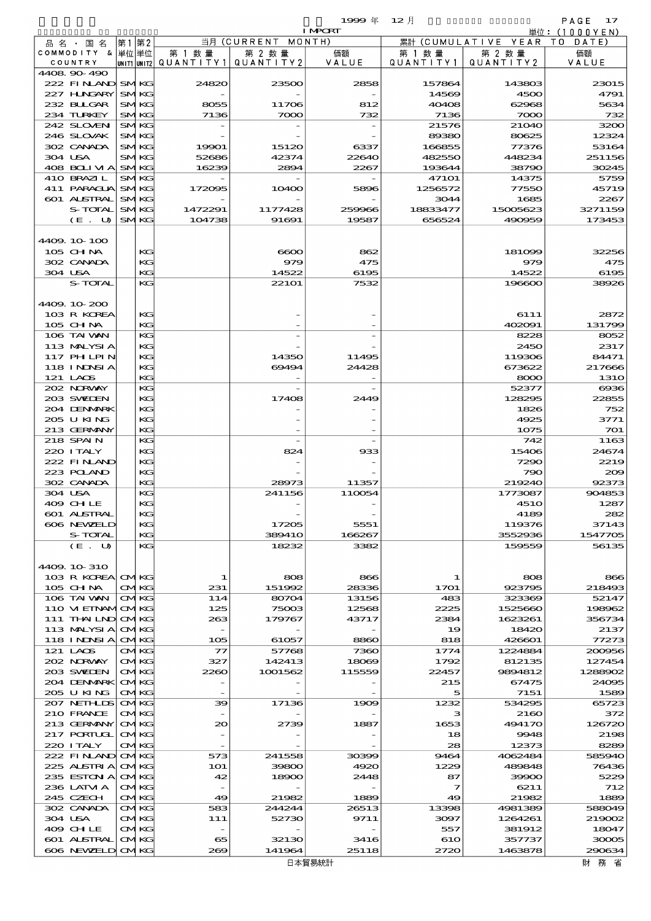| 品名・国名 COMMODITY & COUNTRY | 第1単位 UNIT1 | 第2単位 UNIT2 | 当月 (CURRENT MONTH) 第1数量 QUANTITY1 | 第2数量 QUANTITY2 | 価額 VALUE | 累計 (CUMULATIVE YEAR TO DATE) 第1数量 QUANTITY1 | 第2数量 QUANTITY2 | 価額 VALUE |
|---|---|---|---|---|---|---|---|---|
| 4408.90-490 | | | | | | | | |
| 222 FINLAND | SM | KG | 24820 | 23500 | 2858 | 157864 | 143803 | 23015 |
| 227 HUNGARY | SM | KG | - | - | - | 14569 | 4500 | 4791 |
| 232 BULGAR | SM | KG | 8055 | 11706 | 812 | 40408 | 62968 | 5634 |
| 234 TURKEY | SM | KG | 7136 | 7000 | 732 | 7136 | 7000 | 732 |
| 242 SLOVEN | SM | KG | - | - | - | 21576 | 21040 | 3200 |
| 246 SLOVAK | SM | KG | - | - | - | 89380 | 80625 | 12324 |
| 302 CANADA | SM | KG | 19901 | 15120 | 6337 | 166855 | 77376 | 53164 |
| 304 USA | SM | KG | 52686 | 42374 | 22640 | 482550 | 448234 | 251156 |
| 408 BOLIVIA | SM | KG | 16239 | 2894 | 2267 | 193644 | 38790 | 30245 |
| 410 BRAZIL | SM | KG | - | - | - | 47101 | 14375 | 5759 |
| 411 PARAGUA | SM | KG | 172095 | 10400 | 5896 | 1256572 | 77550 | 45719 |
| 601 AUSTRAL | SM | KG | - | - | - | 3044 | 1685 | 2267 |
| S-TOTAL | SM | KG | 1472291 | 1177428 | 259966 | 18833477 | 15005623 | 3271159 |
| (E. U) | SM | KG | 104738 | 91691 | 19587 | 656524 | 490959 | 173453 |
| 4409.10-100 | | | | | | | | |
| 105 CHINA | | KG | | 6600 | 862 | | 181099 | 32256 |
| 302 CANADA | | KG | | 979 | 475 | | 979 | 475 |
| 304 USA | | KG | | 14522 | 6195 | | 14522 | 6195 |
| S-TOTAL | | KG | | 22101 | 7532 | | 196600 | 38926 |
| 4409.10-200 | | | | | | | | |
| 103 R KOREA | | KG | | - | - | | 6111 | 2872 |
| 105 CHINA | | KG | | - | - | | 402091 | 131799 |
| 106 TAIWAN | | KG | | - | - | | 8228 | 8052 |
| 113 MALYSIA | | KG | | - | - | | 2450 | 2317 |
| 117 PHLPIN | | KG | | 14350 | 11495 | | 119306 | 84471 |
| 118 INDNSIA | | KG | | 69494 | 24428 | | 673622 | 217666 |
| 121 LAOS | | KG | | - | - | | 8000 | 1310 |
| 202 NORWAY | | KG | | - | - | | 52377 | 6936 |
| 203 SWEDEN | | KG | | 17408 | 2449 | | 128295 | 22855 |
| 204 DENMARK | | KG | | - | - | | 1826 | 752 |
| 205 U KING | | KG | | - | - | | 4925 | 3771 |
| 213 GERMANY | | KG | | - | - | | 1075 | 701 |
| 218 SPAIN | | KG | | - | - | | 742 | 1163 |
| 220 ITALY | | KG | | 824 | 933 | | 15406 | 24674 |
| 222 FINLAND | | KG | | - | - | | 7290 | 2219 |
| 223 POLAND | | KG | | - | - | | 790 | 209 |
| 302 CANADA | | KG | | 28973 | 11357 | | 219240 | 92373 |
| 304 USA | | KG | | 241156 | 110054 | | 1773087 | 904853 |
| 409 CHILE | | KG | | - | - | | 4510 | 1287 |
| 601 AUSTRAL | | KG | | - | - | | 4189 | 282 |
| 606 NEWZELD | | KG | | 17205 | 5551 | | 119376 | 37143 |
| S-TOTAL | | KG | | 389410 | 166267 | | 3552936 | 1547705 |
| (E. U) | | KG | | 18232 | 3382 | | 159559 | 56135 |
| 4409.10-310 | | | | | | | | |
| 103 R KOREA | CM | KG | 1 | 808 | 866 | 1 | 808 | 866 |
| 105 CHINA | CM | KG | 231 | 151992 | 28336 | 1701 | 923795 | 218493 |
| 106 TAIWAN | CM | KG | 114 | 80704 | 13156 | 483 | 323369 | 52147 |
| 110 VIETNAM | CM | KG | 125 | 75003 | 12568 | 2225 | 1525660 | 198962 |
| 111 THAILND | CM | KG | 263 | 179767 | 43717 | 2384 | 1623261 | 356734 |
| 113 MALYSIA | CM | KG | - | - | - | 19 | 18420 | 2137 |
| 118 INDNSIA | CM | KG | 105 | 61057 | 8860 | 818 | 426601 | 77273 |
| 121 LAOS | CM | KG | 77 | 57768 | 7360 | 1774 | 1224884 | 200956 |
| 202 NORWAY | CM | KG | 327 | 142413 | 18069 | 1792 | 812135 | 127454 |
| 203 SWEDEN | CM | KG | 2260 | 1001562 | 115559 | 22457 | 9894812 | 1288902 |
| 204 DENMARK | CM | KG | - | - | - | 215 | 67475 | 24095 |
| 205 U KING | CM | KG | - | - | - | 5 | 7151 | 1589 |
| 207 NETHLDS | CM | KG | 39 | 17136 | 1909 | 1232 | 534295 | 65723 |
| 210 FRANCE | CM | KG | - | - | - | 3 | 2160 | 372 |
| 213 GERMANY | CM | KG | 20 | 2739 | 1887 | 1653 | 494170 | 126720 |
| 217 PORTUGL | CM | KG | - | - | - | 18 | 9948 | 2198 |
| 220 ITALY | CM | KG | - | - | - | 28 | 12373 | 8289 |
| 222 FINLAND | CM | KG | 573 | 241558 | 30399 | 9464 | 4062484 | 585940 |
| 225 AUSTRIA | CM | KG | 101 | 39800 | 4920 | 1229 | 489848 | 76436 |
| 235 ESTONIA | CM | KG | 42 | 18900 | 2448 | 87 | 39900 | 5229 |
| 236 LATVIA | CM | KG | - | - | - | 7 | 6211 | 712 |
| 245 CZECH | CM | KG | 49 | 21982 | 1889 | 49 | 21982 | 1889 |
| 302 CANADA | CM | KG | 583 | 244244 | 26513 | 13398 | 4981389 | 588049 |
| 304 USA | CM | KG | 111 | 52730 | 9711 | 3097 | 1264261 | 219002 |
| 409 CHILE | CM | KG | - | - | - | 557 | 381912 | 18047 |
| 601 AUSTRAL | CM | KG | 65 | 32130 | 3416 | 610 | 357737 | 30005 |
| 606 NEWZELD | CM | KG | 269 | 141964 | 25118 | 2720 | 1463878 | 290634 |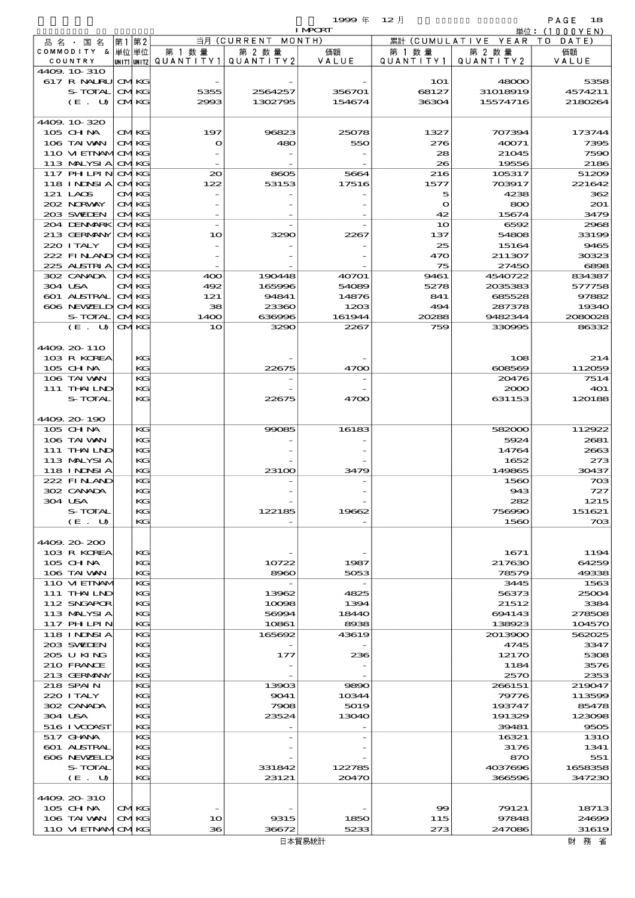1999 年 12 月 IMPORT 単位：(1000YEN)

| 品名・国名 COMMODITY & COUNTRY | 第1 単位 UNIT1 | 第2 単位 UNIT2 | 当月 (CURRENT MONTH) 第1数量 QUANTITY1 | 第2数量 QUANTITY2 | 価額 VALUE | 累計 (CUMULATIVE YEAR TO DATE) 第1数量 QUANTITY1 | 第2数量 QUANTITY2 | 価額 VALUE |
|---|---|---|---|---|---|---|---|---|
| 4409.10-310 | | | | | | | | |
| 617 R NAURU | CM | KG | - | - | - | 101 | 48000 | 5358 |
| S-TOTAL | CM | KG | 5355 | 2564257 | 356701 | 68127 | 31018919 | 4574211 |
| (E. U) | CM | KG | 2993 | 1302795 | 154674 | 36304 | 15574716 | 2180264 |
| 4409.10-320 | | | | | | | | |
| 105 CHINA | CM | KG | 197 | 96823 | 25078 | 1327 | 707394 | 173744 |
| 106 TAIWAN | CM | KG | 0 | 480 | 550 | 276 | 40071 | 7395 |
| 110 VIETNAM | CM | KG | - | - | - | 28 | 21045 | 7590 |
| 113 MALYSIA | CM | KG | - | - | - | 26 | 19556 | 2186 |
| 117 PHILPIN | CM | KG | 20 | 8605 | 5664 | 216 | 105317 | 51209 |
| 118 INDNSIA | CM | KG | 122 | 53153 | 17516 | 1577 | 703917 | 221642 |
| 121 LAOS | CM | KG | - | - | - | 5 | 4238 | 362 |
| 202 NORWAY | CM | KG | - | - | - | 0 | 800 | 201 |
| 203 SWEDEN | CM | KG | - | - | - | 42 | 15674 | 3479 |
| 204 DENMARK | CM | KG | - | - | - | 10 | 6592 | 2968 |
| 213 GERMANY | CM | KG | 10 | 3290 | 2267 | 137 | 54808 | 33199 |
| 220 ITALY | CM | KG | - | - | - | 25 | 15164 | 9465 |
| 222 FINLAND | CM | KG | - | - | - | 470 | 211307 | 30323 |
| 225 AUSTRIA | CM | KG | - | - | - | 75 | 27450 | 6898 |
| 302 CANADA | CM | KG | 400 | 190448 | 40701 | 9461 | 4540722 | 834387 |
| 304 USA | CM | KG | 492 | 165996 | 54089 | 5278 | 2035383 | 577758 |
| 601 AUSTRAL | CM | KG | 121 | 94841 | 14876 | 841 | 685528 | 97882 |
| 606 NEWZELD | CM | KG | 38 | 23360 | 1203 | 494 | 287378 | 19340 |
| S-TOTAL | CM | KG | 1400 | 636996 | 161944 | 20288 | 9482344 | 2080028 |
| (E. U) | CM | KG | 10 | 3290 | 2267 | 759 | 330995 | 86332 |
| 4409.20-110 | | | | | | | | |
| 103 R KOREA | | KG | | - | - | | 108 | 214 |
| 105 CHINA | | KG | | 22675 | 4700 | | 608569 | 112059 |
| 106 TAIWAN | | KG | | - | - | | 20476 | 7514 |
| 111 THAILND | | KG | | - | - | | 2000 | 401 |
| S-TOTAL | | KG | | 22675 | 4700 | | 631153 | 120188 |
| 4409.20-190 | | | | | | | | |
| 105 CHINA | | KG | | 99085 | 16183 | | 582000 | 112922 |
| 106 TAIWAN | | KG | | - | - | | 5924 | 2681 |
| 111 THAILND | | KG | | - | - | | 14764 | 2663 |
| 113 MALYSIA | | KG | | - | - | | 1652 | 273 |
| 118 INDNSIA | | KG | | 23100 | 3479 | | 149865 | 30437 |
| 222 FINLAND | | KG | | - | - | | 1560 | 703 |
| 302 CANADA | | KG | | - | - | | 943 | 727 |
| 304 USA | | KG | | - | - | | 282 | 1215 |
| S-TOTAL | | KG | | 122185 | 19662 | | 756990 | 151621 |
| (E. U) | | KG | | - | - | | 1560 | 703 |
| 4409.20-200 | | | | | | | | |
| 103 R KOREA | | KG | | - | - | | 1671 | 1194 |
| 105 CHINA | | KG | | 10722 | 1987 | | 217630 | 64259 |
| 106 TAIWAN | | KG | | 8960 | 5053 | | 78579 | 49338 |
| 110 VIETNAM | | KG | | - | - | | 3445 | 1563 |
| 111 THAILND | | KG | | 13962 | 4825 | | 56373 | 25004 |
| 112 SNGAPOR | | KG | | 10098 | 1394 | | 21512 | 3384 |
| 113 MALYSIA | | KG | | 56994 | 18440 | | 694143 | 278508 |
| 117 PHILPIN | | KG | | 10861 | 8938 | | 138923 | 104570 |
| 118 INDNSIA | | KG | | 165692 | 43619 | | 2013900 | 562025 |
| 203 SWEDEN | | KG | | - | - | | 4745 | 3347 |
| 205 U KING | | KG | | 177 | 236 | | 12170 | 5308 |
| 210 FRANCE | | KG | | - | - | | 1184 | 3576 |
| 213 GERMANY | | KG | | - | - | | 2570 | 2353 |
| 218 SPAIN | | KG | | 13903 | 9890 | | 266151 | 219047 |
| 220 ITALY | | KG | | 9041 | 10344 | | 79776 | 113599 |
| 302 CANADA | | KG | | 7908 | 5019 | | 193747 | 85478 |
| 304 USA | | KG | | 23524 | 13040 | | 191329 | 123098 |
| 516 IVCOAST | | KG | | - | - | | 39481 | 9505 |
| 517 GHANA | | KG | | - | - | | 16321 | 1310 |
| 601 AUSTRAL | | KG | | - | - | | 3176 | 1341 |
| 606 NEWZELD | | KG | | - | - | | 870 | 551 |
| S-TOTAL | | KG | | 331842 | 122785 | | 4037696 | 1658358 |
| (E. U) | | KG | | 23121 | 20470 | | 366596 | 347230 |
| 4409.20-310 | | | | | | | | |
| 105 CHINA | CM | KG | - | - | - | 99 | 79121 | 18713 |
| 106 TAIWAN | CM | KG | 10 | 9315 | 1850 | 115 | 97848 | 24699 |
| 110 VIETNAM | CM | KG | 36 | 36672 | 5233 | 273 | 247086 | 31619 |

日本貿易統計 財務省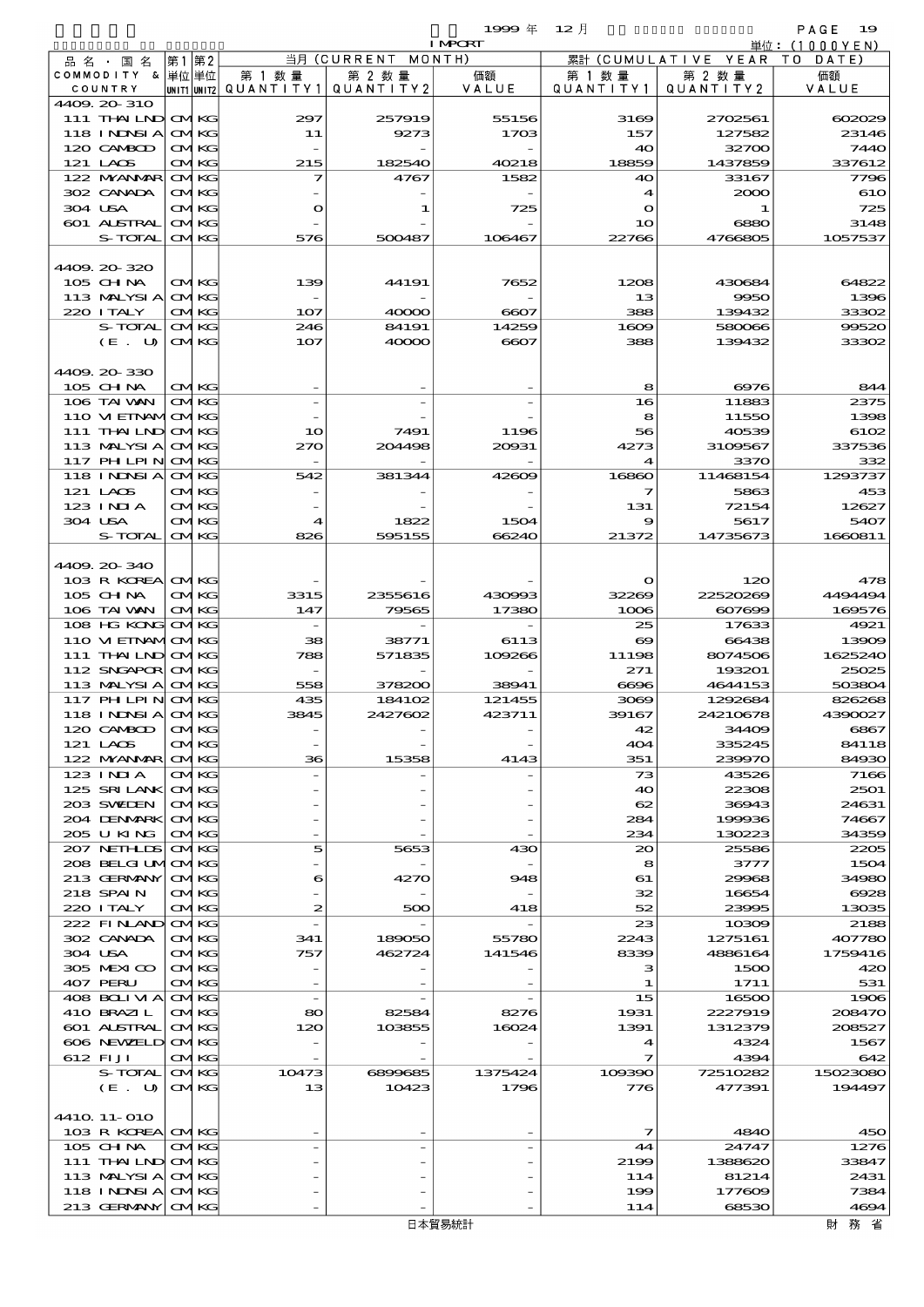1999 年 12 月 IMPORT

単位：(1000YEN)

| 品名・国名 COMMODITY & COUNTRY | 第1 単位 UNIT1 | 第2 単位 UNIT2 | 当月 (CURRENT MONTH) 第1数量 QUANTITY1 | 第2数量 QUANTITY2 | 価額 VALUE | 累計 (CUMULATIVE YEAR TO DATE) 第1数量 QUANTITY1 | 第2数量 QUANTITY2 | 価額 VALUE |
|---|---|---|---|---|---|---|---|---|
| 4409.20-310 | | | | | | | | |
| 111 THAILND | CM | KG | 297 | 257919 | 55156 | 3169 | 2702561 | 602029 |
| 118 INDNSIA | CM | KG | 11 | 9273 | 1703 | 157 | 127582 | 23146 |
| 120 CAMBOD | CM | KG | - | - | - | 40 | 32700 | 7440 |
| 121 LAOS | CM | KG | 215 | 182540 | 40218 | 18859 | 1437859 | 337612 |
| 122 MYANMAR | CM | KG | 7 | 4767 | 1582 | 40 | 33167 | 7796 |
| 302 CANADA | CM | KG | - | - | - | 4 | 2000 | 610 |
| 304 USA | CM | KG | 0 | 1 | 725 | 0 | 1 | 725 |
| 601 AUSTRAL | CM | KG | - | - | - | 10 | 6880 | 3148 |
| S-TOTAL | CM | KG | 576 | 500487 | 106467 | 22766 | 4766805 | 1057537 |
| 4409.20-320 | | | | | | | | |
| 105 CHINA | CM | KG | 139 | 44191 | 7652 | 1208 | 430684 | 64822 |
| 113 MALYSIA | CM | KG | - | - | - | 13 | 9950 | 1396 |
| 220 ITALY | CM | KG | 107 | 40000 | 6607 | 388 | 139432 | 33302 |
| S-TOTAL | CM | KG | 246 | 84191 | 14259 | 1609 | 580066 | 99520 |
| (E. U) | CM | KG | 107 | 40000 | 6607 | 388 | 139432 | 33302 |
| 4409.20-330 | | | | | | | | |
| 105 CHINA | CM | KG | - | - | - | 8 | 6976 | 844 |
| 106 TAIWAN | CM | KG | - | - | - | 16 | 11883 | 2375 |
| 110 VIETNAM | CM | KG | - | - | - | 8 | 11550 | 1398 |
| 111 THAILND | CM | KG | 10 | 7491 | 1196 | 56 | 40539 | 6102 |
| 113 MALYSIA | CM | KG | 270 | 204498 | 20931 | 4273 | 3109567 | 337536 |
| 117 PHLPIN | CM | KG | - | - | - | 4 | 3370 | 332 |
| 118 INDNSIA | CM | KG | 542 | 381344 | 42609 | 16860 | 11468154 | 1293737 |
| 121 LAOS | CM | KG | - | - | - | 7 | 5863 | 453 |
| 123 INDIA | CM | KG | - | - | - | 131 | 72154 | 12627 |
| 304 USA | CM | KG | 4 | 1822 | 1504 | 9 | 5617 | 5407 |
| S-TOTAL | CM | KG | 826 | 595155 | 66240 | 21372 | 14735673 | 1660811 |
| 4409.20-340 | | | | | | | | |
| 103 R KOREA | CM | KG | - | - | - | 0 | 120 | 478 |
| 105 CHINA | CM | KG | 3315 | 2355616 | 430993 | 32269 | 22520269 | 4494494 |
| 106 TAIWAN | CM | KG | 147 | 79565 | 17380 | 1006 | 607699 | 169576 |
| 108 HG KONG | CM | KG | - | - | - | 25 | 17633 | 4921 |
| 110 VIETNAM | CM | KG | 38 | 38771 | 6113 | 69 | 66438 | 13909 |
| 111 THAILND | CM | KG | 788 | 571835 | 109266 | 11198 | 8074506 | 1625240 |
| 112 SNGAPOR | CM | KG | - | - | - | 271 | 193201 | 25025 |
| 113 MALYSIA | CM | KG | 558 | 378200 | 38941 | 6696 | 4644153 | 503804 |
| 117 PHLPIN | CM | KG | 435 | 184102 | 121455 | 3069 | 1292684 | 826268 |
| 118 INDNSIA | CM | KG | 3845 | 2427602 | 423711 | 39167 | 24210678 | 4390027 |
| 120 CAMBOD | CM | KG | - | - | - | 42 | 34409 | 6867 |
| 121 LAOS | CM | KG | - | - | - | 404 | 335245 | 84118 |
| 122 MYANMAR | CM | KG | 36 | 15358 | 4143 | 351 | 239970 | 84930 |
| 123 INDIA | CM | KG | - | - | - | 73 | 43526 | 7166 |
| 125 SRI LANK | CM | KG | - | - | - | 40 | 22308 | 2501 |
| 203 SWEDEN | CM | KG | - | - | - | 62 | 36943 | 24631 |
| 204 DENMARK | CM | KG | - | - | - | 284 | 199936 | 74667 |
| 205 U KING | CM | KG | - | - | - | 234 | 130223 | 34359 |
| 207 NETHLDS | CM | KG | 5 | 5653 | 430 | 20 | 25586 | 2205 |
| 208 BELGIUM | CM | KG | - | - | - | 8 | 3777 | 1504 |
| 213 GERMANY | CM | KG | 6 | 4270 | 948 | 61 | 29968 | 34980 |
| 218 SPAIN | CM | KG | - | - | - | 32 | 16654 | 6928 |
| 220 ITALY | CM | KG | 2 | 500 | 418 | 52 | 23995 | 13035 |
| 222 FINLAND | CM | KG | - | - | - | 23 | 10309 | 2188 |
| 302 CANADA | CM | KG | 341 | 189050 | 55780 | 2243 | 1275161 | 407780 |
| 304 USA | CM | KG | 757 | 462724 | 141546 | 8339 | 4886164 | 1759416 |
| 305 MEXICO | CM | KG | - | - | - | 3 | 1500 | 420 |
| 407 PERU | CM | KG | - | - | - | 1 | 1711 | 531 |
| 408 BOLIVIA | CM | KG | - | - | - | 15 | 16500 | 1906 |
| 410 BRAZIL | CM | KG | 80 | 82584 | 8276 | 1931 | 2227919 | 208470 |
| 601 AUSTRAL | CM | KG | 120 | 103855 | 16024 | 1391 | 1312379 | 208527 |
| 606 NEWZELD | CM | KG | - | - | - | 4 | 4324 | 1567 |
| 612 FIJI | CM | KG | - | - | - | 7 | 4394 | 642 |
| S-TOTAL | CM | KG | 10473 | 6899685 | 1375424 | 109390 | 72510282 | 15023080 |
| (E. U) | CM | KG | 13 | 10423 | 1796 | 776 | 477391 | 194497 |
| 4410.11-010 | | | | | | | | |
| 103 R KOREA | CM | KG | - | - | - | 7 | 4840 | 450 |
| 105 CHINA | CM | KG | - | - | - | 44 | 24747 | 1276 |
| 111 THAILND | CM | KG | - | - | - | 2199 | 1388620 | 33847 |
| 113 MALYSIA | CM | KG | - | - | - | 114 | 81214 | 2431 |
| 118 INDNSIA | CM | KG | - | - | - | 199 | 177609 | 7384 |
| 213 GERMANY | CM | KG | - | - | - | 114 | 68530 | 4694 |

日本貿易統計 財務省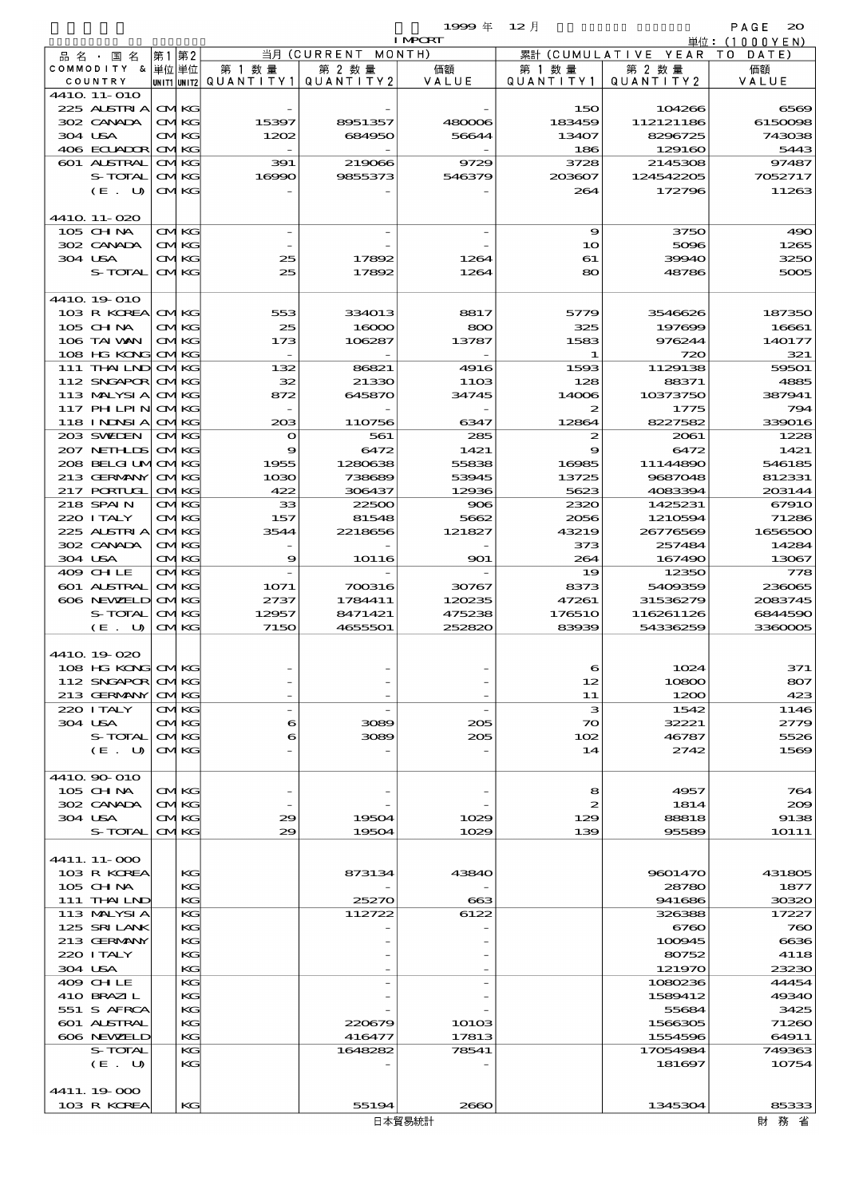1999 年 12 月 IMPORT 単位：(1000YEN)

| 品名・国名 COMMODITY & COUNTRY | 第1 単位 UNIT1 | 第2 単位 UNIT2 | 当月 (CURRENT MONTH) 第1数量 QUANTITY1 | 第2数量 QUANTITY2 | 価額 VALUE | 累計 (CUMULATIVE YEAR TO DATE) 第1数量 QUANTITY1 | 第2数量 QUANTITY2 | 価額 VALUE |
|---|---|---|---|---|---|---|---|---|
| 4410.11-010 | | | | | | | | |
| 225 AUSTRIA | CM | KG | - | - | - | 150 | 104266 | 6569 |
| 302 CANADA | CM | KG | 15397 | 8951357 | 480006 | 183459 | 112121186 | 6150098 |
| 304 USA | CM | KG | 1202 | 684950 | 56644 | 13407 | 8296725 | 743038 |
| 406 ECUADOR | CM | KG | - | - | - | 186 | 129160 | 5443 |
| 601 AUSTRAL | CM | KG | 391 | 219066 | 9729 | 3728 | 2145308 | 97487 |
| S-TOTAL | CM | KG | 16990 | 9855373 | 546379 | 203607 | 124542205 | 7052717 |
| (E. U) | CM | KG | - | - | - | 264 | 172796 | 11263 |
| 4410.11-020 | | | | | | | | |
| 105 CHINA | CM | KG | - | - | - | 9 | 3750 | 490 |
| 302 CANADA | CM | KG | - | - | - | 10 | 5096 | 1265 |
| 304 USA | CM | KG | 25 | 17892 | 1264 | 61 | 39940 | 3250 |
| S-TOTAL | CM | KG | 25 | 17892 | 1264 | 80 | 48786 | 5005 |
| 4410.19-010 | | | | | | | | |
| 103 R KOREA | CM | KG | 553 | 334013 | 8817 | 5779 | 3546626 | 187350 |
| 105 CHINA | CM | KG | 25 | 16000 | 800 | 325 | 197699 | 16661 |
| 106 TAIWAN | CM | KG | 173 | 106287 | 13787 | 1583 | 976244 | 140177 |
| 108 HG KONG | CM | KG | - | - | - | 1 | 720 | 321 |
| 111 THAILND | CM | KG | 132 | 86821 | 4916 | 1593 | 1129138 | 59501 |
| 112 SNGAPOR | CM | KG | 32 | 21330 | 1103 | 128 | 88371 | 4885 |
| 113 MALYSIA | CM | KG | 872 | 645870 | 34745 | 14006 | 10373750 | 387941 |
| 117 PHLPIN | CM | KG | - | - | - | 2 | 1775 | 794 |
| 118 INDNSIA | CM | KG | 203 | 110756 | 6347 | 12864 | 8227582 | 339016 |
| 203 SWEDEN | CM | KG | 0 | 561 | 285 | 2 | 2061 | 1228 |
| 207 NETHLDS | CM | KG | 9 | 6472 | 1421 | 9 | 6472 | 1421 |
| 208 BELGIUM | CM | KG | 1955 | 1280638 | 55838 | 16985 | 11144890 | 546185 |
| 213 GERMANY | CM | KG | 1030 | 738689 | 53945 | 13725 | 9687048 | 812331 |
| 217 PORTUGL | CM | KG | 422 | 306437 | 12936 | 5623 | 4083394 | 203144 |
| 218 SPAIN | CM | KG | 33 | 22500 | 906 | 2320 | 1425231 | 67910 |
| 220 ITALY | CM | KG | 157 | 81548 | 5662 | 2056 | 1210594 | 71286 |
| 225 AUSTRIA | CM | KG | 3544 | 2218656 | 121827 | 43219 | 26776569 | 1656500 |
| 302 CANADA | CM | KG | - | - | - | 373 | 257484 | 14284 |
| 304 USA | CM | KG | 9 | 10116 | 901 | 264 | 167490 | 13067 |
| 409 CHILE | CM | KG | - | - | - | 19 | 12350 | 778 |
| 601 AUSTRAL | CM | KG | 1071 | 700316 | 30767 | 8373 | 5409359 | 236065 |
| 606 NEWZELD | CM | KG | 2737 | 1784411 | 120235 | 47261 | 31536279 | 2083745 |
| S-TOTAL | CM | KG | 12957 | 8471421 | 475238 | 176510 | 116261126 | 6844590 |
| (E. U) | CM | KG | 7150 | 4655501 | 252820 | 83939 | 54336259 | 3360005 |
| 4410.19-020 | | | | | | | | |
| 108 HG KONG | CM | KG | - | - | - | 6 | 1024 | 371 |
| 112 SNGAPOR | CM | KG | - | - | - | 12 | 10800 | 807 |
| 213 GERMANY | CM | KG | - | - | - | 11 | 1200 | 423 |
| 220 ITALY | CM | KG | - | - | - | 3 | 1542 | 1146 |
| 304 USA | CM | KG | 6 | 3089 | 205 | 70 | 32221 | 2779 |
| S-TOTAL | CM | KG | 6 | 3089 | 205 | 102 | 46787 | 5526 |
| (E. U) | CM | KG | - | - | - | 14 | 2742 | 1569 |
| 4410.90-010 | | | | | | | | |
| 105 CHINA | CM | KG | - | - | - | 8 | 4957 | 764 |
| 302 CANADA | CM | KG | - | - | - | 2 | 1814 | 209 |
| 304 USA | CM | KG | 29 | 19504 | 1029 | 129 | 88818 | 9138 |
| S-TOTAL | CM | KG | 29 | 19504 | 1029 | 139 | 95589 | 10111 |
| 4411.11-000 | | | | | | | | |
| 103 R KOREA | | KG | | 873134 | 43840 | | 9601470 | 431805 |
| 105 CHINA | | KG | | - | - | | 28780 | 1877 |
| 111 THAILND | | KG | | 25270 | 663 | | 941686 | 30320 |
| 113 MALYSIA | | KG | | 112722 | 6122 | | 326388 | 17227 |
| 125 SRILANK | | KG | | - | - | | 6760 | 760 |
| 213 GERMANY | | KG | | - | - | | 100945 | 6636 |
| 220 ITALY | | KG | | - | - | | 80752 | 4118 |
| 304 USA | | KG | | - | - | | 121970 | 23230 |
| 409 CHILE | | KG | | - | - | | 1080236 | 44454 |
| 410 BRAZIL | | KG | | - | - | | 1589412 | 49340 |
| 551 S AFRCA | | KG | | - | - | | 55684 | 3425 |
| 601 AUSTRAL | | KG | | 220679 | 10103 | | 1566305 | 71260 |
| 606 NEWZELD | | KG | | 416477 | 17813 | | 1554596 | 64911 |
| S-TOTAL | | KG | | 1648282 | 78541 | | 17054984 | 749363 |
| (E. U) | | KG | | - | - | | 181697 | 10754 |
| 4411.19-000 | | | | | | | | |
| 103 R KOREA | | KG | | 55194 | 2660 | | 1345304 | 85333 |

日本貿易統計　財務省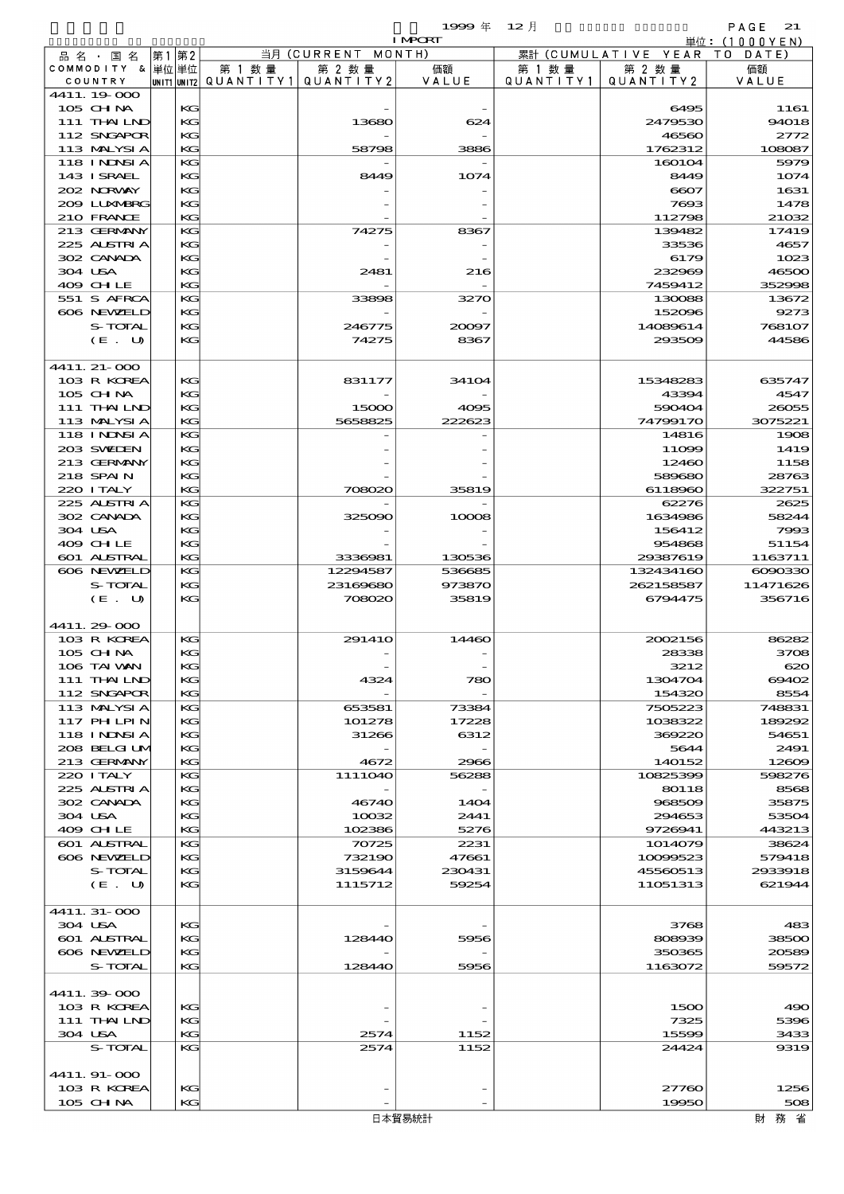1999 年 12 月 IMPORT

単位：(1000YEN)

| 品名・国名 COMMODITY & COUNTRY | 第1 単位 UNIT1 | 第2 単位 UNIT2 | 当月 (CURRENT MONTH) 第1数量 QUANTITY1 | 第2数量 QUANTITY2 | 価額 VALUE | 累計 (CUMULATIVE YEAR TO DATE) 第1数量 QUANTITY1 | 第2数量 QUANTITY2 | 価額 VALUE |
|---|---|---|---|---|---|---|---|---|
| 4411.19-000 | | | | | | | | |
| 105 CHINA | | KG | | - | - | | 6495 | 1161 |
| 111 THAILND | | KG | | 13680 | 624 | | 2479530 | 94018 |
| 112 SNGAPOR | | KG | | - | - | | 46560 | 2772 |
| 113 MALYSIA | | KG | | 58798 | 3886 | | 1762312 | 108087 |
| 118 INDNSIA | | KG | | - | - | | 160104 | 5979 |
| 143 ISRAEL | | KG | | 8449 | 1074 | | 8449 | 1074 |
| 202 NORWAY | | KG | | - | - | | 6607 | 1631 |
| 209 LUXMBRG | | KG | | - | - | | 7693 | 1478 |
| 210 FRANCE | | KG | | - | - | | 112798 | 21032 |
| 213 GERMANY | | KG | | 74275 | 8367 | | 139482 | 17419 |
| 225 AUSTRIA | | KG | | - | - | | 33536 | 4657 |
| 302 CANADA | | KG | | - | - | | 6179 | 1023 |
| 304 USA | | KG | | 2481 | 216 | | 232969 | 46500 |
| 409 CHILE | | KG | | - | - | | 7459412 | 352998 |
| 551 S AFRCA | | KG | | 33898 | 3270 | | 130088 | 13672 |
| 606 NEWZELD | | KG | | - | - | | 152096 | 9273 |
| S-TOTAL | | KG | | 246775 | 20097 | | 14089614 | 768107 |
| (E. U) | | KG | | 74275 | 8367 | | 293509 | 44586 |
| 4411.21-000 | | | | | | | | |
| 103 R KOREA | | KG | | 831177 | 34104 | | 15348283 | 635747 |
| 105 CHINA | | KG | | - | - | | 43394 | 4547 |
| 111 THAILND | | KG | | 15000 | 4095 | | 590404 | 26055 |
| 113 MALYSIA | | KG | | 5658825 | 222623 | | 74799170 | 3075221 |
| 118 INDNSIA | | KG | | - | - | | 14816 | 1908 |
| 203 SWEDEN | | KG | | - | - | | 11099 | 1419 |
| 213 GERMANY | | KG | | - | - | | 12460 | 1158 |
| 218 SPAIN | | KG | | - | - | | 589680 | 28763 |
| 220 ITALY | | KG | | 708020 | 35819 | | 6118960 | 322751 |
| 225 AUSTRIA | | KG | | - | - | | 62276 | 2625 |
| 302 CANADA | | KG | | 325090 | 10008 | | 1634986 | 58244 |
| 304 USA | | KG | | - | - | | 156412 | 7993 |
| 409 CHILE | | KG | | - | - | | 954868 | 51154 |
| 601 AUSTRAL | | KG | | 3336981 | 130536 | | 29387619 | 1163711 |
| 606 NEWZELD | | KG | | 12294587 | 536685 | | 132434160 | 6090330 |
| S-TOTAL | | KG | | 23169680 | 973870 | | 262158587 | 11471626 |
| (E. U) | | KG | | 708020 | 35819 | | 6794475 | 356716 |
| 4411.29-000 | | | | | | | | |
| 103 R KOREA | | KG | | 291410 | 14460 | | 2002156 | 86282 |
| 105 CHINA | | KG | | - | - | | 28338 | 3708 |
| 106 TAIWAN | | KG | | - | - | | 3212 | 620 |
| 111 THAILND | | KG | | 4324 | 780 | | 1304704 | 69402 |
| 112 SNGAPOR | | KG | | - | - | | 154320 | 8554 |
| 113 MALYSIA | | KG | | 653581 | 73384 | | 7505223 | 748831 |
| 117 PHLPIN | | KG | | 101278 | 17228 | | 1038322 | 189292 |
| 118 INDNSIA | | KG | | 31266 | 6312 | | 369220 | 54651 |
| 208 BELGIUM | | KG | | - | - | | 5644 | 2491 |
| 213 GERMANY | | KG | | 4672 | 2966 | | 140152 | 12609 |
| 220 ITALY | | KG | | 1111040 | 56288 | | 10825399 | 598276 |
| 225 AUSTRIA | | KG | | - | - | | 80118 | 8568 |
| 302 CANADA | | KG | | 46740 | 1404 | | 968509 | 35875 |
| 304 USA | | KG | | 10032 | 2441 | | 294653 | 53504 |
| 409 CHILE | | KG | | 102386 | 5276 | | 9726941 | 443213 |
| 601 AUSTRAL | | KG | | 70725 | 2231 | | 1014079 | 38624 |
| 606 NEWZELD | | KG | | 732190 | 47661 | | 10099523 | 579418 |
| S-TOTAL | | KG | | 3159644 | 230431 | | 45560513 | 2933918 |
| (E. U) | | KG | | 1115712 | 59254 | | 11051313 | 621944 |
| 4411.31-000 | | | | | | | | |
| 304 USA | | KG | | - | - | | 3768 | 483 |
| 601 AUSTRAL | | KG | | 128440 | 5956 | | 808939 | 38500 |
| 606 NEWZELD | | KG | | - | - | | 350365 | 20589 |
| S-TOTAL | | KG | | 128440 | 5956 | | 1163072 | 59572 |
| 4411.39-000 | | | | | | | | |
| 103 R KOREA | | KG | | - | - | | 1500 | 490 |
| 111 THAILND | | KG | | - | - | | 7325 | 5396 |
| 304 USA | | KG | | 2574 | 1152 | | 15599 | 3433 |
| S-TOTAL | | KG | | 2574 | 1152 | | 24424 | 9319 |
| 4411.91-000 | | | | | | | | |
| 103 R KOREA | | KG | | - | - | | 27760 | 1256 |
| 105 CHINA | | KG | | - | - | | 19950 | 508 |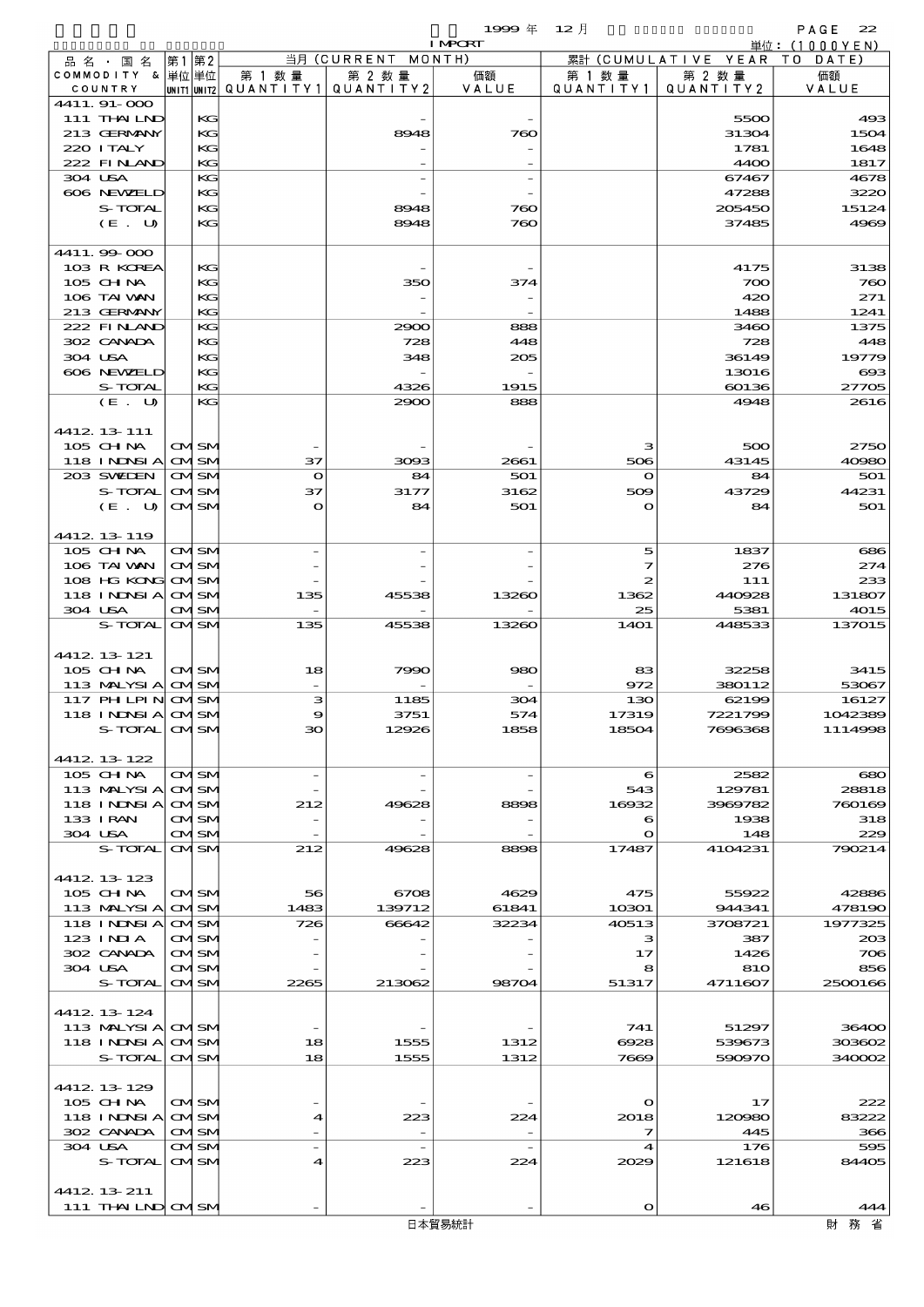1999 年 12 月 IMPORT

単位：(1000YEN)

| 品名・国名 COMMODITY & COUNTRY | 第1 単位 UNIT1 | 第2 単位 UNIT2 | 当月 (CURRENT MONTH) 第1数量 QUANTITY1 | 第2数量 QUANTITY2 | 価額 VALUE | 累計 (CUMULATIVE YEAR TO DATE) 第1数量 QUANTITY1 | 第2数量 QUANTITY2 | 価額 VALUE |
|---|---|---|---|---|---|---|---|---|
| 4411.91-000 | | | | | | | | |
| 111 THAILND | | KG | | - | - | | 5500 | 493 |
| 213 GERMANY | | KG | | 8948 | 760 | | 31304 | 1504 |
| 220 ITALY | | KG | | - | - | | 1781 | 1648 |
| 222 FINLAND | | KG | | - | - | | 4400 | 1817 |
| 304 USA | | KG | | - | - | | 67467 | 4678 |
| 606 NEWZELD | | KG | | - | - | | 47288 | 3220 |
| S-TOTAL | | KG | | 8948 | 760 | | 205450 | 15124 |
| (E. U) | | KG | | 8948 | 760 | | 37485 | 4969 |
| 4411.99-000 | | | | | | | | |
| 103 R KOREA | | KG | | - | - | | 4175 | 3138 |
| 105 CHINA | | KG | | 350 | 374 | | 700 | 760 |
| 106 TAIWAN | | KG | | - | - | | 420 | 271 |
| 213 GERMANY | | KG | | - | - | | 1488 | 1241 |
| 222 FINLAND | | KG | | 2900 | 888 | | 3460 | 1375 |
| 302 CANADA | | KG | | 728 | 448 | | 728 | 448 |
| 304 USA | | KG | | 348 | 205 | | 36149 | 19779 |
| 606 NEWZELD | | KG | | - | - | | 13016 | 693 |
| S-TOTAL | | KG | | 4326 | 1915 | | 60136 | 27705 |
| (E. U) | | KG | | 2900 | 888 | | 4948 | 2616 |
| 4412.13-111 | | | | | | | | |
| 105 CHINA | CM | SM | - | - | - | 3 | 500 | 2750 |
| 118 INDNSIA | CM | SM | 37 | 3093 | 2661 | 506 | 43145 | 40980 |
| 203 SWEDEN | CM | SM | 0 | 84 | 501 | 0 | 84 | 501 |
| S-TOTAL | CM | SM | 37 | 3177 | 3162 | 509 | 43729 | 44231 |
| (E. U) | CM | SM | 0 | 84 | 501 | 0 | 84 | 501 |
| 4412.13-119 | | | | | | | | |
| 105 CHINA | CM | SM | - | - | - | 5 | 1837 | 686 |
| 106 TAIWAN | CM | SM | - | - | - | 7 | 276 | 274 |
| 108 HG KONG | CM | SM | - | - | - | 2 | 111 | 233 |
| 118 INDNSIA | CM | SM | 135 | 45538 | 13260 | 1362 | 440928 | 131807 |
| 304 USA | CM | SM | - | - | - | 25 | 5381 | 4015 |
| S-TOTAL | CM | SM | 135 | 45538 | 13260 | 1401 | 448533 | 137015 |
| 4412.13-121 | | | | | | | | |
| 105 CHINA | CM | SM | 18 | 7990 | 980 | 83 | 32258 | 3415 |
| 113 MALYSIA | CM | SM | - | - | - | 972 | 380112 | 53067 |
| 117 PHLPIN | CM | SM | 3 | 1185 | 304 | 130 | 62199 | 16127 |
| 118 INDNSIA | CM | SM | 9 | 3751 | 574 | 17319 | 7221799 | 1042389 |
| S-TOTAL | CM | SM | 30 | 12926 | 1858 | 18504 | 7696368 | 1114998 |
| 4412.13-122 | | | | | | | | |
| 105 CHINA | CM | SM | - | - | - | 6 | 2582 | 680 |
| 113 MALYSIA | CM | SM | - | - | - | 543 | 129781 | 28818 |
| 118 INDNSIA | CM | SM | 212 | 49628 | 8898 | 16932 | 3969782 | 760169 |
| 133 IRAN | CM | SM | - | - | - | 6 | 1938 | 318 |
| 304 USA | CM | SM | - | - | - | 0 | 148 | 229 |
| S-TOTAL | CM | SM | 212 | 49628 | 8898 | 17487 | 4104231 | 790214 |
| 4412.13-123 | | | | | | | | |
| 105 CHINA | CM | SM | 56 | 6708 | 4629 | 475 | 55922 | 42886 |
| 113 MALYSIA | CM | SM | 1483 | 139712 | 61841 | 10301 | 944341 | 478190 |
| 118 INDNSIA | CM | SM | 726 | 66642 | 32234 | 40513 | 3708721 | 1977325 |
| 123 INDIA | CM | SM | - | - | - | 3 | 387 | 203 |
| 302 CANADA | CM | SM | - | - | - | 17 | 1426 | 706 |
| 304 USA | CM | SM | - | - | - | 8 | 810 | 856 |
| S-TOTAL | CM | SM | 2265 | 213062 | 98704 | 51317 | 4711607 | 2500166 |
| 4412.13-124 | | | | | | | | |
| 113 MALYSIA | CM | SM | - | - | - | 741 | 51297 | 36400 |
| 118 INDNSIA | CM | SM | 18 | 1555 | 1312 | 6928 | 539673 | 303602 |
| S-TOTAL | CM | SM | 18 | 1555 | 1312 | 7669 | 590970 | 340002 |
| 4412.13-129 | | | | | | | | |
| 105 CHINA | CM | SM | - | - | - | 0 | 17 | 222 |
| 118 INDNSIA | CM | SM | 4 | 223 | 224 | 2018 | 120980 | 83222 |
| 302 CANADA | CM | SM | - | - | - | 7 | 445 | 366 |
| 304 USA | CM | SM | - | - | - | 4 | 176 | 595 |
| S-TOTAL | CM | SM | 4 | 223 | 224 | 2029 | 121618 | 84405 |
| 4412.13-211 | | | | | | | | |
| 111 THAILND | CM | SM | - | - | - | 0 | 46 | 444 |

日本貿易統計　財務省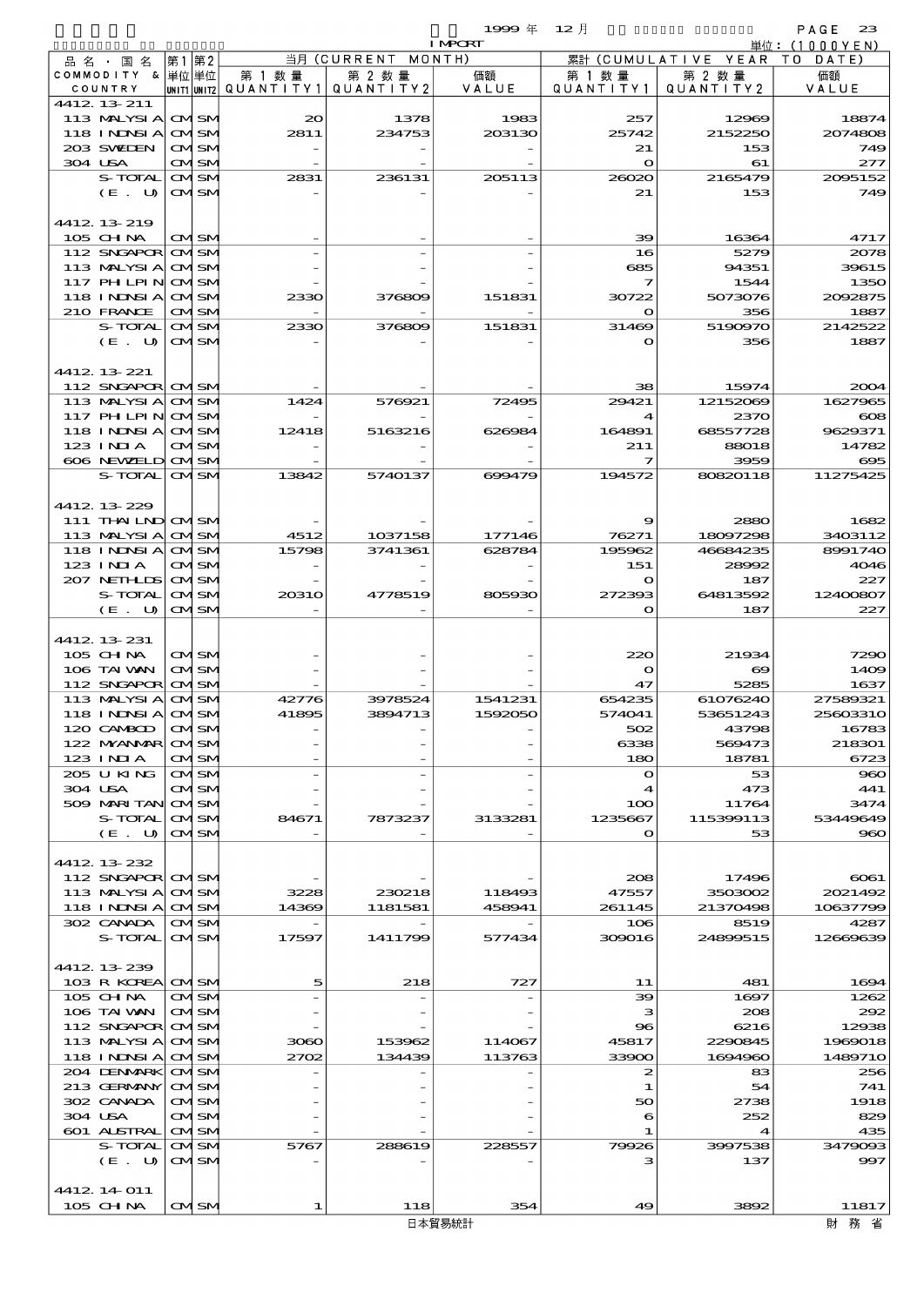1999 年 12 月 IMPORT

単位：(1000YEN)

| 品名・国名 COMMODITY & COUNTRY | 第1 単位 UNIT1 | 第2 単位 UNIT2 | 当月 (CURRENT MONTH) 第1数量 QUANTITY1 | 第2数量 QUANTITY2 | 価額 VALUE | 累計 (CUMULATIVE YEAR TO DATE) 第1数量 QUANTITY1 | 第2数量 QUANTITY2 | 価額 VALUE |
|---|---|---|---|---|---|---|---|---|
| 4412.13-211 | | | | | | | | |
| 113 MALYSIA | CM | SM | 20 | 1378 | 1983 | 257 | 12969 | 18874 |
| 118 INDNSIA | CM | SM | 2811 | 234753 | 203130 | 25742 | 2152250 | 2074808 |
| 203 SWEDEN | CM | SM | - | - | - | 21 | 153 | 749 |
| 304 USA | CM | SM | - | - | - | 0 | 61 | 277 |
| S-TOTAL | CM | SM | 2831 | 236131 | 205113 | 26020 | 2165479 | 2095152 |
| (E. U) | CM | SM | - | - | - | 21 | 153 | 749 |
| 4412.13-219 | | | | | | | | |
| 105 CHINA | CM | SM | - | - | - | 39 | 16364 | 4717 |
| 112 SNGAPOR | CM | SM | - | - | - | 16 | 5279 | 2078 |
| 113 MALYSIA | CM | SM | - | - | - | 685 | 94351 | 39615 |
| 117 PHLPIN | CM | SM | - | - | - | 7 | 1544 | 1350 |
| 118 INDNSIA | CM | SM | 2330 | 376809 | 151831 | 30722 | 5073076 | 2092875 |
| 210 FRANCE | CM | SM | - | - | - | 0 | 356 | 1887 |
| S-TOTAL | CM | SM | 2330 | 376809 | 151831 | 31469 | 5190970 | 2142522 |
| (E. U) | CM | SM | - | - | - | 0 | 356 | 1887 |
| 4412.13-221 | | | | | | | | |
| 112 SNGAPOR | CM | SM | - | - | - | 38 | 15974 | 2004 |
| 113 MALYSIA | CM | SM | 1424 | 576921 | 72495 | 29421 | 12152069 | 1627965 |
| 117 PHLPIN | CM | SM | - | - | - | 4 | 2370 | 608 |
| 118 INDNSIA | CM | SM | 12418 | 5163216 | 626984 | 164891 | 68557728 | 9629371 |
| 123 INDIA | CM | SM | - | - | - | 211 | 88018 | 14782 |
| 606 NEWZELD | CM | SM | - | - | - | 7 | 3959 | 695 |
| S-TOTAL | CM | SM | 13842 | 5740137 | 699479 | 194572 | 80820118 | 11275425 |
| 4412.13-229 | | | | | | | | |
| 111 THAILND | CM | SM | - | - | - | 9 | 2880 | 1682 |
| 113 MALYSIA | CM | SM | 4512 | 1037158 | 177146 | 76271 | 18097298 | 3403112 |
| 118 INDNSIA | CM | SM | 15798 | 3741361 | 628784 | 195962 | 46684235 | 8991740 |
| 123 INDIA | CM | SM | - | - | - | 151 | 28992 | 4046 |
| 207 NETHLDS | CM | SM | - | - | - | 0 | 187 | 227 |
| S-TOTAL | CM | SM | 20310 | 4778519 | 805930 | 272393 | 64813592 | 12400807 |
| (E. U) | CM | SM | - | - | - | 0 | 187 | 227 |
| 4412.13-231 | | | | | | | | |
| 105 CHINA | CM | SM | - | - | - | 220 | 21934 | 7290 |
| 106 TAIWAN | CM | SM | - | - | - | 0 | 69 | 1409 |
| 112 SNGAPOR | CM | SM | - | - | - | 47 | 5285 | 1637 |
| 113 MALYSIA | CM | SM | 42776 | 3978524 | 1541231 | 654235 | 61076240 | 27589321 |
| 118 INDNSIA | CM | SM | 41895 | 3894713 | 1592050 | 574041 | 53651243 | 25603310 |
| 120 CAMBOD | CM | SM | - | - | - | 502 | 43798 | 16783 |
| 122 MYANMAR | CM | SM | - | - | - | 6338 | 569473 | 218301 |
| 123 INDIA | CM | SM | - | - | - | 180 | 18781 | 6723 |
| 205 U KING | CM | SM | - | - | - | 0 | 53 | 960 |
| 304 USA | CM | SM | - | - | - | 4 | 473 | 441 |
| 509 MARITAN | CM | SM | - | - | - | 100 | 11764 | 3474 |
| S-TOTAL | CM | SM | 84671 | 7873237 | 3133281 | 1235667 | 115399113 | 53449649 |
| (E. U) | CM | SM | - | - | - | 0 | 53 | 960 |
| 4412.13-232 | | | | | | | | |
| 112 SNGAPOR | CM | SM | - | - | - | 208 | 17496 | 6061 |
| 113 MALYSIA | CM | SM | 3228 | 230218 | 118493 | 47557 | 3503002 | 2021492 |
| 118 INDNSIA | CM | SM | 14369 | 1181581 | 458941 | 261145 | 21370498 | 10637799 |
| 302 CANADA | CM | SM | - | - | - | 106 | 8519 | 4287 |
| S-TOTAL | CM | SM | 17597 | 1411799 | 577434 | 309016 | 24899515 | 12669639 |
| 4412.13-239 | | | | | | | | |
| 103 R KOREA | CM | SM | 5 | 218 | 727 | 11 | 481 | 1694 |
| 105 CHINA | CM | SM | - | - | - | 39 | 1697 | 1262 |
| 106 TAIWAN | CM | SM | - | - | - | 3 | 208 | 292 |
| 112 SNGAPOR | CM | SM | - | - | - | 96 | 6216 | 12938 |
| 113 MALYSIA | CM | SM | 3060 | 153962 | 114067 | 45817 | 2290845 | 1969018 |
| 118 INDNSIA | CM | SM | 2702 | 134439 | 113763 | 33900 | 1694960 | 1489710 |
| 204 DENMARK | CM | SM | - | - | - | 2 | 83 | 256 |
| 213 GERMANY | CM | SM | - | - | - | 1 | 54 | 741 |
| 302 CANADA | CM | SM | - | - | - | 50 | 2738 | 1918 |
| 304 USA | CM | SM | - | - | - | 6 | 252 | 829 |
| 601 AUSTRAL | CM | SM | - | - | - | 1 | 4 | 435 |
| S-TOTAL | CM | SM | 5767 | 288619 | 228557 | 79926 | 3997538 | 3479093 |
| (E. U) | CM | SM | - | - | - | 3 | 137 | 997 |
| 4412.14-011 | | | | | | | | |
| 105 CHINA | CM | SM | 1 | 118 | 354 | 49 | 3892 | 11817 |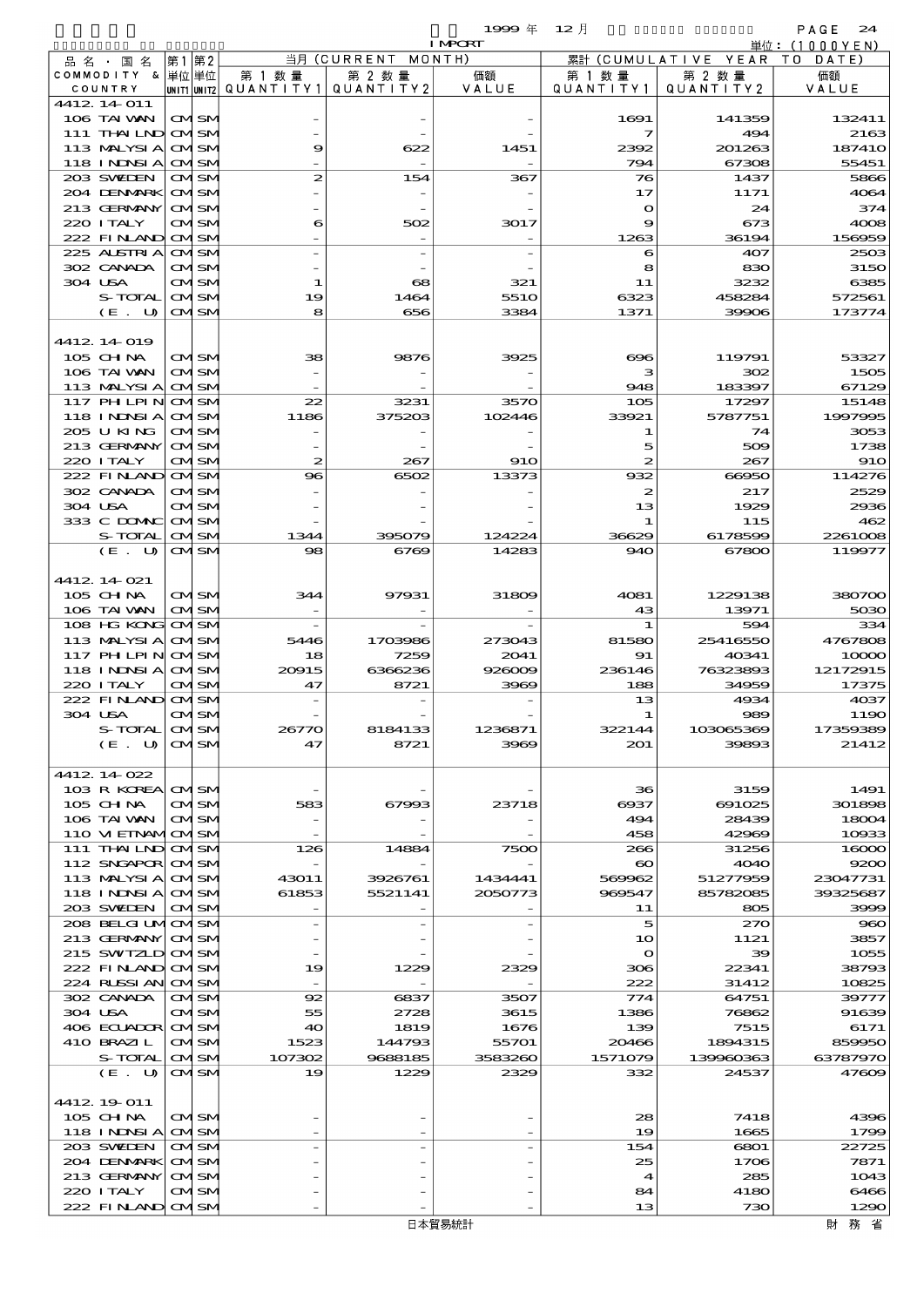1999 年 12 月 IMPORT

単位：(1000YEN)

| 品名・国名 COMMODITY & COUNTRY | 第1 単位 UNIT1 | 第2 単位 UNIT2 | 当月 (CURRENT MONTH) 第1数量 QUANTITY1 | 第2数量 QUANTITY2 | 価額 VALUE | 累計 (CUMULATIVE YEAR TO DATE) 第1数量 QUANTITY1 | 第2数量 QUANTITY2 | 価額 VALUE |
|---|---|---|---|---|---|---|---|---|
| 4412.14-019 | | | | | | | | |
| 106 TAIWAN | CM | SM | - | - | - | 1691 | 141359 | 132411 |
| 111 THAILND | CM | SM | - | - | - | 7 | 494 | 2163 |
| 113 MALYSIA | CM | SM | 9 | 622 | 1451 | 2392 | 201263 | 187410 |
| 118 INDNSIA | CM | SM | - | - | - | 794 | 67308 | 55451 |
| 203 SWEDEN | CM | SM | 2 | 154 | 367 | 76 | 1437 | 5866 |
| 204 DENMARK | CM | SM | - | - | - | 17 | 1171 | 4064 |
| 213 GERMANY | CM | SM | - | - | - | 0 | 24 | 374 |
| 220 ITALY | CM | SM | 6 | 502 | 3017 | 9 | 673 | 4008 |
| 222 FINLAND | CM | SM | - | - | - | 1263 | 36194 | 156959 |
| 225 AUSTRIA | CM | SM | - | - | - | 6 | 407 | 2503 |
| 302 CANADA | CM | SM | - | - | - | 8 | 830 | 3150 |
| 304 USA | CM | SM | 1 | 68 | 321 | 11 | 3232 | 6385 |
| S-TOTAL | CM | SM | 19 | 1464 | 5510 | 6323 | 458284 | 572561 |
| (E. U) | CM | SM | 8 | 656 | 3384 | 1371 | 39906 | 173774 |
| 4412.14-019 | | | | | | | | |
| 105 CHINA | CM | SM | 38 | 9876 | 3925 | 696 | 119791 | 53327 |
| 106 TAIWAN | CM | SM | - | - | - | 3 | 302 | 1505 |
| 113 MALYSIA | CM | SM | - | - | - | 948 | 183397 | 67129 |
| 117 PHILPIN | CM | SM | 22 | 3231 | 3570 | 105 | 17297 | 15148 |
| 118 INDNSIA | CM | SM | 1186 | 375203 | 102446 | 33921 | 5787751 | 1997995 |
| 205 U KING | CM | SM | - | - | - | 1 | 74 | 3053 |
| 213 GERMANY | CM | SM | - | - | - | 5 | 509 | 1738 |
| 220 ITALY | CM | SM | 2 | 267 | 910 | 2 | 267 | 910 |
| 222 FINLAND | CM | SM | 96 | 6502 | 13373 | 932 | 66950 | 114276 |
| 302 CANADA | CM | SM | - | - | - | 2 | 217 | 2529 |
| 304 USA | CM | SM | - | - | - | 13 | 1929 | 2936 |
| 333 C DOMNC | CM | SM | - | - | - | 1 | 115 | 462 |
| S-TOTAL | CM | SM | 1344 | 395079 | 124224 | 36629 | 6178599 | 2261008 |
| (E. U) | CM | SM | 98 | 6769 | 14283 | 940 | 67800 | 119977 |
| 4412.14-021 | | | | | | | | |
| 105 CHINA | CM | SM | 344 | 97931 | 31809 | 4081 | 1229138 | 380700 |
| 106 TAIWAN | CM | SM | - | - | - | 43 | 13971 | 5030 |
| 108 HG KONG | CM | SM | - | - | - | 1 | 594 | 334 |
| 113 MALYSIA | CM | SM | 5446 | 1703986 | 273043 | 81580 | 25416550 | 4767808 |
| 117 PHILPIN | CM | SM | 18 | 7259 | 2041 | 91 | 40341 | 10000 |
| 118 INDNSIA | CM | SM | 20915 | 6366236 | 926009 | 236146 | 76323893 | 12172915 |
| 220 ITALY | CM | SM | 47 | 8721 | 3969 | 188 | 34959 | 17375 |
| 222 FINLAND | CM | SM | - | - | - | 13 | 4934 | 4037 |
| 304 USA | CM | SM | - | - | - | 1 | 989 | 1190 |
| S-TOTAL | CM | SM | 26770 | 8184133 | 1236871 | 322144 | 103065369 | 17359389 |
| (E. U) | CM | SM | 47 | 8721 | 3969 | 201 | 39893 | 21412 |
| 4412.14-022 | | | | | | | | |
| 103 R KOREA | CM | SM | - | - | - | 36 | 3159 | 1491 |
| 105 CHINA | CM | SM | 583 | 67993 | 23718 | 6937 | 691025 | 301898 |
| 106 TAIWAN | CM | SM | - | - | - | 494 | 28439 | 18004 |
| 110 VIETNAM | CM | SM | - | - | - | 458 | 42969 | 10933 |
| 111 THAILND | CM | SM | 126 | 14884 | 7500 | 266 | 31256 | 16000 |
| 112 SNGAPOR | CM | SM | - | - | - | 60 | 4040 | 9200 |
| 113 MALYSIA | CM | SM | 43011 | 3926761 | 1434441 | 569962 | 51277959 | 23047731 |
| 118 INDNSIA | CM | SM | 61853 | 5521141 | 2050773 | 969547 | 85782085 | 39325687 |
| 203 SWEDEN | CM | SM | - | - | - | 11 | 805 | 3999 |
| 208 BELGIUM | CM | SM | - | - | - | 5 | 270 | 960 |
| 213 GERMANY | CM | SM | - | - | - | 10 | 1121 | 3857 |
| 215 SWITZLD | CM | SM | - | - | - | 0 | 39 | 1055 |
| 222 FINLAND | CM | SM | 19 | 1229 | 2329 | 306 | 22341 | 38793 |
| 224 RUSSIAN | CM | SM | - | - | - | 222 | 31412 | 10825 |
| 302 CANADA | CM | SM | 92 | 6837 | 3507 | 774 | 64751 | 39777 |
| 304 USA | CM | SM | 55 | 2728 | 3615 | 1386 | 76862 | 91639 |
| 406 ECUADOR | CM | SM | 40 | 1819 | 1676 | 139 | 7515 | 6171 |
| 410 BRAZIL | CM | SM | 1523 | 144793 | 55701 | 20466 | 1894315 | 859950 |
| S-TOTAL | CM | SM | 107302 | 9688185 | 3583260 | 1571079 | 139960363 | 63787970 |
| (E. U) | CM | SM | 19 | 1229 | 2329 | 332 | 24537 | 47609 |
| 4412.19-011 | | | | | | | | |
| 105 CHINA | CM | SM | - | - | - | 28 | 7418 | 4396 |
| 118 INDNSIA | CM | SM | - | - | - | 19 | 1665 | 1799 |
| 203 SWEDEN | CM | SM | - | - | - | 154 | 6801 | 22725 |
| 204 DENMARK | CM | SM | - | - | - | 25 | 1706 | 7871 |
| 213 GERMANY | CM | SM | - | - | - | 4 | 285 | 1043 |
| 220 ITALY | CM | SM | - | - | - | 84 | 4180 | 6466 |
| 222 FINLAND | CM | SM | - | - | - | 13 | 730 | 1290 |

日本貿易統計　財務省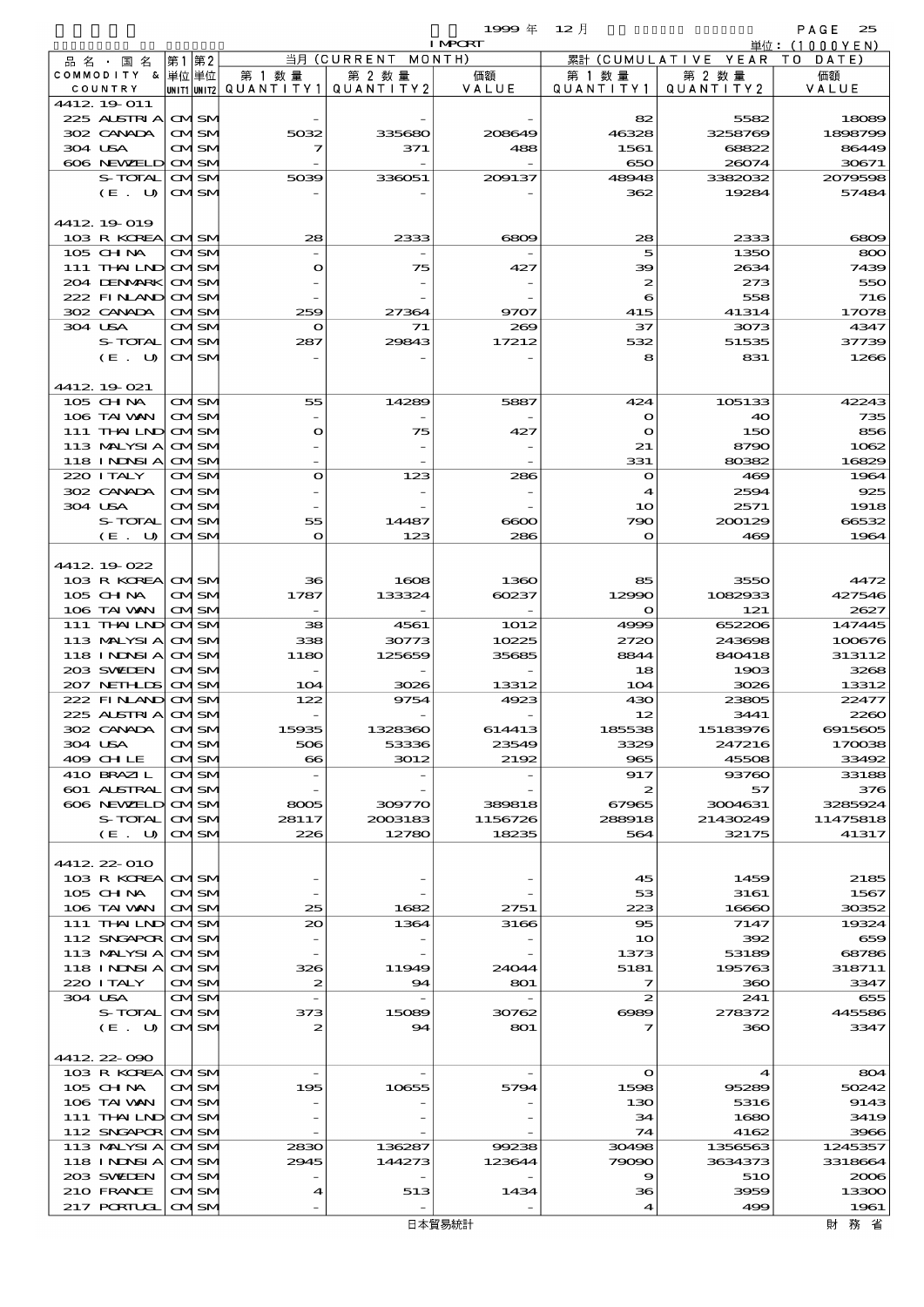1999 年 12 月 IMPORT 単位：(1000YEN)

| 品名・国名 COMMODITY & COUNTRY | 第1 単位 UNIT1 | 第2 単位 UNIT2 | 当月 (CURRENT MONTH) 第1数量 QUANTITY1 | 第2数量 QUANTITY2 | 価額 VALUE | 累計 (CUMULATIVE YEAR TO DATE) 第1数量 QUANTITY1 | 第2数量 QUANTITY2 | 価額 VALUE |
|---|---|---|---|---|---|---|---|---|
| 4412.19-011 | | | | | | | | |
| 225 AUSTRIA | CM | SM | - | - | - | 82 | 5582 | 18089 |
| 302 CANADA | CM | SM | 5032 | 335680 | 208649 | 46328 | 3258769 | 1898799 |
| 304 USA | CM | SM | 7 | 371 | 488 | 1561 | 68822 | 86449 |
| 606 NEWZELD | CM | SM | - | - | - | 650 | 26074 | 30671 |
| S-TOTAL | CM | SM | 5039 | 336051 | 209137 | 48948 | 3382032 | 2079598 |
| (E. U) | CM | SM | - | - | - | 362 | 19284 | 57484 |
| 4412.19-019 | | | | | | | | |
| 103 R KOREA | CM | SM | 28 | 2333 | 6809 | 28 | 2333 | 6809 |
| 105 CHINA | CM | SM | - | - | - | 5 | 1350 | 800 |
| 111 THAILND | CM | SM | 0 | 75 | 427 | 39 | 2634 | 7439 |
| 204 DENMARK | CM | SM | - | - | - | 2 | 273 | 550 |
| 222 FINLAND | CM | SM | - | - | - | 6 | 558 | 716 |
| 302 CANADA | CM | SM | 259 | 27364 | 9707 | 415 | 41314 | 17078 |
| 304 USA | CM | SM | 0 | 71 | 269 | 37 | 3073 | 4347 |
| S-TOTAL | CM | SM | 287 | 29843 | 17212 | 532 | 51535 | 37739 |
| (E. U) | CM | SM | - | - | - | 8 | 831 | 1266 |
| 4412.19-021 | | | | | | | | |
| 105 CHINA | CM | SM | 55 | 14289 | 5887 | 424 | 105133 | 42243 |
| 106 TAIWAN | CM | SM | - | - | - | 0 | 40 | 735 |
| 111 THAILND | CM | SM | 0 | 75 | 427 | 0 | 150 | 856 |
| 113 MALYSIA | CM | SM | - | - | - | 21 | 8790 | 1062 |
| 118 INDNSIA | CM | SM | - | - | - | 331 | 80382 | 16829 |
| 220 ITALY | CM | SM | 0 | 123 | 286 | 0 | 469 | 1964 |
| 302 CANADA | CM | SM | - | - | - | 4 | 2594 | 925 |
| 304 USA | CM | SM | - | - | - | 10 | 2571 | 1918 |
| S-TOTAL | CM | SM | 55 | 14487 | 6600 | 790 | 200129 | 66532 |
| (E. U) | CM | SM | 0 | 123 | 286 | 0 | 469 | 1964 |
| 4412.19-022 | | | | | | | | |
| 103 R KOREA | CM | SM | 36 | 1608 | 1360 | 85 | 3550 | 4472 |
| 105 CHINA | CM | SM | 1787 | 133324 | 60237 | 12990 | 1082933 | 427546 |
| 106 TAIWAN | CM | SM | - | - | - | 0 | 121 | 2627 |
| 111 THAILND | CM | SM | 38 | 4561 | 1012 | 4999 | 652206 | 147445 |
| 113 MALYSIA | CM | SM | 338 | 30773 | 10225 | 2720 | 243698 | 100676 |
| 118 INDNSIA | CM | SM | 1180 | 125659 | 35685 | 8844 | 840418 | 313112 |
| 203 SWEDEN | CM | SM | - | - | - | 18 | 1903 | 3268 |
| 207 NETHLDS | CM | SM | 104 | 3026 | 13312 | 104 | 3026 | 13312 |
| 222 FINLAND | CM | SM | 122 | 9754 | 4923 | 430 | 23805 | 22477 |
| 225 AUSTRIA | CM | SM | - | - | - | 12 | 3441 | 2260 |
| 302 CANADA | CM | SM | 15935 | 1328360 | 614413 | 185538 | 15183976 | 6915605 |
| 304 USA | CM | SM | 506 | 53336 | 23549 | 3329 | 247216 | 170038 |
| 409 CHILE | CM | SM | 66 | 3012 | 2192 | 965 | 45508 | 33492 |
| 410 BRAZIL | CM | SM | - | - | - | 917 | 93760 | 33188 |
| 601 AUSTRAL | CM | SM | - | - | - | 2 | 57 | 376 |
| 606 NEWZELD | CM | SM | 8005 | 309770 | 389818 | 67965 | 3004631 | 3285924 |
| S-TOTAL | CM | SM | 28117 | 2003183 | 1156726 | 288918 | 21430249 | 11475818 |
| (E. U) | CM | SM | 226 | 12780 | 18235 | 564 | 32175 | 41317 |
| 4412.22-010 | | | | | | | | |
| 103 R KOREA | CM | SM | - | - | - | 45 | 1459 | 2185 |
| 105 CHINA | CM | SM | - | - | - | 53 | 3161 | 1567 |
| 106 TAIWAN | CM | SM | 25 | 1682 | 2751 | 223 | 16660 | 30352 |
| 111 THAILND | CM | SM | 20 | 1364 | 3166 | 95 | 7147 | 19324 |
| 112 SNGAPOR | CM | SM | - | - | - | 10 | 392 | 659 |
| 113 MALYSIA | CM | SM | - | - | - | 1373 | 53189 | 68786 |
| 118 INDNSIA | CM | SM | 326 | 11949 | 24044 | 5181 | 195763 | 318711 |
| 220 ITALY | CM | SM | 2 | 94 | 801 | 7 | 360 | 3347 |
| 304 USA | CM | SM | - | - | - | 2 | 241 | 655 |
| S-TOTAL | CM | SM | 373 | 15089 | 30762 | 6989 | 278372 | 445586 |
| (E. U) | CM | SM | 2 | 94 | 801 | 7 | 360 | 3347 |
| 4412.22-090 | | | | | | | | |
| 103 R KOREA | CM | SM | - | - | - | 0 | 4 | 804 |
| 105 CHINA | CM | SM | 195 | 10655 | 5794 | 1598 | 95289 | 50242 |
| 106 TAIWAN | CM | SM | - | - | - | 130 | 5316 | 9143 |
| 111 THAILND | CM | SM | - | - | - | 34 | 1680 | 3419 |
| 112 SNGAPOR | CM | SM | - | - | - | 74 | 4162 | 3966 |
| 113 MALYSIA | CM | SM | 2830 | 136287 | 99238 | 30498 | 1356563 | 1245357 |
| 118 INDNSIA | CM | SM | 2945 | 144273 | 123644 | 79090 | 3634373 | 3318664 |
| 203 SWEDEN | CM | SM | - | - | - | 9 | 510 | 2006 |
| 210 FRANCE | CM | SM | 4 | 513 | 1434 | 36 | 3959 | 13300 |
| 217 PORTUGL | CM | SM | - | - | - | 4 | 499 | 1961 |

日本貿易統計　財務省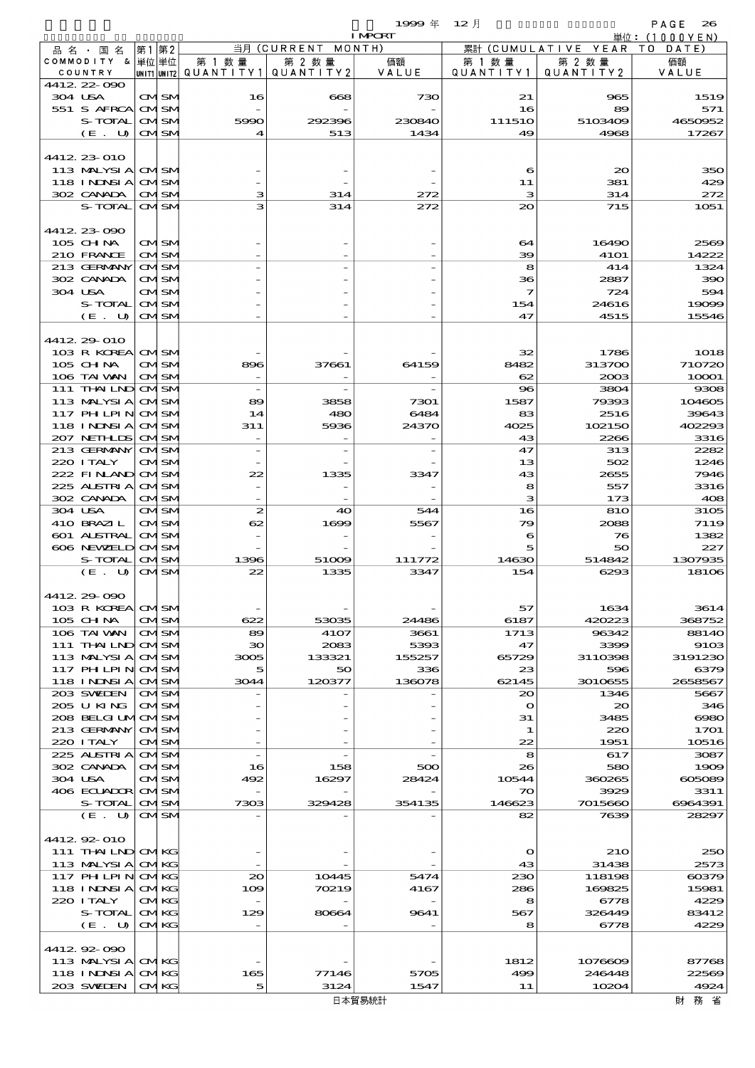1999 年 12 月 IMPORT

単位：(1000YEN)

| 品名・国名 COMMODITY & COUNTRY | 第1 単位 UNIT1 | 第2 単位 UNIT2 | 当月 (CURRENT MONTH) 第1数量 QUANTITY1 | 第2数量 QUANTITY2 | 価額 VALUE | 累計 (CUMULATIVE YEAR TO DATE) 第1数量 QUANTITY1 | 第2数量 QUANTITY2 | 価額 VALUE |
|---|---|---|---|---|---|---|---|---|
| 4412.22-090 | | | | | | | | |
| 304 USA | CM | SM | 16 | 668 | 730 | 21 | 965 | 1519 |
| 551 S AFRCA | CM | SM | - | - | - | 16 | 89 | 571 |
| S-TOTAL | CM | SM | 5990 | 292396 | 230840 | 111510 | 5103409 | 4650952 |
| (E. U) | CM | SM | 4 | 513 | 1434 | 49 | 4968 | 17267 |
| 4412.23-010 | | | | | | | | |
| 113 MALYSIA | CM | SM | - | - | - | 6 | 20 | 350 |
| 118 INDNSIA | CM | SM | - | - | - | 11 | 381 | 429 |
| 302 CANADA | CM | SM | 3 | 314 | 272 | 3 | 314 | 272 |
| S-TOTAL | CM | SM | 3 | 314 | 272 | 20 | 715 | 1051 |
| 4412.23-090 | | | | | | | | |
| 105 CHINA | CM | SM | - | - | - | 64 | 16490 | 2569 |
| 210 FRANCE | CM | SM | - | - | - | 39 | 4101 | 14222 |
| 213 GERMANY | CM | SM | - | - | - | 8 | 414 | 1324 |
| 302 CANADA | CM | SM | - | - | - | 36 | 2887 | 390 |
| 304 USA | CM | SM | - | - | - | 7 | 724 | 594 |
| S-TOTAL | CM | SM | - | - | - | 154 | 24616 | 19099 |
| (E. U) | CM | SM | - | - | - | 47 | 4515 | 15546 |
| 4412.29-010 | | | | | | | | |
| 103 R KOREA | CM | SM | - | - | - | 32 | 1786 | 1018 |
| 105 CHINA | CM | SM | 896 | 37661 | 64159 | 8482 | 313700 | 710720 |
| 106 TAIWAN | CM | SM | - | - | - | 62 | 2003 | 10001 |
| 111 THAILND | CM | SM | - | - | - | 96 | 3804 | 9308 |
| 113 MALYSIA | CM | SM | 89 | 3858 | 7301 | 1587 | 79393 | 104605 |
| 117 PHLPIN | CM | SM | 14 | 480 | 6484 | 83 | 2516 | 39643 |
| 118 INDNSIA | CM | SM | 311 | 5936 | 24370 | 4025 | 102150 | 402293 |
| 207 NETHLDS | CM | SM | - | - | - | 43 | 2266 | 3316 |
| 213 GERMANY | CM | SM | - | - | - | 47 | 313 | 2282 |
| 220 ITALY | CM | SM | - | - | - | 13 | 502 | 1246 |
| 222 FINLAND | CM | SM | 22 | 1335 | 3347 | 43 | 2655 | 7946 |
| 225 AUSTRIA | CM | SM | - | - | - | 8 | 557 | 3316 |
| 302 CANADA | CM | SM | - | - | - | 3 | 173 | 408 |
| 304 USA | CM | SM | 2 | 40 | 544 | 16 | 810 | 3105 |
| 410 BRAZIL | CM | SM | 62 | 1699 | 5567 | 79 | 2088 | 7119 |
| 601 AUSTRAL | CM | SM | - | - | - | 6 | 76 | 1382 |
| 606 NEWZELD | CM | SM | - | - | - | 5 | 50 | 227 |
| S-TOTAL | CM | SM | 1396 | 51009 | 111772 | 14630 | 514842 | 1307935 |
| (E. U) | CM | SM | 22 | 1335 | 3347 | 154 | 6293 | 18106 |
| 4412.29-090 | | | | | | | | |
| 103 R KOREA | CM | SM | - | - | - | 57 | 1634 | 3614 |
| 105 CHINA | CM | SM | 622 | 53035 | 24486 | 6187 | 420223 | 368752 |
| 106 TAIWAN | CM | SM | 89 | 4107 | 3661 | 1713 | 96342 | 88140 |
| 111 THAILND | CM | SM | 30 | 2083 | 5393 | 47 | 3399 | 9103 |
| 113 MALYSIA | CM | SM | 3005 | 133321 | 155257 | 65729 | 3110398 | 3191230 |
| 117 PHLPIN | CM | SM | 5 | 50 | 336 | 23 | 596 | 6379 |
| 118 INDNSIA | CM | SM | 3044 | 120377 | 136078 | 62145 | 3010655 | 2658567 |
| 203 SWEDEN | CM | SM | - | - | - | 20 | 1346 | 5667 |
| 205 U KING | CM | SM | - | - | - | 0 | 20 | 346 |
| 208 BELGIUM | CM | SM | - | - | - | 31 | 3485 | 6980 |
| 213 GERMANY | CM | SM | - | - | - | 1 | 220 | 1701 |
| 220 ITALY | CM | SM | - | - | - | 22 | 1951 | 10516 |
| 225 AUSTRIA | CM | SM | - | - | - | 8 | 617 | 3087 |
| 302 CANADA | CM | SM | 16 | 158 | 500 | 26 | 580 | 1909 |
| 304 USA | CM | SM | 492 | 16297 | 28424 | 10544 | 360265 | 605089 |
| 406 ECUADOR | CM | SM | - | - | - | 70 | 3929 | 3311 |
| S-TOTAL | CM | SM | 7303 | 329428 | 354135 | 146623 | 7015660 | 6964391 |
| (E. U) | CM | SM | - | - | - | 82 | 7639 | 28297 |
| 4412.92-010 | | | | | | | | |
| 111 THAILND | CM | KG | - | - | - | 0 | 210 | 250 |
| 113 MALYSIA | CM | KG | - | - | - | 43 | 31438 | 2573 |
| 117 PHLPIN | CM | KG | 20 | 10445 | 5474 | 230 | 118198 | 60379 |
| 118 INDNSIA | CM | KG | 109 | 70219 | 4167 | 286 | 169825 | 15981 |
| 220 ITALY | CM | KG | - | - | - | 8 | 6778 | 4229 |
| S-TOTAL | CM | KG | 129 | 80664 | 9641 | 567 | 326449 | 83412 |
| (E. U) | CM | KG | - | - | - | 8 | 6778 | 4229 |
| 4412.92-090 | | | | | | | | |
| 113 MALYSIA | CM | KG | - | - | - | 1812 | 1076609 | 87768 |
| 118 INDNSIA | CM | KG | 165 | 77146 | 5705 | 499 | 246448 | 22569 |
| 203 SWEDEN | CM | KG | 5 | 3124 | 1547 | 11 | 10204 | 4924 |

日本貿易統計

財務省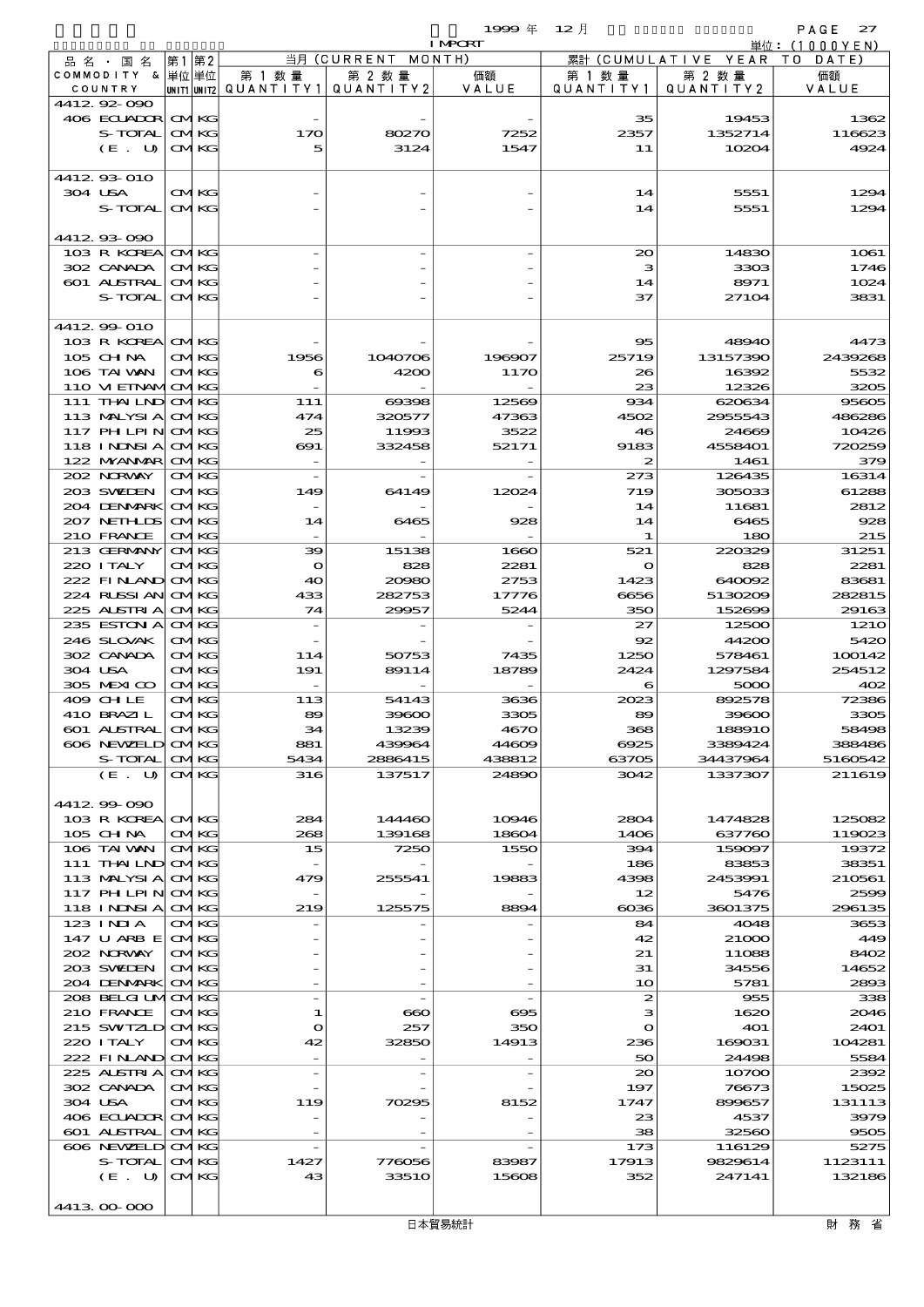| 品名・国名 COMMODITY & COUNTRY | 第1 単位 UNIT1 | 第2 単位 UNIT2 | 当月 (CURRENT MONTH) 第1数量 QUANTITY1 | 第2数量 QUANTITY2 | 価額 VALUE | 累計 (CUMULATIVE YEAR TO DATE) 第1数量 QUANTITY1 | 第2数量 QUANTITY2 | 価額 VALUE |
|---|---|---|---|---|---|---|---|---|
| 4412.92-090 | | | | | | | | |
| 406 ECUADOR | CM | KG | - | - | - | 35 | 19453 | 1362 |
| S-TOTAL | CM | KG | 170 | 80270 | 7252 | 2357 | 1352714 | 116623 |
| (E. U) | CM | KG | 5 | 3124 | 1547 | 11 | 10204 | 4924 |
| 4412.93-010 | | | | | | | | |
| 304 USA | CM | KG | - | - | - | 14 | 5551 | 1294 |
| S-TOTAL | CM | KG | - | - | - | 14 | 5551 | 1294 |
| 4412.93-090 | | | | | | | | |
| 103 R KOREA | CM | KG | - | - | - | 20 | 14830 | 1061 |
| 302 CANADA | CM | KG | - | - | - | 3 | 3303 | 1746 |
| 601 AUSTRAL | CM | KG | - | - | - | 14 | 8971 | 1024 |
| S-TOTAL | CM | KG | - | - | - | 37 | 27104 | 3831 |
| 4412.99-010 | | | | | | | | |
| 103 R KOREA | CM | KG | - | - | - | 95 | 48940 | 4473 |
| 105 CHINA | CM | KG | 1956 | 1040706 | 196907 | 25719 | 13157390 | 2439268 |
| 106 TAIWAN | CM | KG | 6 | 4200 | 1170 | 26 | 16392 | 5532 |
| 110 VIETNAM | CM | KG | - | - | - | 23 | 12326 | 3205 |
| 111 THAILND | CM | KG | 111 | 69398 | 12569 | 934 | 620634 | 95605 |
| 113 MALYSIA | CM | KG | 474 | 320577 | 47363 | 4502 | 2955543 | 486286 |
| 117 PHLPIN | CM | KG | 25 | 11993 | 3522 | 46 | 24669 | 10426 |
| 118 INDNSIA | CM | KG | 691 | 332458 | 52171 | 9183 | 4558401 | 720259 |
| 122 MYANMAR | CM | KG | - | - | - | 2 | 1461 | 379 |
| 202 NORWAY | CM | KG | - | - | - | 273 | 126435 | 16314 |
| 203 SWEDEN | CM | KG | 149 | 64149 | 12024 | 719 | 305033 | 61288 |
| 204 DENMARK | CM | KG | - | - | - | 14 | 11681 | 2812 |
| 207 NETHLDS | CM | KG | 14 | 6465 | 928 | 14 | 6465 | 928 |
| 210 FRANCE | CM | KG | - | - | - | 1 | 180 | 215 |
| 213 GERMANY | CM | KG | 39 | 15138 | 1660 | 521 | 220329 | 31251 |
| 220 ITALY | CM | KG | 0 | 828 | 2281 | 0 | 828 | 2281 |
| 222 FINLAND | CM | KG | 40 | 20980 | 2753 | 1423 | 640092 | 83681 |
| 224 RUSSIAN | CM | KG | 433 | 282753 | 17776 | 6656 | 5130209 | 282815 |
| 225 AUSTRIA | CM | KG | 74 | 29957 | 5244 | 350 | 152699 | 29163 |
| 235 ESTONIA | CM | KG | - | - | - | 27 | 12500 | 1210 |
| 246 SLOVAK | CM | KG | - | - | - | 92 | 44200 | 5420 |
| 302 CANADA | CM | KG | 114 | 50753 | 7435 | 1250 | 578461 | 100142 |
| 304 USA | CM | KG | 191 | 89114 | 18789 | 2424 | 1297584 | 254512 |
| 305 MEXICO | CM | KG | - | - | - | 6 | 5000 | 402 |
| 409 CHILE | CM | KG | 113 | 54143 | 3636 | 2023 | 892578 | 72386 |
| 410 BRAZIL | CM | KG | 89 | 39600 | 3305 | 89 | 39600 | 3305 |
| 601 AUSTRAL | CM | KG | 34 | 13239 | 4670 | 368 | 188910 | 58498 |
| 606 NEWZELD | CM | KG | 881 | 439964 | 44609 | 6925 | 3389424 | 388486 |
| S-TOTAL | CM | KG | 5434 | 2886415 | 438812 | 63705 | 34437964 | 5160542 |
| (E. U) | CM | KG | 316 | 137517 | 24890 | 3042 | 1337307 | 211619 |
| 4412.99-090 | | | | | | | | |
| 103 R KOREA | CM | KG | 284 | 144460 | 10946 | 2804 | 1474828 | 125082 |
| 105 CHINA | CM | KG | 268 | 139168 | 18604 | 1406 | 637760 | 119023 |
| 106 TAIWAN | CM | KG | 15 | 7250 | 1550 | 394 | 159097 | 19372 |
| 111 THAILND | CM | KG | - | - | - | 186 | 83853 | 38351 |
| 113 MALYSIA | CM | KG | 479 | 255541 | 19883 | 4398 | 2453991 | 210561 |
| 117 PHLPIN | CM | KG | - | - | - | 12 | 5476 | 2599 |
| 118 INDNSIA | CM | KG | 219 | 125575 | 8894 | 6036 | 3601375 | 296135 |
| 123 INDIA | CM | KG | - | - | - | 84 | 4048 | 3653 |
| 147 U ARB E | CM | KG | - | - | - | 42 | 21000 | 449 |
| 202 NORWAY | CM | KG | - | - | - | 21 | 11088 | 8402 |
| 203 SWEDEN | CM | KG | - | - | - | 31 | 34556 | 14652 |
| 204 DENMARK | CM | KG | - | - | - | 10 | 5781 | 2893 |
| 208 BELGIUM | CM | KG | - | - | - | 2 | 955 | 338 |
| 210 FRANCE | CM | KG | 1 | 660 | 695 | 3 | 1620 | 2046 |
| 215 SWTZLD | CM | KG | 0 | 257 | 350 | 0 | 401 | 2401 |
| 220 ITALY | CM | KG | 42 | 32850 | 14913 | 236 | 169031 | 104281 |
| 222 FINLAND | CM | KG | - | - | - | 50 | 24498 | 5584 |
| 225 AUSTRIA | CM | KG | - | - | - | 20 | 10700 | 2392 |
| 302 CANADA | CM | KG | - | - | - | 197 | 76673 | 15025 |
| 304 USA | CM | KG | 119 | 70295 | 8152 | 1747 | 899657 | 131113 |
| 406 ECUADOR | CM | KG | - | - | - | 23 | 4537 | 3979 |
| 601 AUSTRAL | CM | KG | - | - | - | 38 | 32560 | 9505 |
| 606 NEWZELD | CM | KG | - | - | - | 173 | 116129 | 5275 |
| S-TOTAL | CM | KG | 1427 | 776056 | 83987 | 17913 | 9829614 | 1123111 |
| (E. U) | CM | KG | 43 | 33510 | 15608 | 352 | 247141 | 132186 |
| 4413.00-000 | | | | | | | | |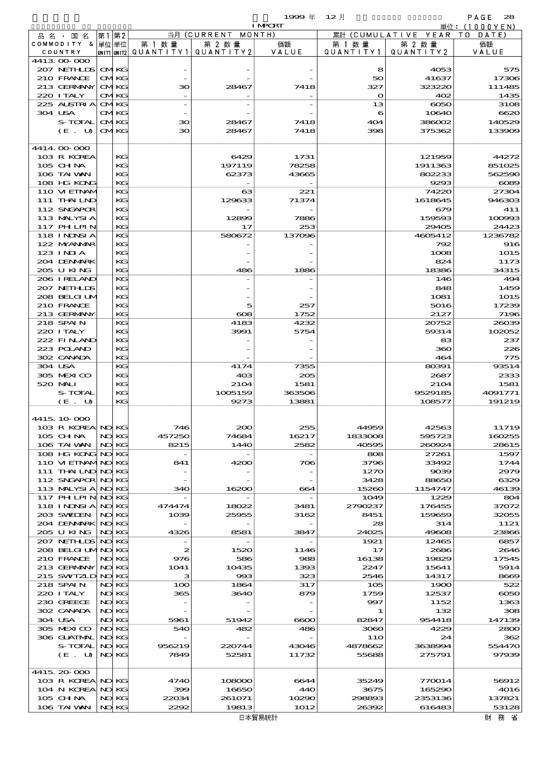1999 年 12 月 IMPORT

単位：(1000YEN)

| 品名・国名 COMMODITY & COUNTRY | 第1 単位 UNIT1 | 第2 単位 UNIT2 | 当月 (CURRENT MONTH) 第1数量 QUANTITY1 | 第2数量 QUANTITY2 | 価額 VALUE | 累計 (CUMULATIVE YEAR TO DATE) 第1数量 QUANTITY1 | 第2数量 QUANTITY2 | 価額 VALUE |
|---|---|---|---|---|---|---|---|---|
| 4413.00-000 | | | | | | | | |
| 207 NETHLDS | CM | KG | - | - | - | 8 | 4053 | 575 |
| 210 FRANCE | CM | KG | - | - | - | 50 | 41637 | 17306 |
| 213 GERMANY | CM | KG | 30 | 28467 | 7418 | 327 | 323220 | 111485 |
| 220 ITALY | CM | KG | - | - | - | 0 | 402 | 1435 |
| 225 AUSTRIA | CM | KG | - | - | - | 13 | 6050 | 3108 |
| 304 USA | CM | KG | - | - | - | 6 | 10640 | 6620 |
| S-TOTAL | CM | KG | 30 | 28467 | 7418 | 404 | 386002 | 140529 |
| (E. U) | CM | KG | 30 | 28467 | 7418 | 398 | 375362 | 133909 |
| 4414.00-000 | | | | | | | | |
| 103 R KOREA | | KG | | 6429 | 1731 | | 121959 | 44272 |
| 105 CHINA | | KG | | 197119 | 78258 | | 1911363 | 851025 |
| 106 TAIWAN | | KG | | 62373 | 43665 | | 802233 | 562590 |
| 108 HG KONG | | KG | | - | - | | 9293 | 6089 |
| 110 VIETNAM | | KG | | 63 | 221 | | 74220 | 27304 |
| 111 THAILND | | KG | | 129633 | 71374 | | 1618645 | 946303 |
| 112 SNGAPOR | | KG | | - | - | | 679 | 411 |
| 113 MALYSIA | | KG | | 12899 | 7886 | | 159593 | 100993 |
| 117 PHLPIN | | KG | | 17 | 253 | | 29405 | 24423 |
| 118 INDNSIA | | KG | | 580672 | 137096 | | 4605412 | 1236782 |
| 122 MYANMAR | | KG | | - | - | | 792 | 916 |
| 123 INDIA | | KG | | - | - | | 1008 | 1015 |
| 204 DENMARK | | KG | | - | - | | 824 | 1173 |
| 205 U KING | | KG | | 486 | 1886 | | 18386 | 34315 |
| 206 IRELAND | | KG | | - | - | | 146 | 494 |
| 207 NETHLDS | | KG | | - | - | | 848 | 1459 |
| 208 BELGIUM | | KG | | - | - | | 1081 | 1015 |
| 210 FRANCE | | KG | | 5 | 257 | | 5016 | 17239 |
| 213 GERMANY | | KG | | 608 | 1752 | | 2127 | 7196 |
| 218 SPAIN | | KG | | 4183 | 4232 | | 20752 | 26039 |
| 220 ITALY | | KG | | 3991 | 5754 | | 59314 | 102052 |
| 222 FINLAND | | KG | | - | - | | 83 | 237 |
| 223 POLAND | | KG | | - | - | | 360 | 226 |
| 302 CANADA | | KG | | - | - | | 464 | 775 |
| 304 USA | | KG | | 4174 | 7355 | | 80391 | 93514 |
| 305 MEXICO | | KG | | 403 | 205 | | 2687 | 2333 |
| 520 MALI | | KG | | 2104 | 1581 | | 2104 | 1581 |
| S-TOTAL | | KG | | 1005159 | 363506 | | 9529185 | 4091771 |
| (E. U) | | KG | | 9273 | 13881 | | 108577 | 191219 |
| 4415.10-000 | | | | | | | | |
| 103 R KOREA | NO | KG | 746 | 200 | 255 | 44959 | 42563 | 11719 |
| 105 CHINA | NO | KG | 457250 | 74684 | 16217 | 1833008 | 595723 | 160255 |
| 106 TAIWAN | NO | KG | 8215 | 1440 | 2582 | 40595 | 260924 | 28615 |
| 108 HG KONG | NO | KG | - | - | - | 808 | 27261 | 1597 |
| 110 VIETNAM | NO | KG | 841 | 4200 | 706 | 3796 | 33492 | 1744 |
| 111 THAILND | NO | KG | - | - | - | 1270 | 9039 | 2979 |
| 112 SNGAPOR | NO | KG | - | - | - | 3428 | 88650 | 6329 |
| 113 MALYSIA | NO | KG | 340 | 16200 | 664 | 15260 | 1154747 | 46139 |
| 117 PHLPIN | NO | KG | - | - | - | 1049 | 1229 | 804 |
| 118 INDNSIA | NO | KG | 474474 | 18022 | 3481 | 2790237 | 176455 | 37072 |
| 203 SWEDEN | NO | KG | 1039 | 25955 | 3162 | 8451 | 159659 | 32055 |
| 204 DENMARK | NO | KG | - | - | - | 28 | 314 | 1121 |
| 205 U KING | NO | KG | 4326 | 8581 | 3847 | 24025 | 49608 | 23866 |
| 207 NETHLDS | NO | KG | - | - | - | 1921 | 12465 | 6857 |
| 208 BELGIUM | NO | KG | 2 | 1520 | 1146 | 17 | 2686 | 2646 |
| 210 FRANCE | NO | KG | 976 | 586 | 988 | 16138 | 19829 | 17545 |
| 213 GERMANY | NO | KG | 1041 | 10435 | 1393 | 2247 | 15641 | 5914 |
| 215 SWTZLD | NO | KG | 3 | 993 | 323 | 2546 | 14317 | 8669 |
| 218 SPAIN | NO | KG | 100 | 1864 | 317 | 105 | 1900 | 522 |
| 220 ITALY | NO | KG | 365 | 3640 | 879 | 1759 | 12537 | 6050 |
| 230 GREECE | NO | KG | - | - | - | 997 | 1152 | 1363 |
| 302 CANADA | NO | KG | - | - | - | 1 | 132 | 308 |
| 304 USA | NO | KG | 5961 | 51942 | 6600 | 82847 | 954418 | 147139 |
| 305 MEXICO | NO | KG | 540 | 482 | 486 | 3060 | 4229 | 2800 |
| 306 GUATMAL | NO | KG | - | - | - | 110 | 24 | 362 |
| S-TOTAL | NO | KG | 956219 | 220744 | 43046 | 4878662 | 3638994 | 554470 |
| (E. U) | NO | KG | 7849 | 52581 | 11732 | 55688 | 275791 | 97939 |
| 4415.20-000 | | | | | | | | |
| 103 R KOREA | NO | KG | 4740 | 108000 | 6644 | 35249 | 770014 | 56912 |
| 104 N KOREA | NO | KG | 399 | 16650 | 440 | 3675 | 165290 | 4016 |
| 105 CHINA | NO | KG | 22034 | 261071 | 10290 | 298893 | 2353136 | 137821 |
| 106 TAIWAN | NO | KG | 2292 | 19813 | 1012 | 26392 | 616483 | 53128 |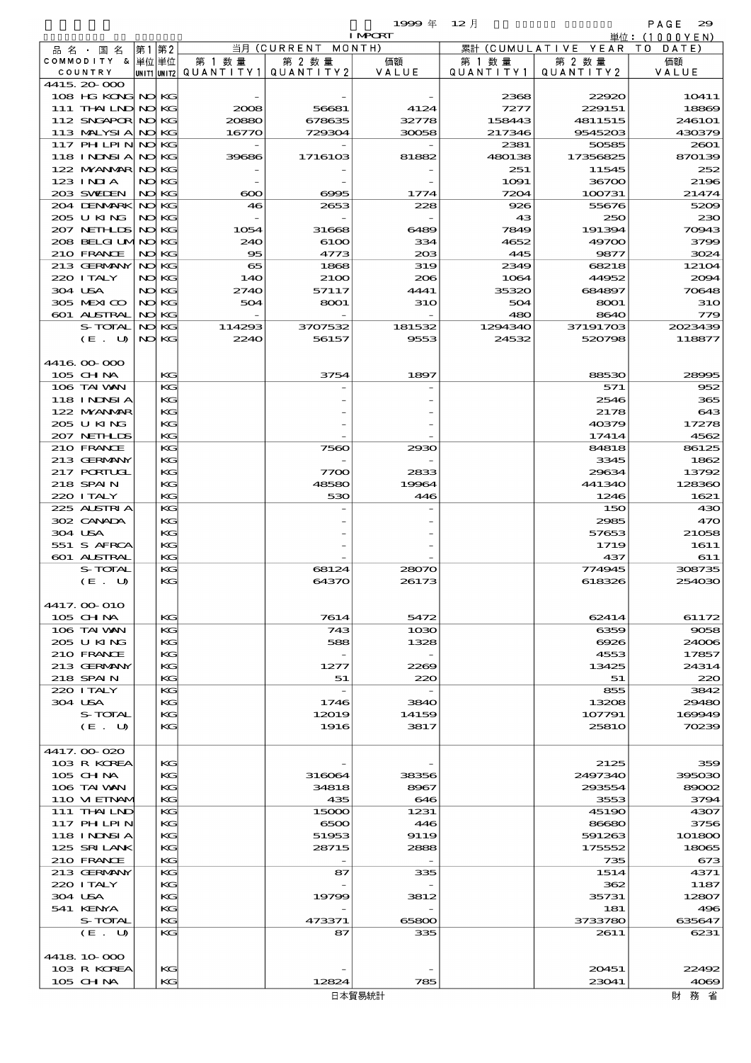1999 年 12 月 IMPORT

単位：(1000YEN)

| 品名・国名 COMMODITY & COUNTRY | 第1 単位 UNIT1 | 第2 単位 UNIT2 | 当月 (CURRENT MONTH) 第1数量 QUANTITY1 | 第2数量 QUANTITY2 | 価額 VALUE | 累計 (CUMULATIVE YEAR TO DATE) 第1数量 QUANTITY1 | 第2数量 QUANTITY2 | 価額 VALUE |
|---|---|---|---|---|---|---|---|---|
| 4415.20-000 | | | | | | | | |
| 108 HG KONG | NO | KG | - | - | - | 2368 | 22920 | 10411 |
| 111 THAILND | NO | KG | 2008 | 56681 | 4124 | 7277 | 229151 | 18869 |
| 112 SNGAPOR | NO | KG | 20880 | 678635 | 32778 | 158443 | 4811515 | 246101 |
| 113 MALYSIA | NO | KG | 16770 | 729304 | 30058 | 217346 | 9545203 | 430379 |
| 117 PHLPIN | NO | KG | - | - | - | 2381 | 50585 | 2601 |
| 118 INDNSIA | NO | KG | 39686 | 1716103 | 81882 | 480138 | 17356825 | 870139 |
| 122 MYANMAR | NO | KG | - | - | - | 251 | 11545 | 252 |
| 123 INDIA | NO | KG | - | - | - | 1091 | 36700 | 2196 |
| 203 SWEDEN | NO | KG | 600 | 6995 | 1774 | 7204 | 100731 | 21474 |
| 204 DENMARK | NO | KG | 46 | 2653 | 228 | 926 | 55676 | 5209 |
| 205 U KING | NO | KG | - | - | - | 43 | 250 | 230 |
| 207 NETHLDS | NO | KG | 1054 | 31668 | 6489 | 7849 | 191394 | 70943 |
| 208 BELGIUM | NO | KG | 240 | 6100 | 334 | 4652 | 49700 | 3799 |
| 210 FRANCE | NO | KG | 95 | 4773 | 203 | 445 | 9877 | 3024 |
| 213 GERMANY | NO | KG | 65 | 1868 | 319 | 2349 | 68218 | 12104 |
| 220 ITALY | NO | KG | 140 | 2100 | 206 | 1064 | 44952 | 2094 |
| 304 USA | NO | KG | 2740 | 57117 | 4441 | 35320 | 684897 | 70648 |
| 305 MEXICO | NO | KG | 504 | 8001 | 310 | 504 | 8001 | 310 |
| 601 AUSTRAL | NO | KG | - | - | - | 480 | 8640 | 779 |
| S-TOTAL | NO | KG | 114293 | 3707532 | 181532 | 1294340 | 37191703 | 2023439 |
| (E. U) | NO | KG | 2240 | 56157 | 9553 | 24532 | 520798 | 118877 |
| 4416.00-000 | | | | | | | | |
| 105 CHINA | | KG | | 3754 | 1897 | | 88530 | 28995 |
| 106 TAIWAN | | KG | | - | - | | 571 | 952 |
| 118 INDNSIA | | KG | | - | - | | 2546 | 365 |
| 122 MYANMAR | | KG | | - | - | | 2178 | 643 |
| 205 U KING | | KG | | - | - | | 40379 | 17278 |
| 207 NETHLDS | | KG | | - | - | | 17414 | 4562 |
| 210 FRANCE | | KG | | 7560 | 2930 | | 84818 | 86125 |
| 213 GERMANY | | KG | | - | - | | 3345 | 1862 |
| 217 PORTUGL | | KG | | 7700 | 2833 | | 29634 | 13792 |
| 218 SPAIN | | KG | | 48580 | 19964 | | 441340 | 128360 |
| 220 ITALY | | KG | | 530 | 446 | | 1246 | 1621 |
| 225 AUSTRIA | | KG | | - | - | | 150 | 430 |
| 302 CANADA | | KG | | - | - | | 2985 | 470 |
| 304 USA | | KG | | - | - | | 57653 | 21058 |
| 551 S AFRCA | | KG | | - | - | | 1719 | 1611 |
| 601 AUSTRAL | | KG | | - | - | | 437 | 611 |
| S-TOTAL | | KG | | 68124 | 28070 | | 774945 | 308735 |
| (E. U) | | KG | | 64370 | 26173 | | 618326 | 254030 |
| 4417.00-010 | | | | | | | | |
| 105 CHINA | | KG | | 7614 | 5472 | | 62414 | 61172 |
| 106 TAIWAN | | KG | | 743 | 1030 | | 6359 | 9058 |
| 205 U KING | | KG | | 588 | 1328 | | 6926 | 24006 |
| 210 FRANCE | | KG | | - | - | | 4553 | 17857 |
| 213 GERMANY | | KG | | 1277 | 2269 | | 13425 | 24314 |
| 218 SPAIN | | KG | | 51 | 220 | | 51 | 220 |
| 220 ITALY | | KG | | - | - | | 855 | 3842 |
| 304 USA | | KG | | 1746 | 3840 | | 13208 | 29480 |
| S-TOTAL | | KG | | 12019 | 14159 | | 107791 | 169949 |
| (E. U) | | KG | | 1916 | 3817 | | 25810 | 70239 |
| 4417.00-020 | | | | | | | | |
| 103 R KOREA | | KG | | - | - | | 2125 | 359 |
| 105 CHINA | | KG | | 316064 | 38356 | | 2497340 | 395030 |
| 106 TAIWAN | | KG | | 34818 | 8967 | | 293554 | 89002 |
| 110 VIETNAM | | KG | | 435 | 646 | | 3553 | 3794 |
| 111 THAILND | | KG | | 15000 | 1231 | | 45190 | 4307 |
| 117 PHLPIN | | KG | | 6500 | 446 | | 86680 | 3756 |
| 118 INDNSIA | | KG | | 51953 | 9119 | | 591263 | 101800 |
| 125 SRILANK | | KG | | 28715 | 2888 | | 175552 | 18065 |
| 210 FRANCE | | KG | | - | - | | 735 | 673 |
| 213 GERMANY | | KG | | 87 | 335 | | 1514 | 4371 |
| 220 ITALY | | KG | | - | - | | 362 | 1187 |
| 304 USA | | KG | | 19799 | 3812 | | 35731 | 12807 |
| 541 KENYA | | KG | | - | - | | 181 | 496 |
| S-TOTAL | | KG | | 473371 | 65800 | | 3733780 | 635647 |
| (E. U) | | KG | | 87 | 335 | | 2611 | 6231 |
| 4418.10-000 | | | | | | | | |
| 103 R KOREA | | KG | | - | - | | 20451 | 22492 |
| 105 CHINA | | KG | | 12824 | 785 | | 23041 | 4069 |

日本貿易統計　財務省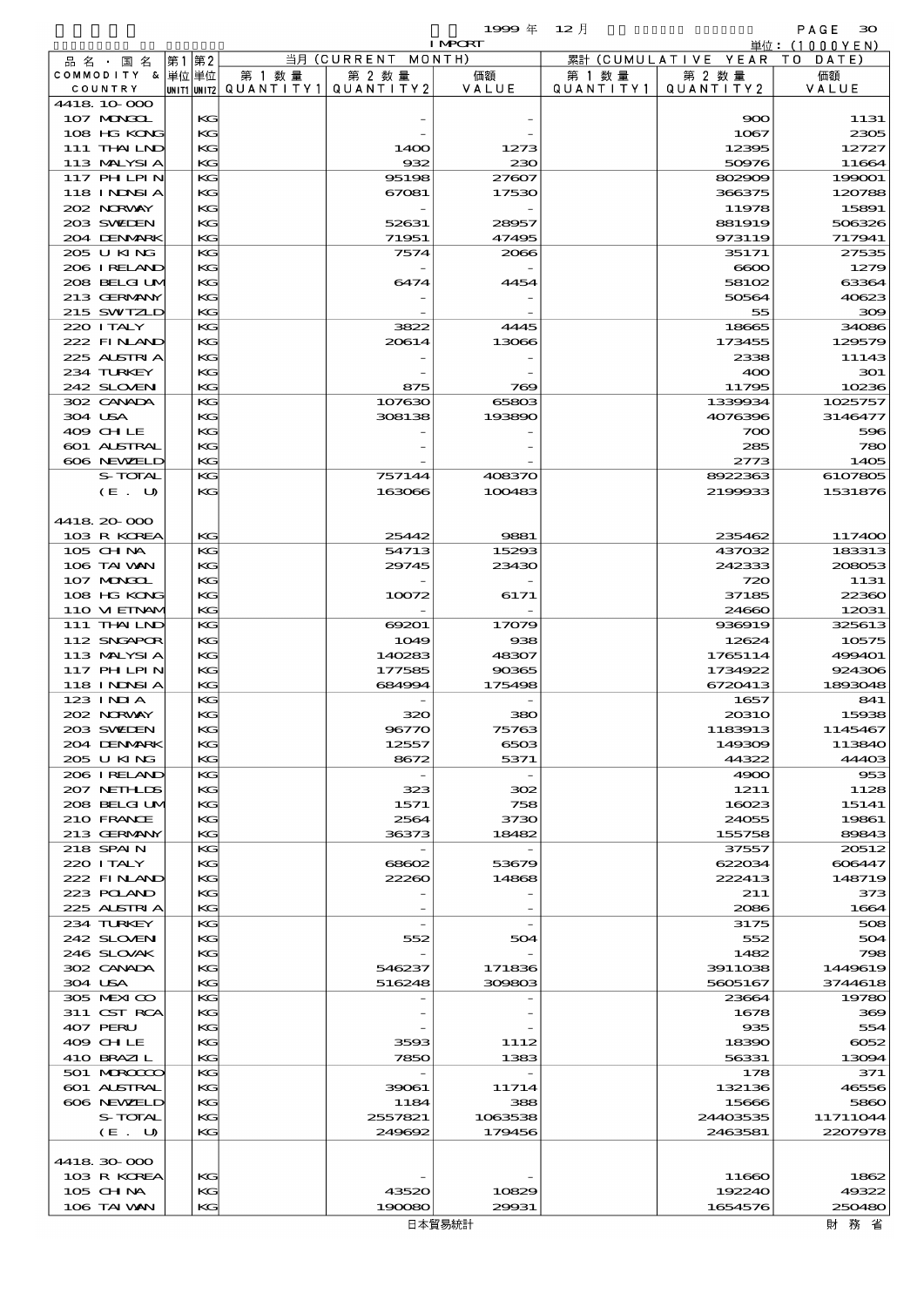1999 年 12 月 IMPORT

単位：(1000YEN)

| 品名・国名 COMMODITY & COUNTRY | 第1 UNIT1 | 第2 UNIT2 | 当月 (CURRENT MONTH) 第1数量 QUANTITY1 | 第2数量 QUANTITY2 | 価額 VALUE | 累計 (CUMULATIVE YEAR TO DATE) 第1数量 QUANTITY1 | 第2数量 QUANTITY2 | 価額 VALUE |
|---|---|---|---|---|---|---|---|---|
| 4418.10-000 | | | | | | | | |
| 107 MONGOL | | KG | | - | - | | 900 | 1131 |
| 108 HG KONG | | KG | | - | - | | 1067 | 2305 |
| 111 THAILND | | KG | | 1400 | 1273 | | 12395 | 12727 |
| 113 MALYSIA | | KG | | 932 | 230 | | 50976 | 11664 |
| 117 PHILPIN | | KG | | 95198 | 27607 | | 802909 | 199001 |
| 118 INDNSIA | | KG | | 67081 | 17530 | | 366375 | 120788 |
| 202 NORWAY | | KG | | - | - | | 11978 | 15891 |
| 203 SWEDEN | | KG | | 52631 | 28957 | | 881919 | 506326 |
| 204 DENMARK | | KG | | 71951 | 47495 | | 973119 | 717941 |
| 205 U KING | | KG | | 7574 | 2066 | | 35171 | 27535 |
| 206 IRELAND | | KG | | - | - | | 6600 | 1279 |
| 208 BELGIUM | | KG | | 6474 | 4454 | | 58102 | 63364 |
| 213 GERMANY | | KG | | - | - | | 50564 | 40623 |
| 215 SWITZLD | | KG | | - | - | | 55 | 309 |
| 220 ITALY | | KG | | 3822 | 4445 | | 18665 | 34086 |
| 222 FINLAND | | KG | | 20614 | 13066 | | 173455 | 129579 |
| 225 AUSTRIA | | KG | | - | - | | 2338 | 11143 |
| 234 TURKEY | | KG | | - | - | | 400 | 301 |
| 242 SLOVEN | | KG | | 875 | 769 | | 11795 | 10236 |
| 302 CANADA | | KG | | 107630 | 65803 | | 1339934 | 1025757 |
| 304 USA | | KG | | 308138 | 193890 | | 4076396 | 3146477 |
| 409 CHILE | | KG | | - | - | | 700 | 596 |
| 601 AUSTRAL | | KG | | - | - | | 285 | 780 |
| 606 NEWZELD | | KG | | - | - | | 2773 | 1405 |
| S-TOTAL | | KG | | 757144 | 408370 | | 8922363 | 6107805 |
| (E. U) | | KG | | 163066 | 100483 | | 2199933 | 1531876 |
| 4418.20-000 | | | | | | | | |
| 103 R KOREA | | KG | | 25442 | 9881 | | 235462 | 117400 |
| 105 CHINA | | KG | | 54713 | 15293 | | 437032 | 183313 |
| 106 TAIWAN | | KG | | 29745 | 23430 | | 242333 | 208053 |
| 107 MONGOL | | KG | | - | - | | 720 | 1131 |
| 108 HG KONG | | KG | | 10072 | 6171 | | 37185 | 22360 |
| 110 VIETNAM | | KG | | - | - | | 24660 | 12031 |
| 111 THAILND | | KG | | 69201 | 17079 | | 936919 | 325613 |
| 112 SNGAPOR | | KG | | 1049 | 938 | | 12624 | 10575 |
| 113 MALYSIA | | KG | | 140283 | 48307 | | 1765114 | 499401 |
| 117 PHILPIN | | KG | | 177585 | 90365 | | 1734922 | 924306 |
| 118 INDNSIA | | KG | | 684994 | 175498 | | 6720413 | 1893048 |
| 123 INDIA | | KG | | - | - | | 1657 | 841 |
| 202 NORWAY | | KG | | 320 | 380 | | 20310 | 15938 |
| 203 SWEDEN | | KG | | 96770 | 75763 | | 1183913 | 1145467 |
| 204 DENMARK | | KG | | 12557 | 6503 | | 149309 | 113840 |
| 205 U KING | | KG | | 8672 | 5371 | | 44322 | 44403 |
| 206 IRELAND | | KG | | - | - | | 4900 | 953 |
| 207 NETHLDS | | KG | | 323 | 302 | | 1211 | 1128 |
| 208 BELGIUM | | KG | | 1571 | 758 | | 16023 | 15141 |
| 210 FRANCE | | KG | | 2564 | 3730 | | 24055 | 19861 |
| 213 GERMANY | | KG | | 36373 | 18482 | | 155758 | 89843 |
| 218 SPAIN | | KG | | - | - | | 37557 | 20512 |
| 220 ITALY | | KG | | 68602 | 53679 | | 622034 | 606447 |
| 222 FINLAND | | KG | | 22260 | 14868 | | 222413 | 148719 |
| 223 POLAND | | KG | | - | - | | 211 | 373 |
| 225 AUSTRIA | | KG | | - | - | | 2086 | 1664 |
| 234 TURKEY | | KG | | - | - | | 3175 | 508 |
| 242 SLOVEN | | KG | | 552 | 504 | | 552 | 504 |
| 246 SLOVAK | | KG | | - | - | | 1482 | 798 |
| 302 CANADA | | KG | | 546237 | 171836 | | 3911038 | 1449619 |
| 304 USA | | KG | | 516248 | 309803 | | 5605167 | 3744618 |
| 305 MEXICO | | KG | | - | - | | 23664 | 19780 |
| 311 CST RCA | | KG | | - | - | | 1678 | 369 |
| 407 PERU | | KG | | - | - | | 935 | 554 |
| 409 CHILE | | KG | | 3593 | 1112 | | 18390 | 6052 |
| 410 BRAZIL | | KG | | 7850 | 1383 | | 56331 | 13094 |
| 501 MOROCCO | | KG | | - | - | | 178 | 371 |
| 601 AUSTRAL | | KG | | 39061 | 11714 | | 132136 | 46556 |
| 606 NEWZELD | | KG | | 1184 | 388 | | 15666 | 5860 |
| S-TOTAL | | KG | | 2557821 | 1063538 | | 24403535 | 11711044 |
| (E. U) | | KG | | 249692 | 179456 | | 2463581 | 2207978 |
| 4418.30-000 | | | | | | | | |
| 103 R KOREA | | KG | | - | - | | 11660 | 1862 |
| 105 CHINA | | KG | | 43520 | 10829 | | 192240 | 49322 |
| 106 TAIWAN | | KG | | 190080 | 29931 | | 1654576 | 250480 |

日本貿易統計　財務省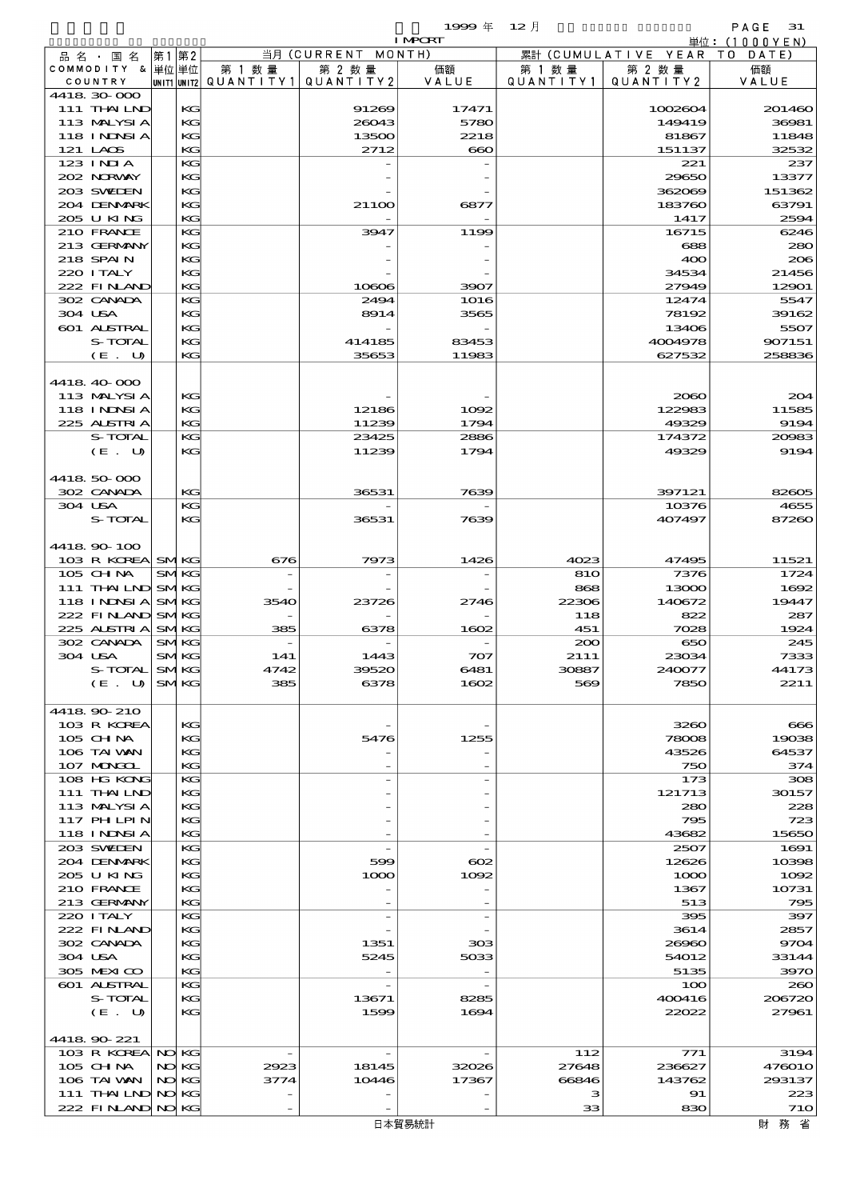1999年 12月 IMPORT 単位：(1000YEN)

| 品名・国名 COMMODITY & COUNTRY | 第1単位 UNIT1 | 第2単位 UNIT2 | 当月 (CURRENT MONTH) 第1数量 QUANTITY1 | 第2数量 QUANTITY2 | 価額 VALUE | 累計 (CUMULATIVE YEAR TO DATE) 第1数量 QUANTITY1 | 第2数量 QUANTITY2 | 価額 VALUE |
|---|---|---|---|---|---|---|---|---|
| 4418.30-000 | | | | | | | | |
| 111 THAILND | | KG | | 91269 | 17471 | | 1002604 | 201460 |
| 113 MALYSIA | | KG | | 26043 | 5780 | | 149419 | 36981 |
| 118 INDNSIA | | KG | | 13500 | 2218 | | 81867 | 11848 |
| 121 LAOS | | KG | | 2712 | 660 | | 151137 | 32532 |
| 123 INDIA | | KG | | - | - | | 221 | 237 |
| 202 NORWAY | | KG | | - | - | | 29650 | 13377 |
| 203 SWEDEN | | KG | | - | - | | 362069 | 151362 |
| 204 DENMARK | | KG | | 21100 | 6877 | | 183760 | 63791 |
| 205 U KING | | KG | | - | - | | 1417 | 2594 |
| 210 FRANCE | | KG | | 3947 | 1199 | | 16715 | 6246 |
| 213 GERMANY | | KG | | - | - | | 688 | 280 |
| 218 SPAIN | | KG | | - | - | | 400 | 206 |
| 220 ITALY | | KG | | - | - | | 34534 | 21456 |
| 222 FINLAND | | KG | | 10606 | 3907 | | 27949 | 12901 |
| 302 CANADA | | KG | | 2494 | 1016 | | 12474 | 5547 |
| 304 USA | | KG | | 8914 | 3565 | | 78192 | 39162 |
| 601 AUSTRAL | | KG | | - | - | | 13406 | 5507 |
| S-TOTAL | | KG | | 414185 | 83453 | | 4004978 | 907151 |
| (E. U) | | KG | | 35653 | 11983 | | 627532 | 258836 |
| 4418.40-000 | | | | | | | | |
| 113 MALYSIA | | KG | | - | - | | 2060 | 204 |
| 118 INDNSIA | | KG | | 12186 | 1092 | | 122983 | 11585 |
| 225 AUSTRIA | | KG | | 11239 | 1794 | | 49329 | 9194 |
| S-TOTAL | | KG | | 23425 | 2886 | | 174372 | 20983 |
| (E. U) | | KG | | 11239 | 1794 | | 49329 | 9194 |
| 4418.50-000 | | | | | | | | |
| 302 CANADA | | KG | | 36531 | 7639 | | 397121 | 82605 |
| 304 USA | | KG | | - | - | | 10376 | 4655 |
| S-TOTAL | | KG | | 36531 | 7639 | | 407497 | 87260 |
| 4418.90-100 | | | | | | | | |
| 103 R KOREA | SM | KG | 676 | 7973 | 1426 | 4023 | 47495 | 11521 |
| 105 CHINA | SM | KG | - | - | - | 810 | 7376 | 1724 |
| 111 THAILND | SM | KG | - | - | - | 868 | 13000 | 1692 |
| 118 INDNSIA | SM | KG | 3540 | 23726 | 2746 | 22306 | 140672 | 19447 |
| 222 FINLAND | SM | KG | - | - | - | 118 | 822 | 287 |
| 225 AUSTRIA | SM | KG | 385 | 6378 | 1602 | 451 | 7028 | 1924 |
| 302 CANADA | SM | KG | - | - | - | 200 | 650 | 245 |
| 304 USA | SM | KG | 141 | 1443 | 707 | 2111 | 23034 | 7333 |
| S-TOTAL | SM | KG | 4742 | 39520 | 6481 | 30887 | 240077 | 44173 |
| (E. U) | SM | KG | 385 | 6378 | 1602 | 569 | 7850 | 2211 |
| 4418.90-210 | | | | | | | | |
| 103 R KOREA | | KG | | - | - | | 3260 | 666 |
| 105 CHINA | | KG | | 5476 | 1255 | | 78008 | 19038 |
| 106 TAIWAN | | KG | | - | - | | 43526 | 64537 |
| 107 MONGOL | | KG | | - | - | | 750 | 374 |
| 108 HG KONG | | KG | | - | - | | 173 | 308 |
| 111 THAILND | | KG | | - | - | | 121713 | 30157 |
| 113 MALYSIA | | KG | | - | - | | 280 | 228 |
| 117 PHLPIN | | KG | | - | - | | 795 | 723 |
| 118 INDNSIA | | KG | | - | - | | 43682 | 15650 |
| 203 SWEDEN | | KG | | - | - | | 2507 | 1691 |
| 204 DENMARK | | KG | | 599 | 602 | | 12626 | 10398 |
| 205 U KING | | KG | | 1000 | 1092 | | 1000 | 1092 |
| 210 FRANCE | | KG | | - | - | | 1367 | 10731 |
| 213 GERMANY | | KG | | - | - | | 513 | 795 |
| 220 ITALY | | KG | | - | - | | 395 | 397 |
| 222 FINLAND | | KG | | - | - | | 3614 | 2857 |
| 302 CANADA | | KG | | 1351 | 303 | | 26960 | 9704 |
| 304 USA | | KG | | 5245 | 5033 | | 54012 | 33144 |
| 305 MEXICO | | KG | | - | - | | 5135 | 3970 |
| 601 AUSTRAL | | KG | | - | - | | 100 | 260 |
| S-TOTAL | | KG | | 13671 | 8285 | | 400416 | 206720 |
| (E. U) | | KG | | 1599 | 1694 | | 22022 | 27961 |
| 4418.90-221 | | | | | | | | |
| 103 R KOREA | NO | KG | - | - | - | 112 | 771 | 3194 |
| 105 CHINA | NO | KG | 2923 | 18145 | 32026 | 27648 | 236627 | 476010 |
| 106 TAIWAN | NO | KG | 3774 | 10446 | 17367 | 66846 | 143762 | 293137 |
| 111 THAILND | NO | KG | - | - | - | 3 | 91 | 223 |
| 222 FINLAND | NO | KG | - | - | - | 33 | 830 | 710 |

日本貿易統計　財務省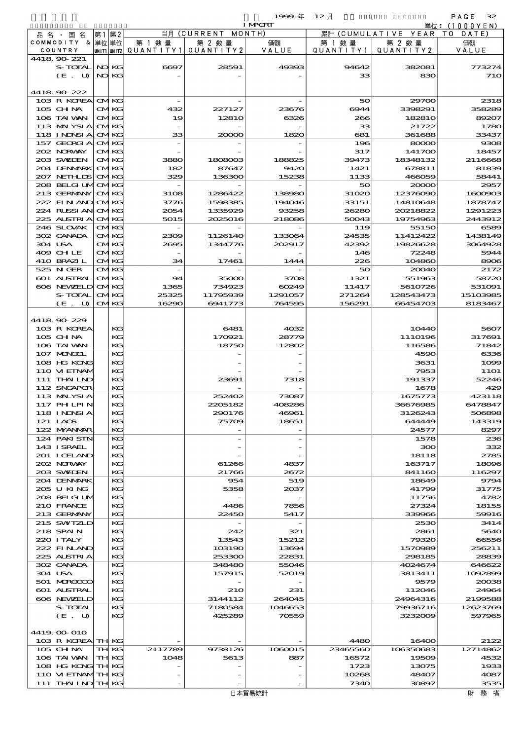1999 年 12 月

IMPORT

単位：(1000YEN)

| 品名・国名 COMMODITY & COUNTRY | 第1 単位 UNIT1 | 第2 単位 UNIT2 | 当月 (CURRENT MONTH) 第1数量 QUANTITY1 | 第2数量 QUANTITY2 | 価額 VALUE | 累計 (CUMULATIVE YEAR TO DATE) 第1数量 QUANTITY1 | 第2数量 QUANTITY2 | 価額 VALUE |
|---|---|---|---|---|---|---|---|---|
| 4418.90-221 | | | | | | | | |
| S-TOTAL | NO | KG | 6697 | 28591 | 49393 | 94642 | 382081 | 773274 |
| (E. U) | NO | KG | - | - | - | 33 | 830 | 710 |
| 4418.90-222 | | | | | | | | |
| 103 R KOREA | CM | KG | - | - | - | 50 | 29700 | 2318 |
| 105 CHINA | CM | KG | 432 | 227127 | 23676 | 6944 | 3398291 | 358289 |
| 106 TAIWAN | CM | KG | 19 | 12810 | 6326 | 266 | 182810 | 89207 |
| 113 MALYSIA | CM | KG | - | - | - | 33 | 21722 | 1780 |
| 118 INDNSIA | CM | KG | 33 | 20000 | 1820 | 681 | 361688 | 33437 |
| 157 GEORGIA | CM | KG | - | - | - | 196 | 80000 | 9308 |
| 202 NORWAY | CM | KG | - | - | - | 317 | 141700 | 18457 |
| 203 SWEDEN | CM | KG | 3880 | 1808003 | 188825 | 39473 | 18348132 | 2116668 |
| 204 DENMARK | CM | KG | 182 | 87647 | 9420 | 1421 | 678811 | 81839 |
| 207 NETHLDS | CM | KG | 329 | 136300 | 15238 | 1133 | 466059 | 58441 |
| 208 BELGIUM | CM | KG | - | - | - | 50 | 20000 | 2957 |
| 213 GERMANY | CM | KG | 3108 | 1286422 | 138980 | 31020 | 12376090 | 1600903 |
| 222 FINLAND | CM | KG | 3776 | 1598385 | 194046 | 33151 | 14810648 | 1878747 |
| 224 RUSSIAN | CM | KG | 2054 | 1335929 | 93258 | 26280 | 20218822 | 1291223 |
| 225 AUSTRIA | CM | KG | 5015 | 2025016 | 218086 | 50043 | 19754963 | 2443912 |
| 246 SLOVAK | CM | KG | - | - | - | 119 | 55150 | 6589 |
| 302 CANADA | CM | KG | 2309 | 1126140 | 133064 | 24535 | 11412422 | 1438149 |
| 304 USA | CM | KG | 2695 | 1344776 | 202917 | 42392 | 19826628 | 3064928 |
| 409 CHILE | CM | KG | - | - | - | 146 | 72248 | 5944 |
| 410 BRAZIL | CM | KG | 34 | 17461 | 1444 | 226 | 104860 | 8906 |
| 525 NIGER | CM | KG | - | - | - | 50 | 20040 | 2172 |
| 601 AUSTRAL | CM | KG | 94 | 35000 | 3708 | 1321 | 551963 | 58720 |
| 606 NEWZELD | CM | KG | 1365 | 734923 | 60249 | 11417 | 5610726 | 531091 |
| S-TOTAL | CM | KG | 25325 | 11795939 | 1291057 | 271264 | 128543473 | 15103985 |
| (E. U) | CM | KG | 16290 | 6941773 | 764595 | 156291 | 66454703 | 8183467 |
| 4418.90-229 | | | | | | | | |
| 103 R KOREA | | KG | | 6481 | 4032 | | 10440 | 5607 |
| 105 CHINA | | KG | | 170921 | 28779 | | 1110196 | 317691 |
| 106 TAIWAN | | KG | | 18750 | 12802 | | 116586 | 71842 |
| 107 MONGOL | | KG | | - | - | | 4590 | 6336 |
| 108 HG KONG | | KG | | - | - | | 3631 | 1099 |
| 110 VIETNAM | | KG | | - | - | | 7953 | 1101 |
| 111 THAILND | | KG | | 23691 | 7318 | | 191337 | 52246 |
| 112 SNGAPOR | | KG | | - | - | | 1678 | 429 |
| 113 MALYSIA | | KG | | 252402 | 73087 | | 1675773 | 423118 |
| 117 PHILPIN | | KG | | 2205182 | 408286 | | 36676985 | 6478847 |
| 118 INDNSIA | | KG | | 290176 | 46961 | | 3126243 | 506898 |
| 121 LAOS | | KG | | 75709 | 18651 | | 644449 | 143319 |
| 122 MYANMAR | | KG | | - | - | | 24577 | 8297 |
| 124 PAKISTN | | KG | | - | - | | 1578 | 236 |
| 143 ISRAEL | | KG | | - | - | | 300 | 332 |
| 201 ICELAND | | KG | | - | - | | 18118 | 2785 |
| 202 NORWAY | | KG | | 61266 | 4837 | | 163717 | 18096 |
| 203 SWEDEN | | KG | | 21766 | 2672 | | 841160 | 116297 |
| 204 DENMARK | | KG | | 954 | 519 | | 18649 | 9794 |
| 205 U KING | | KG | | 5358 | 2037 | | 41799 | 31775 |
| 208 BELGIUM | | KG | | - | - | | 11756 | 4782 |
| 210 FRANCE | | KG | | 4486 | 7856 | | 27324 | 18155 |
| 213 GERMANY | | KG | | 22450 | 5417 | | 339966 | 59916 |
| 215 SWITZLD | | KG | | - | - | | 2530 | 3414 |
| 218 SPAIN | | KG | | 242 | 321 | | 2861 | 5640 |
| 220 ITALY | | KG | | 13543 | 15212 | | 79320 | 66556 |
| 222 FINLAND | | KG | | 103190 | 13694 | | 1570989 | 256211 |
| 225 AUSTRIA | | KG | | 253300 | 22831 | | 298185 | 28839 |
| 302 CANADA | | KG | | 348480 | 55046 | | 4024674 | 646622 |
| 304 USA | | KG | | 157915 | 52019 | | 3813411 | 1092899 |
| 501 MOROCCO | | KG | | - | - | | 9579 | 20038 |
| 601 AUSTRAL | | KG | | 210 | 231 | | 112046 | 24964 |
| 606 NEWZELD | | KG | | 3144112 | 264045 | | 24964316 | 2199588 |
| S-TOTAL | | KG | | 7180584 | 1046653 | | 79936716 | 12623769 |
| (E. U) | | KG | | 425289 | 70559 | | 3232009 | 597965 |
| 4419.00-010 | | | | | | | | |
| 103 R KOREA | TH | KG | - | - | - | 4480 | 16400 | 2122 |
| 105 CHINA | TH | KG | 2117789 | 9738126 | 1060015 | 23465560 | 106350683 | 12714862 |
| 106 TAIWAN | TH | KG | 1048 | 5613 | 887 | 16572 | 19509 | 4532 |
| 108 HG KONG | TH | KG | - | - | - | 1723 | 13075 | 1933 |
| 110 VIETNAM | TH | KG | - | - | - | 10268 | 48407 | 4087 |
| 111 THAILND | TH | KG | - | - | - | 7340 | 30897 | 3535 |

日本貿易統計

財 務 省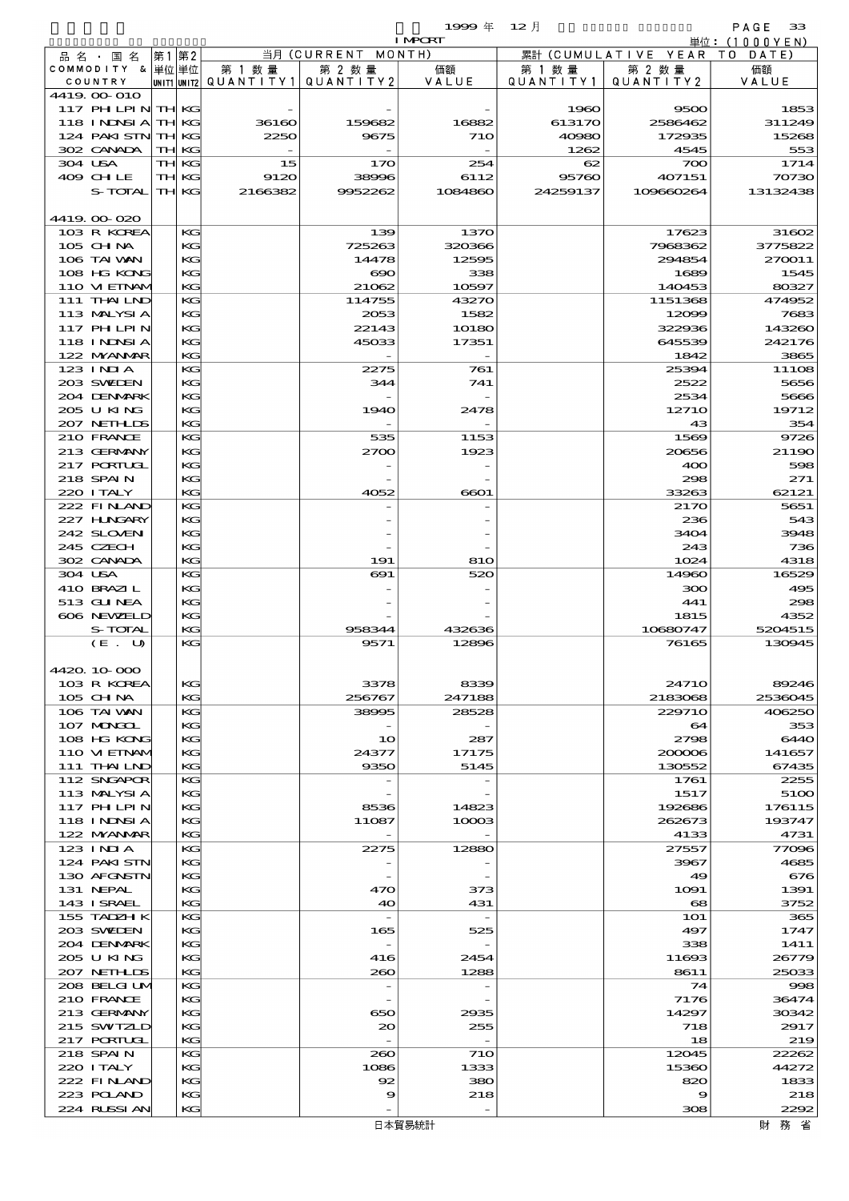1999 年 12 月 IMPORT 単位：(1000YEN)

| 品名・国名 COMMODITY & COUNTRY | 第1 単位 UNIT1 | 第2 単位 UNIT2 | 当月 (CURRENT MONTH) 第1数量 QUANTITY1 | 第2数量 QUANTITY2 | 価額 VALUE | 累計 (CUMULATIVE YEAR TO DATE) 第1数量 QUANTITY1 | 第2数量 QUANTITY2 | 価額 VALUE |
|---|---|---|---|---|---|---|---|---|
| 4419.00-010 | | | | | | | | |
| 117 PHILPIN | TH | KG | - | - | - | 1960 | 9500 | 1853 |
| 118 INDNSIA | TH | KG | 36160 | 159682 | 16882 | 613170 | 2586462 | 311249 |
| 124 PAKISTN | TH | KG | 2250 | 9675 | 710 | 40980 | 172935 | 15268 |
| 302 CANADA | TH | KG | - | - | - | 1262 | 4545 | 553 |
| 304 USA | TH | KG | 15 | 170 | 254 | 62 | 700 | 1714 |
| 409 CHILE | TH | KG | 9120 | 38996 | 6112 | 95760 | 407151 | 70730 |
| S-TOTAL | TH | KG | 2166382 | 9952262 | 1084860 | 24259137 | 109660264 | 13132438 |
| 4419.00-020 | | | | | | | | |
| 103 R KOREA | | KG | | 139 | 1370 | | 17623 | 31602 |
| 105 CHINA | | KG | | 725263 | 320366 | | 7968362 | 3775822 |
| 106 TAIWAN | | KG | | 14478 | 12595 | | 294854 | 270011 |
| 108 HG KONG | | KG | | 690 | 338 | | 1689 | 1545 |
| 110 VIETNAM | | KG | | 21062 | 10597 | | 140453 | 80327 |
| 111 THAILND | | KG | | 114755 | 43270 | | 1151368 | 474952 |
| 113 MALYSIA | | KG | | 2053 | 1582 | | 12099 | 7683 |
| 117 PHILPIN | | KG | | 22143 | 10180 | | 322936 | 143260 |
| 118 INDNSIA | | KG | | 45033 | 17351 | | 645539 | 242176 |
| 122 MYANMAR | | KG | | - | - | | 1842 | 3865 |
| 123 INDIA | | KG | | 2275 | 761 | | 25394 | 11108 |
| 203 SWEDEN | | KG | | 344 | 741 | | 2522 | 5656 |
| 204 DENMARK | | KG | | - | - | | 2534 | 5666 |
| 205 U KING | | KG | | 1940 | 2478 | | 12710 | 19712 |
| 207 NETHLDS | | KG | | - | - | | 43 | 354 |
| 210 FRANCE | | KG | | 535 | 1153 | | 1569 | 9726 |
| 213 GERMANY | | KG | | 2700 | 1923 | | 20656 | 21190 |
| 217 PORTUGL | | KG | | - | - | | 400 | 598 |
| 218 SPAIN | | KG | | - | - | | 298 | 271 |
| 220 ITALY | | KG | | 4052 | 6601 | | 33263 | 62121 |
| 222 FINLAND | | KG | | - | - | | 2170 | 5651 |
| 227 HUNGARY | | KG | | - | - | | 236 | 543 |
| 242 SLOVENI | | KG | | - | - | | 3404 | 3948 |
| 245 CZECH | | KG | | - | - | | 243 | 736 |
| 302 CANADA | | KG | | 191 | 810 | | 1024 | 4318 |
| 304 USA | | KG | | 691 | 520 | | 14960 | 16529 |
| 410 BRAZIL | | KG | | - | - | | 300 | 495 |
| 513 GUINEA | | KG | | - | - | | 441 | 298 |
| 606 NEWZELD | | KG | | - | - | | 1815 | 4352 |
| S-TOTAL | | KG | | 958344 | 432636 | | 10680747 | 5204515 |
| (E. U) | | KG | | 9571 | 12896 | | 76165 | 130945 |
| 4420.10-000 | | | | | | | | |
| 103 R KOREA | | KG | | 3378 | 8339 | | 24710 | 89246 |
| 105 CHINA | | KG | | 256767 | 247188 | | 2183068 | 2536045 |
| 106 TAIWAN | | KG | | 38995 | 28528 | | 229710 | 406250 |
| 107 MONGOL | | KG | | - | - | | 64 | 353 |
| 108 HG KONG | | KG | | 10 | 287 | | 2798 | 6440 |
| 110 VIETNAM | | KG | | 24377 | 17175 | | 200006 | 141657 |
| 111 THAILND | | KG | | 9350 | 5145 | | 130552 | 67435 |
| 112 SNGAPOR | | KG | | - | - | | 1761 | 2255 |
| 113 MALYSIA | | KG | | - | - | | 1517 | 5100 |
| 117 PHILPIN | | KG | | 8536 | 14823 | | 192686 | 176115 |
| 118 INDNSIA | | KG | | 11087 | 10003 | | 262673 | 193747 |
| 122 MYANMAR | | KG | | - | - | | 4133 | 4731 |
| 123 INDIA | | KG | | 2275 | 12880 | | 27557 | 77096 |
| 124 PAKISTN | | KG | | - | - | | 3967 | 4685 |
| 130 AFGNSTN | | KG | | - | - | | 49 | 676 |
| 131 NEPAL | | KG | | 470 | 373 | | 1091 | 1391 |
| 143 ISRAEL | | KG | | 40 | 431 | | 68 | 3752 |
| 155 TADZHIK | | KG | | - | - | | 101 | 365 |
| 203 SWEDEN | | KG | | 165 | 525 | | 497 | 1747 |
| 204 DENMARK | | KG | | - | - | | 338 | 1411 |
| 205 U KING | | KG | | 416 | 2454 | | 11693 | 26779 |
| 207 NETHLDS | | KG | | 260 | 1288 | | 8611 | 25033 |
| 208 BELGIUM | | KG | | - | - | | 74 | 998 |
| 210 FRANCE | | KG | | - | - | | 7176 | 36474 |
| 213 GERMANY | | KG | | 650 | 2935 | | 14297 | 30342 |
| 215 SWITZLD | | KG | | 20 | 255 | | 718 | 2917 |
| 217 PORTUGL | | KG | | - | - | | 18 | 219 |
| 218 SPAIN | | KG | | 260 | 710 | | 12045 | 22262 |
| 220 ITALY | | KG | | 1086 | 1333 | | 15360 | 44272 |
| 222 FINLAND | | KG | | 92 | 380 | | 820 | 1833 |
| 223 POLAND | | KG | | 9 | 218 | | 9 | 218 |
| 224 RUSSIAN | | KG | | - | - | | 308 | 2292 |

日本貿易統計　財務省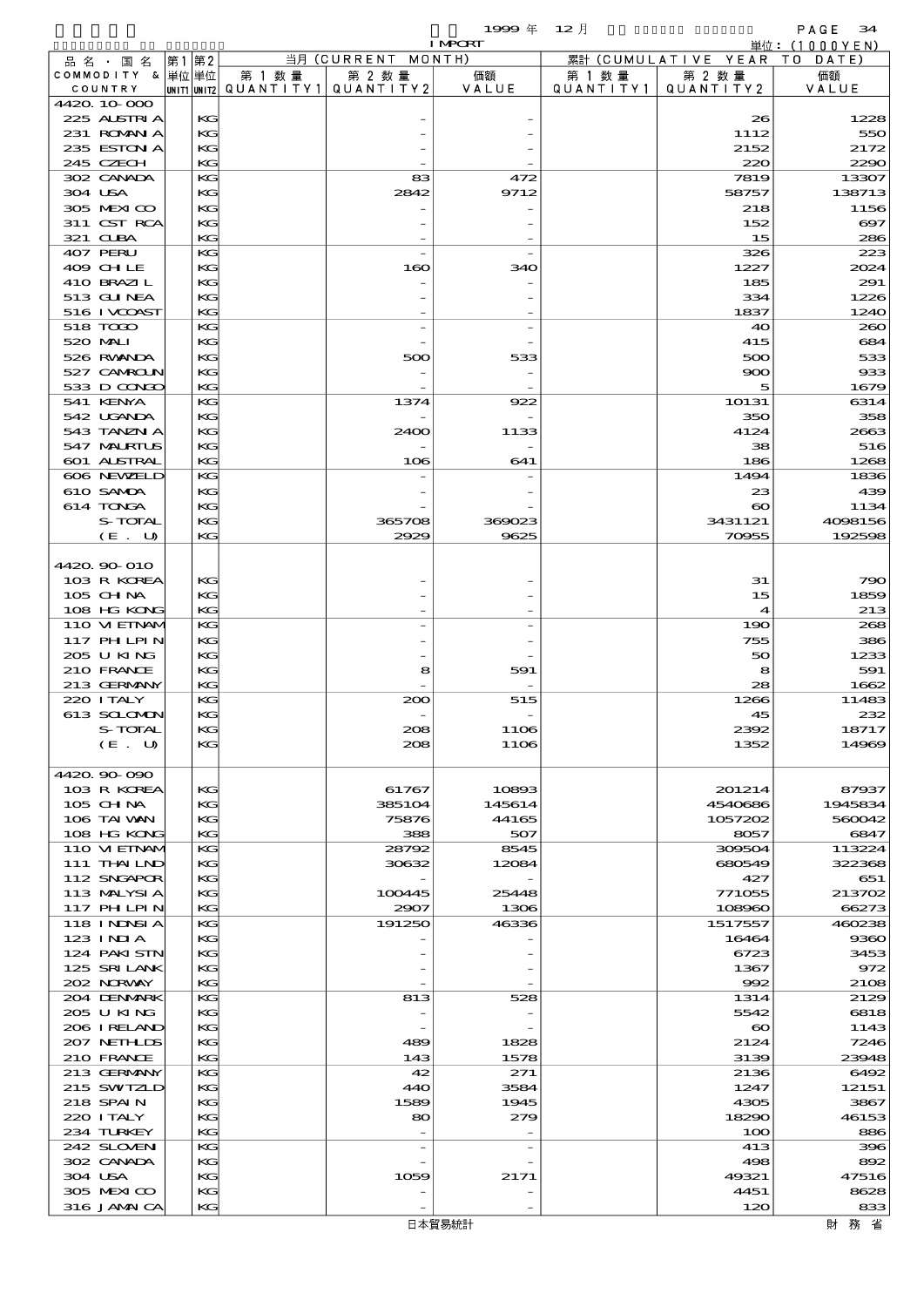| 品名・国名 COMMODITY & COUNTRY | 第1 単位 UNIT1 | 第2 単位 UNIT2 | 当月 (CURRENT MONTH) 第1数量 QUANTITY1 | 第2数量 QUANTITY2 | 価額 VALUE | 累計 (CUMULATIVE YEAR TO DATE) 第1数量 QUANTITY1 | 第2数量 QUANTITY2 | 価額 VALUE |
|---|---|---|---|---|---|---|---|---|
| 4420.10-000 | | | | | | | | |
| 225 AUSTRIA | | KG | | - | - | | 26 | 1228 |
| 231 ROMANIA | | KG | | - | - | | 1112 | 550 |
| 235 ESTONIA | | KG | | - | - | | 2152 | 2172 |
| 245 CZECH | | KG | | - | - | | 220 | 2290 |
| 302 CANADA | | KG | | 83 | 472 | | 7819 | 13307 |
| 304 USA | | KG | | 2842 | 9712 | | 58757 | 138713 |
| 305 MEXICO | | KG | | - | - | | 218 | 1156 |
| 311 CST RCA | | KG | | - | - | | 152 | 697 |
| 321 CUBA | | KG | | - | - | | 15 | 286 |
| 407 PERU | | KG | | - | - | | 326 | 223 |
| 409 CHILE | | KG | | 160 | 340 | | 1227 | 2024 |
| 410 BRAZIL | | KG | | - | - | | 185 | 291 |
| 513 GUINEA | | KG | | - | - | | 334 | 1226 |
| 516 IVCOAST | | KG | | - | - | | 1837 | 1240 |
| 518 TOGO | | KG | | - | - | | 40 | 260 |
| 520 MALI | | KG | | - | - | | 415 | 684 |
| 526 RWANDA | | KG | | 500 | 533 | | 500 | 533 |
| 527 CAMROUN | | KG | | - | - | | 900 | 933 |
| 533 D CONGO | | KG | | - | - | | 5 | 1679 |
| 541 KENYA | | KG | | 1374 | 922 | | 10131 | 6314 |
| 542 UGANDA | | KG | | - | - | | 350 | 358 |
| 543 TANZNIA | | KG | | 2400 | 1133 | | 4124 | 2663 |
| 547 MAURTUS | | KG | | - | - | | 38 | 516 |
| 601 AUSTRAL | | KG | | 106 | 641 | | 186 | 1268 |
| 606 NEWZELD | | KG | | - | - | | 1494 | 1836 |
| 610 SAMOA | | KG | | - | - | | 23 | 439 |
| 614 TONGA | | KG | | - | - | | 60 | 1134 |
| S-TOTAL | | KG | | 365708 | 369023 | | 3431121 | 4098156 |
| (E. U) | | KG | | 2929 | 9625 | | 70955 | 192598 |
| 4420.90-010 | | | | | | | | |
| 103 R KOREA | | KG | | - | - | | 31 | 790 |
| 105 CHINA | | KG | | - | - | | 15 | 1859 |
| 108 HG KONG | | KG | | - | - | | 4 | 213 |
| 110 VIETNAM | | KG | | - | - | | 190 | 268 |
| 117 PHILPIN | | KG | | - | - | | 755 | 386 |
| 205 U KING | | KG | | - | - | | 50 | 1233 |
| 210 FRANCE | | KG | | 8 | 591 | | 8 | 591 |
| 213 GERMANY | | KG | | - | - | | 28 | 1662 |
| 220 ITALY | | KG | | 200 | 515 | | 1266 | 11483 |
| 613 SOLOMON | | KG | | - | - | | 45 | 232 |
| S-TOTAL | | KG | | 208 | 1106 | | 2392 | 18717 |
| (E. U) | | KG | | 208 | 1106 | | 1352 | 14969 |
| 4420.90-090 | | | | | | | | |
| 103 R KOREA | | KG | | 61767 | 10893 | | 201214 | 87937 |
| 105 CHINA | | KG | | 385104 | 145614 | | 4540686 | 1945834 |
| 106 TAIWAN | | KG | | 75876 | 44165 | | 1057202 | 560042 |
| 108 HG KONG | | KG | | 388 | 507 | | 8057 | 6847 |
| 110 VIETNAM | | KG | | 28792 | 8545 | | 309504 | 113224 |
| 111 THAILND | | KG | | 30632 | 12084 | | 680549 | 322368 |
| 112 SNGAPOR | | KG | | - | - | | 427 | 651 |
| 113 MALYSIA | | KG | | 100445 | 25448 | | 771055 | 213702 |
| 117 PHILPIN | | KG | | 2907 | 1306 | | 108960 | 66273 |
| 118 INDNSIA | | KG | | 191250 | 46336 | | 1517557 | 460238 |
| 123 INDIA | | KG | | - | - | | 16464 | 9360 |
| 124 PAKISTN | | KG | | - | - | | 6723 | 3453 |
| 125 SRI LANK | | KG | | - | - | | 1367 | 972 |
| 202 NORWAY | | KG | | - | - | | 992 | 2108 |
| 204 DENMARK | | KG | | 813 | 528 | | 1314 | 2129 |
| 205 U KING | | KG | | - | - | | 5542 | 6818 |
| 206 IRELAND | | KG | | - | - | | 60 | 1143 |
| 207 NETHLDS | | KG | | 489 | 1828 | | 2124 | 7246 |
| 210 FRANCE | | KG | | 143 | 1578 | | 3139 | 23948 |
| 213 GERMANY | | KG | | 42 | 271 | | 2136 | 6492 |
| 215 SWITZLD | | KG | | 440 | 3584 | | 1247 | 12151 |
| 218 SPAIN | | KG | | 1589 | 1945 | | 4305 | 3867 |
| 220 ITALY | | KG | | 80 | 279 | | 18290 | 46153 |
| 234 TURKEY | | KG | | - | - | | 100 | 886 |
| 242 SLOVENI | | KG | | - | - | | 413 | 396 |
| 302 CANADA | | KG | | - | - | | 498 | 892 |
| 304 USA | | KG | | 1059 | 2171 | | 49321 | 47516 |
| 305 MEXICO | | KG | | - | - | | 4451 | 8628 |
| 316 JAMAICA | | KG | | - | - | | 120 | 833 |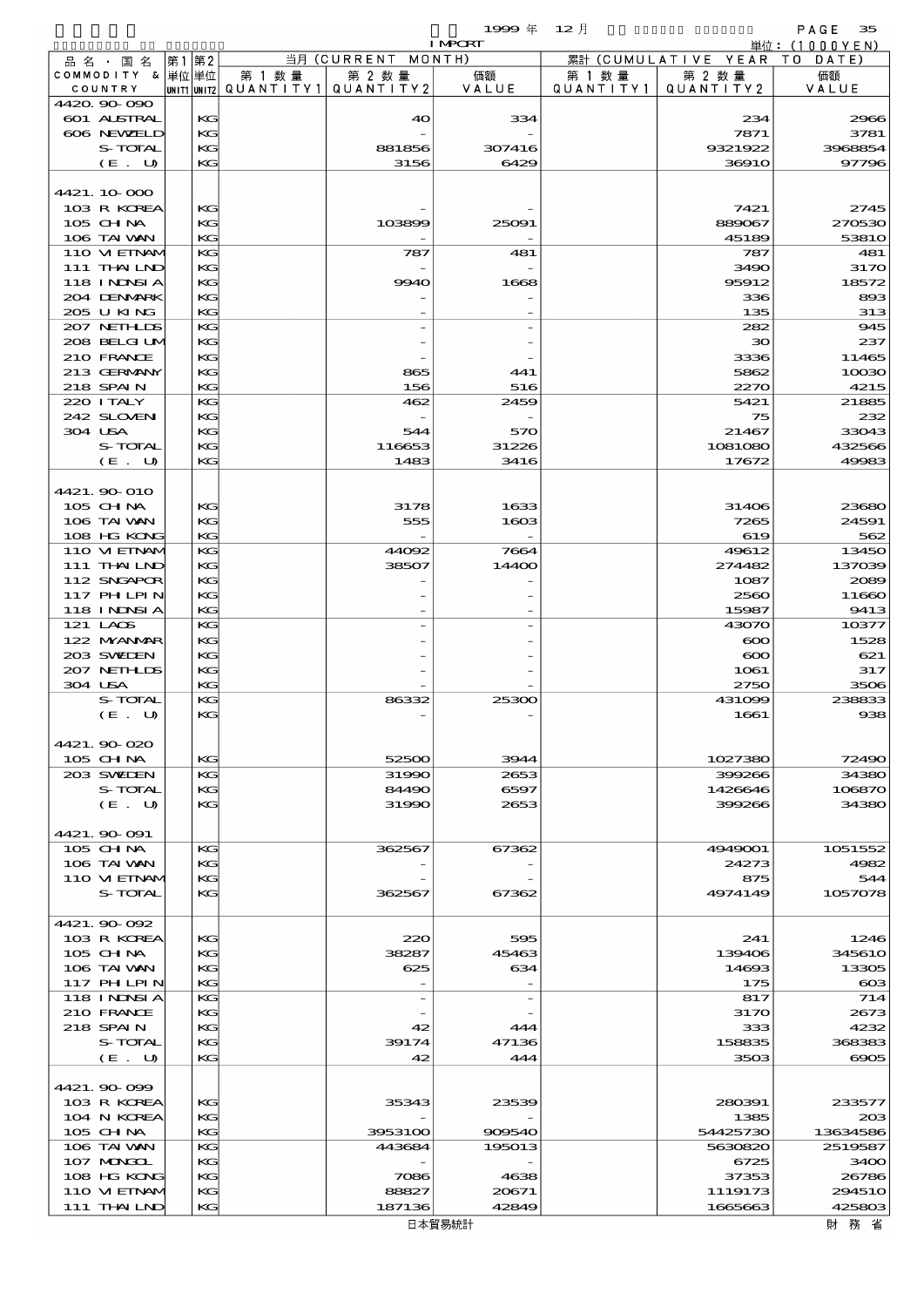1999 年 12 月 IMPORT

単位：(1000YEN)

| 品名・国名 COMMODITY & COUNTRY | 第1 単位 UNIT1 | 第2 単位 UNIT2 | 当月 (CURRENT MONTH) 第1数量 QUANTITY1 | 第2数量 QUANTITY2 | 価額 VALUE | 累計 (CUMULATIVE YEAR TO DATE) 第1数量 QUANTITY1 | 第2数量 QUANTITY2 | 価額 VALUE |
|---|---|---|---|---|---|---|---|---|
| 4420.90-090 | | | | | | | | |
| 601 AUSTRAL | | KG | | 40 | 334 | | 234 | 2966 |
| 606 NEWZELD | | KG | | - | - | | 7871 | 3781 |
| S-TOTAL | | KG | | 881856 | 307416 | | 9321922 | 3968854 |
| (E. U) | | KG | | 3156 | 6429 | | 36910 | 97796 |
| 4421.10-000 | | | | | | | | |
| 103 R KOREA | | KG | | - | - | | 7421 | 2745 |
| 105 CHINA | | KG | | 103899 | 25091 | | 889067 | 270530 |
| 106 TAIWAN | | KG | | - | - | | 45189 | 53810 |
| 110 VIETNAM | | KG | | 787 | 481 | | 787 | 481 |
| 111 THAILND | | KG | | - | - | | 3490 | 3170 |
| 118 INDNSIA | | KG | | 9940 | 1668 | | 95912 | 18572 |
| 204 DENMARK | | KG | | - | - | | 336 | 893 |
| 205 U KING | | KG | | - | - | | 135 | 313 |
| 207 NETHLDS | | KG | | - | - | | 282 | 945 |
| 208 BELGIUM | | KG | | - | - | | 30 | 237 |
| 210 FRANCE | | KG | | - | - | | 3336 | 11465 |
| 213 GERMANY | | KG | | 865 | 441 | | 5862 | 10030 |
| 218 SPAIN | | KG | | 156 | 516 | | 2270 | 4215 |
| 220 ITALY | | KG | | 462 | 2459 | | 5421 | 21885 |
| 242 SLOVEN | | KG | | - | - | | 75 | 232 |
| 304 USA | | KG | | 544 | 570 | | 21467 | 33043 |
| S-TOTAL | | KG | | 116653 | 31226 | | 1081080 | 432566 |
| (E. U) | | KG | | 1483 | 3416 | | 17672 | 49983 |
| 4421.90-010 | | | | | | | | |
| 105 CHINA | | KG | | 3178 | 1633 | | 31406 | 23680 |
| 106 TAIWAN | | KG | | 555 | 1603 | | 7265 | 24591 |
| 108 HG KONG | | KG | | - | - | | 619 | 562 |
| 110 VIETNAM | | KG | | 44092 | 7664 | | 49612 | 13450 |
| 111 THAILND | | KG | | 38507 | 14400 | | 274482 | 137039 |
| 112 SNGAPOR | | KG | | - | - | | 1087 | 2089 |
| 117 PHILPIN | | KG | | - | - | | 2560 | 11660 |
| 118 INDNSIA | | KG | | - | - | | 15987 | 9413 |
| 121 LAOS | | KG | | - | - | | 43070 | 10377 |
| 122 MYANMAR | | KG | | - | - | | 600 | 1528 |
| 203 SWEDEN | | KG | | - | - | | 600 | 621 |
| 207 NETHLDS | | KG | | - | - | | 1061 | 317 |
| 304 USA | | KG | | - | - | | 2750 | 3506 |
| S-TOTAL | | KG | | 86332 | 25300 | | 431099 | 238833 |
| (E. U) | | KG | | - | - | | 1661 | 938 |
| 4421.90-020 | | | | | | | | |
| 105 CHINA | | KG | | 52500 | 3944 | | 1027380 | 72490 |
| 203 SWEDEN | | KG | | 31990 | 2653 | | 399266 | 34380 |
| S-TOTAL | | KG | | 84490 | 6597 | | 1426646 | 106870 |
| (E. U) | | KG | | 31990 | 2653 | | 399266 | 34380 |
| 4421.90-091 | | | | | | | | |
| 105 CHINA | | KG | | 362567 | 67362 | | 4949001 | 1051552 |
| 106 TAIWAN | | KG | | - | - | | 24273 | 4982 |
| 110 VIETNAM | | KG | | - | - | | 875 | 544 |
| S-TOTAL | | KG | | 362567 | 67362 | | 4974149 | 1057078 |
| 4421.90-092 | | | | | | | | |
| 103 R KOREA | | KG | | 220 | 595 | | 241 | 1246 |
| 105 CHINA | | KG | | 38287 | 45463 | | 139406 | 345610 |
| 106 TAIWAN | | KG | | 625 | 634 | | 14693 | 13305 |
| 117 PHILPIN | | KG | | - | - | | 175 | 603 |
| 118 INDNSIA | | KG | | - | - | | 817 | 714 |
| 210 FRANCE | | KG | | - | - | | 3170 | 2673 |
| 218 SPAIN | | KG | | 42 | 444 | | 333 | 4232 |
| S-TOTAL | | KG | | 39174 | 47136 | | 158835 | 368383 |
| (E. U) | | KG | | 42 | 444 | | 3503 | 6905 |
| 4421.90-099 | | | | | | | | |
| 103 R KOREA | | KG | | 35343 | 23539 | | 280391 | 233577 |
| 104 N KOREA | | KG | | - | - | | 1385 | 203 |
| 105 CHINA | | KG | | 3953100 | 909540 | | 54425730 | 13634586 |
| 106 TAIWAN | | KG | | 443684 | 195013 | | 5630820 | 2519587 |
| 107 MONGOL | | KG | | - | - | | 6725 | 3400 |
| 108 HG KONG | | KG | | 7086 | 4638 | | 37353 | 26786 |
| 110 VIETNAM | | KG | | 88827 | 20671 | | 1119173 | 294510 |
| 111 THAILND | | KG | | 187136 | 42849 | | 1665663 | 425803 |

日本貿易統計　財務省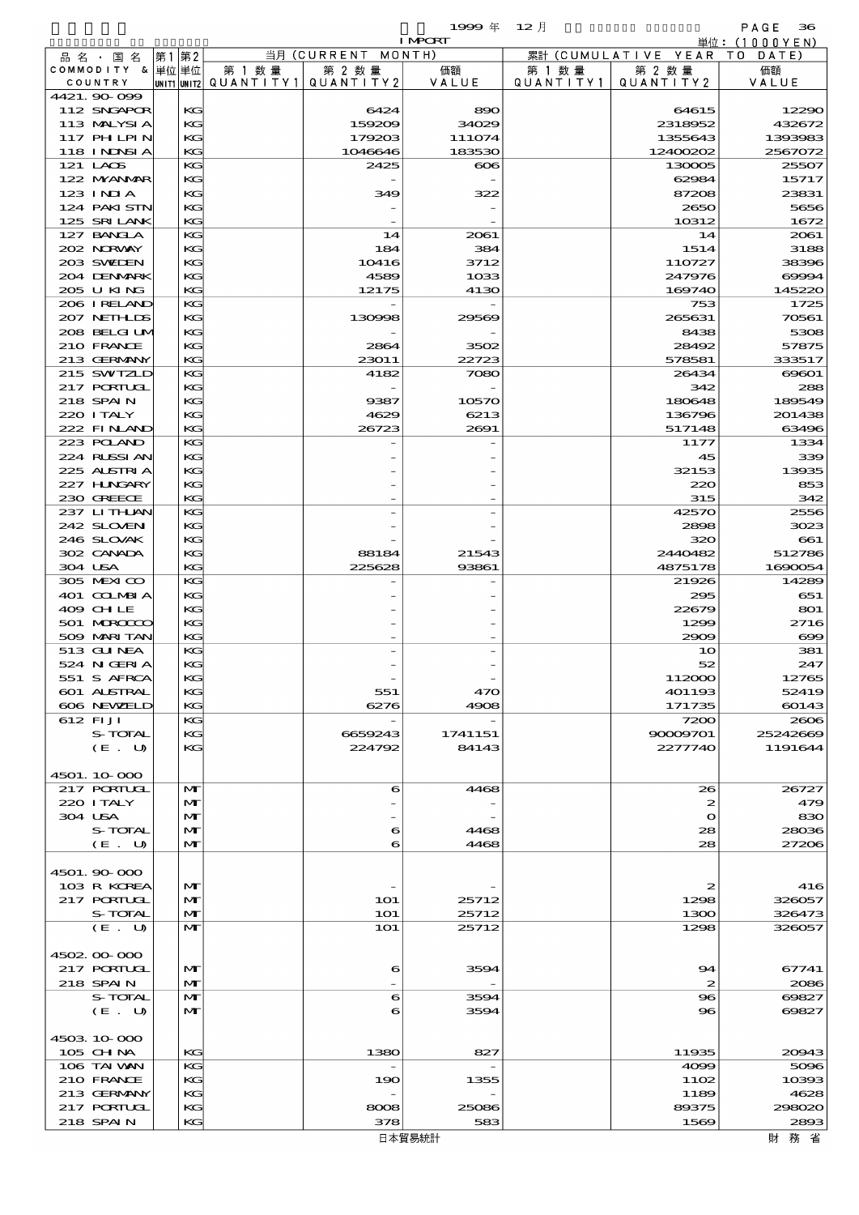1999 年 12 月 IMPORT

単位：(1000YEN)

| 品名・国名 COMMODITY & COUNTRY | 第1単位 UNIT1 | 第2単位 UNIT2 | 当月 (CURRENT MONTH) 第1数量 QUANTITY1 | 第2数量 QUANTITY2 | 価額 VALUE | 累計 (CUMULATIVE YEAR TO DATE) 第1数量 QUANTITY1 | 第2数量 QUANTITY2 | 価額 VALUE |
|---|---|---|---|---|---|---|---|---|
| 4421.90-099 | | | | | | | | |
| 112 SNGAPOR | | KG | | 6424 | 890 | | 64615 | 12290 |
| 113 MALYSIA | | KG | | 159209 | 34029 | | 2318952 | 432672 |
| 117 PHLPIN | | KG | | 179203 | 111074 | | 1355643 | 1393983 |
| 118 INDNSIA | | KG | | 1046646 | 183530 | | 12400202 | 2567072 |
| 121 LAOS | | KG | | 2425 | 606 | | 130005 | 25507 |
| 122 MYANMAR | | KG | | - | - | | 62984 | 15717 |
| 123 INDIA | | KG | | 349 | 322 | | 87208 | 23831 |
| 124 PAKISTN | | KG | | - | - | | 2650 | 5656 |
| 125 SRILANK | | KG | | - | - | | 10312 | 1672 |
| 127 BANGLA | | KG | | 14 | 2061 | | 14 | 2061 |
| 202 NORWAY | | KG | | 184 | 384 | | 1514 | 3188 |
| 203 SWEDEN | | KG | | 10416 | 3712 | | 110727 | 38396 |
| 204 DENMARK | | KG | | 4589 | 1033 | | 247976 | 69994 |
| 205 U KING | | KG | | 12175 | 4130 | | 169740 | 145220 |
| 206 IRELAND | | KG | | - | - | | 753 | 1725 |
| 207 NETHLDS | | KG | | 130998 | 29569 | | 265631 | 70561 |
| 208 BELGIUM | | KG | | - | - | | 8438 | 5308 |
| 210 FRANCE | | KG | | 2864 | 3502 | | 28492 | 57875 |
| 213 GERMANY | | KG | | 23011 | 22723 | | 578581 | 333517 |
| 215 SWITZLD | | KG | | 4182 | 7080 | | 26434 | 69601 |
| 217 PORTUGL | | KG | | - | - | | 342 | 288 |
| 218 SPAIN | | KG | | 9387 | 10570 | | 180648 | 189549 |
| 220 ITALY | | KG | | 4629 | 6213 | | 136796 | 201438 |
| 222 FINLAND | | KG | | 26723 | 2691 | | 517148 | 63496 |
| 223 POLAND | | KG | | - | - | | 1177 | 1334 |
| 224 RUSSIAN | | KG | | - | - | | 45 | 339 |
| 225 AUSTRIA | | KG | | - | - | | 32153 | 13935 |
| 227 HUNGARY | | KG | | - | - | | 220 | 853 |
| 230 GREECE | | KG | | - | - | | 315 | 342 |
| 237 LITHUAN | | KG | | - | - | | 42570 | 2556 |
| 242 SLOVEN | | KG | | - | - | | 2898 | 3023 |
| 246 SLOVAK | | KG | | - | - | | 320 | 661 |
| 302 CANADA | | KG | | 88184 | 21543 | | 2440482 | 512786 |
| 304 USA | | KG | | 225628 | 93861 | | 4875178 | 1690054 |
| 305 MEXICO | | KG | | - | - | | 21926 | 14289 |
| 401 COLMBIA | | KG | | - | - | | 295 | 651 |
| 409 CHILE | | KG | | - | - | | 22679 | 801 |
| 501 MOROCCO | | KG | | - | - | | 1299 | 2716 |
| 509 MARITAN | | KG | | - | - | | 2909 | 699 |
| 513 GUINEA | | KG | | - | - | | 10 | 381 |
| 524 NIGERIA | | KG | | - | - | | 52 | 247 |
| 551 S AFRCA | | KG | | - | - | | 112000 | 12765 |
| 601 AUSTRAL | | KG | | 551 | 470 | | 401193 | 52419 |
| 606 NEWZELD | | KG | | 6276 | 4908 | | 171735 | 60143 |
| 612 FIJI | | KG | | - | - | | 7200 | 2606 |
| S-TOTAL | | KG | | 6659243 | 1741151 | | 90009701 | 25242669 |
| (E. U) | | KG | | 224792 | 84143 | | 2277740 | 1191644 |
| 4501.10-000 | | | | | | | | |
| 217 PORTUGL | | MT | | 6 | 4468 | | 26 | 26727 |
| 220 ITALY | | MT | | - | - | | 2 | 479 |
| 304 USA | | MT | | - | - | | 0 | 830 |
| S-TOTAL | | MT | | 6 | 4468 | | 28 | 28036 |
| (E. U) | | MT | | 6 | 4468 | | 28 | 27206 |
| 4501.90-000 | | | | | | | | |
| 103 R KOREA | | MT | | - | - | | 2 | 416 |
| 217 PORTUGL | | MT | | 101 | 25712 | | 1298 | 326057 |
| S-TOTAL | | MT | | 101 | 25712 | | 1300 | 326473 |
| (E. U) | | MT | | 101 | 25712 | | 1298 | 326057 |
| 4502.00-000 | | | | | | | | |
| 217 PORTUGL | | MT | | 6 | 3594 | | 94 | 67741 |
| 218 SPAIN | | MT | | - | - | | 2 | 2086 |
| S-TOTAL | | MT | | 6 | 3594 | | 96 | 69827 |
| (E. U) | | MT | | 6 | 3594 | | 96 | 69827 |
| 4503.10-000 | | | | | | | | |
| 105 CHINA | | KG | | 1380 | 827 | | 11935 | 20943 |
| 106 TAIWAN | | KG | | - | - | | 4099 | 5096 |
| 210 FRANCE | | KG | | 190 | 1355 | | 1102 | 10393 |
| 213 GERMANY | | KG | | - | - | | 1189 | 4628 |
| 217 PORTUGL | | KG | | 8008 | 25086 | | 89375 | 298020 |
| 218 SPAIN | | KG | | 378 | 583 | | 1569 | 2893 |

日本貿易統計　財務省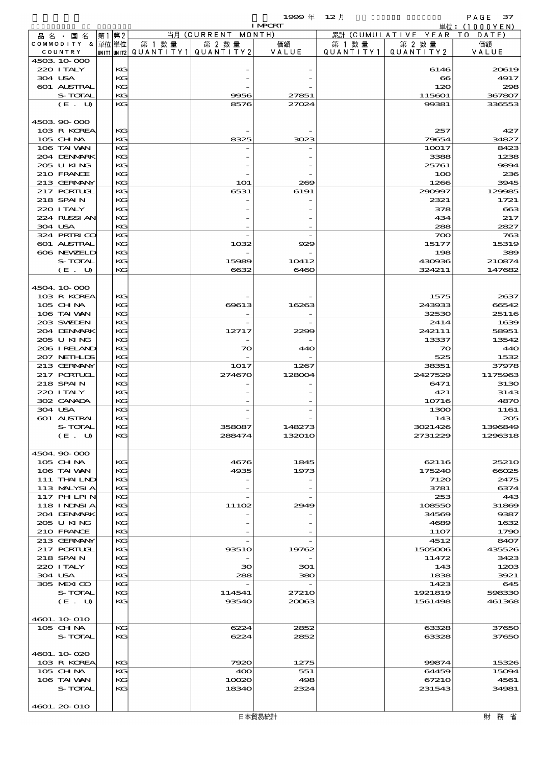1999年 12月 IMPORT 単位：(1000YEN)

| 品名・国名 COMMODITY & COUNTRY | 第1 単位 UNIT1 | 第2 単位 UNIT2 | 当月 (CURRENT MONTH) 第1数量 QUANTITY1 | 第2数量 QUANTITY2 | 価額 VALUE | 累計 (CUMULATIVE YEAR TO DATE) 第1数量 QUANTITY1 | 第2数量 QUANTITY2 | 価額 VALUE |
|---|---|---|---|---|---|---|---|---|
| 4503.10-000 | | | | | | | | |
| 220 ITALY | | KG | | - | - | | 6146 | 20619 |
| 304 USA | | KG | | - | - | | 66 | 4917 |
| 601 AUSTRAL | | KG | | - | - | | 120 | 298 |
| S-TOTAL | | KG | | 9956 | 27851 | | 115601 | 367807 |
| (E. U) | | KG | | 8576 | 27024 | | 99381 | 336553 |
| 4503.90-000 | | | | | | | | |
| 103 R KOREA | | KG | | - | - | | 257 | 427 |
| 105 CHINA | | KG | | 8325 | 3023 | | 79654 | 34827 |
| 106 TAIWAN | | KG | | - | - | | 10017 | 8423 |
| 204 DENMARK | | KG | | - | - | | 3388 | 1238 |
| 205 U KING | | KG | | - | - | | 25761 | 9894 |
| 210 FRANCE | | KG | | - | - | | 100 | 236 |
| 213 GERMANY | | KG | | 101 | 269 | | 1266 | 3945 |
| 217 PORTUGL | | KG | | 6531 | 6191 | | 290997 | 129985 |
| 218 SPAIN | | KG | | - | - | | 2321 | 1721 |
| 220 ITALY | | KG | | - | - | | 378 | 663 |
| 224 RUSSIAN | | KG | | - | - | | 434 | 217 |
| 304 USA | | KG | | - | - | | 288 | 2827 |
| 324 PRTRICO | | KG | | - | - | | 700 | 763 |
| 601 AUSTRAL | | KG | | 1032 | 929 | | 15177 | 15319 |
| 606 NEWZELD | | KG | | - | - | | 198 | 389 |
| S-TOTAL | | KG | | 15989 | 10412 | | 430936 | 210874 |
| (E. U) | | KG | | 6632 | 6460 | | 324211 | 147682 |
| 4504.10-000 | | | | | | | | |
| 103 R KOREA | | KG | | - | - | | 1575 | 2637 |
| 105 CHINA | | KG | | 69613 | 16263 | | 243933 | 66542 |
| 106 TAIWAN | | KG | | - | - | | 32530 | 25116 |
| 203 SWEDEN | | KG | | - | - | | 2414 | 1639 |
| 204 DENMARK | | KG | | 12717 | 2299 | | 242111 | 58951 |
| 205 U KING | | KG | | - | - | | 13337 | 13542 |
| 206 IRELAND | | KG | | 70 | 440 | | 70 | 440 |
| 207 NETHLDS | | KG | | - | - | | 525 | 1532 |
| 213 GERMANY | | KG | | 1017 | 1267 | | 38351 | 37978 |
| 217 PORTUGL | | KG | | 274670 | 128004 | | 2427529 | 1175963 |
| 218 SPAIN | | KG | | - | - | | 6471 | 3130 |
| 220 ITALY | | KG | | - | - | | 421 | 3143 |
| 302 CANADA | | KG | | - | - | | 10716 | 4870 |
| 304 USA | | KG | | - | - | | 1300 | 1161 |
| 601 AUSTRAL | | KG | | - | - | | 143 | 205 |
| S-TOTAL | | KG | | 358087 | 148273 | | 3021426 | 1396849 |
| (E. U) | | KG | | 288474 | 132010 | | 2731229 | 1296318 |
| 4504.90-000 | | | | | | | | |
| 105 CHINA | | KG | | 4676 | 1845 | | 62116 | 25210 |
| 106 TAIWAN | | KG | | 4935 | 1973 | | 175240 | 66025 |
| 111 THAILND | | KG | | - | - | | 7120 | 2475 |
| 113 MALYSIA | | KG | | - | - | | 3781 | 6374 |
| 117 PHLPIN | | KG | | - | - | | 253 | 443 |
| 118 INDNSIA | | KG | | 11102 | 2949 | | 108550 | 31869 |
| 204 DENMARK | | KG | | - | - | | 34569 | 9387 |
| 205 U KING | | KG | | - | - | | 4689 | 1632 |
| 210 FRANCE | | KG | | - | - | | 1107 | 1790 |
| 213 GERMANY | | KG | | - | - | | 4512 | 8407 |
| 217 PORTUGL | | KG | | 93510 | 19762 | | 1505006 | 435526 |
| 218 SPAIN | | KG | | - | - | | 11472 | 3423 |
| 220 ITALY | | KG | | 30 | 301 | | 143 | 1203 |
| 304 USA | | KG | | 288 | 380 | | 1838 | 3921 |
| 305 MEXICO | | KG | | - | - | | 1423 | 645 |
| S-TOTAL | | KG | | 114541 | 27210 | | 1921819 | 598330 |
| (E. U) | | KG | | 93540 | 20063 | | 1561498 | 461368 |
| 4601.10-010 | | | | | | | | |
| 105 CHINA | | KG | | 6224 | 2852 | | 63328 | 37650 |
| S-TOTAL | | KG | | 6224 | 2852 | | 63328 | 37650 |
| 4601.10-020 | | | | | | | | |
| 103 R KOREA | | KG | | 7920 | 1275 | | 99874 | 15326 |
| 105 CHINA | | KG | | 400 | 551 | | 64459 | 15094 |
| 106 TAIWAN | | KG | | 10020 | 498 | | 67210 | 4561 |
| S-TOTAL | | KG | | 18340 | 2324 | | 231543 | 34981 |
| 4601.20-010 | | | | | | | | |

日本貿易統計 財務省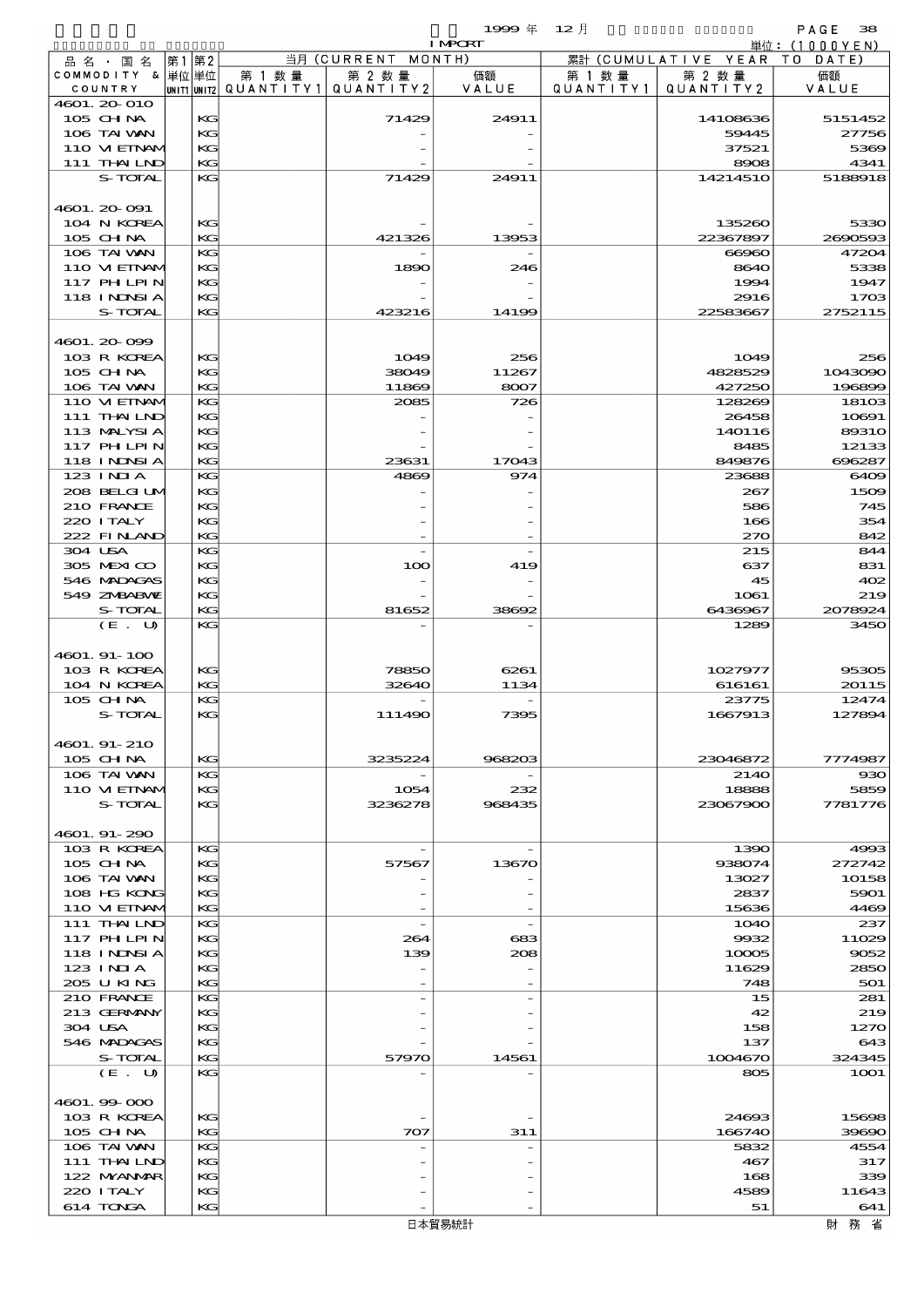1999 年 12 月 IMPORT

単位：(1000YEN)

| 品名・国名 COMMODITY & COUNTRY | 第1 単位 UNIT1 | 第2 単位 UNIT2 | 当月 (CURRENT MONTH) 第1数量 QUANTITY1 | 第2数量 QUANTITY2 | 価額 VALUE | 累計 (CUMULATIVE YEAR TO DATE) 第1数量 QUANTITY1 | 第2数量 QUANTITY2 | 価額 VALUE |
|---|---|---|---|---|---|---|---|---|
| 4601.20-010 | | | | | | | | |
| 105 CHINA | | KG | | 71429 | 24911 | | 14108636 | 5151452 |
| 106 TAIWAN | | KG | | - | - | | 59445 | 27756 |
| 110 VIETNAM | | KG | | - | - | | 37521 | 5369 |
| 111 THAILND | | KG | | - | - | | 8908 | 4341 |
| S-TOTAL | | KG | | 71429 | 24911 | | 14214510 | 5188918 |
| 4601.20-091 | | | | | | | | |
| 104 N KOREA | | KG | | - | - | | 135260 | 5330 |
| 105 CHINA | | KG | | 421326 | 13953 | | 22367897 | 2690593 |
| 106 TAIWAN | | KG | | - | - | | 66960 | 47204 |
| 110 VIETNAM | | KG | | 1890 | 246 | | 8640 | 5338 |
| 117 PHLPIN | | KG | | - | - | | 1994 | 1947 |
| 118 INDNSIA | | KG | | - | - | | 2916 | 1703 |
| S-TOTAL | | KG | | 423216 | 14199 | | 22583667 | 2752115 |
| 4601.20-099 | | | | | | | | |
| 103 R KOREA | | KG | | 1049 | 256 | | 1049 | 256 |
| 105 CHINA | | KG | | 38049 | 11267 | | 4828529 | 1043090 |
| 106 TAIWAN | | KG | | 11869 | 8007 | | 427250 | 196899 |
| 110 VIETNAM | | KG | | 2085 | 726 | | 128269 | 18103 |
| 111 THAILND | | KG | | - | - | | 26458 | 10691 |
| 113 MALYSIA | | KG | | - | - | | 140116 | 89310 |
| 117 PHLPIN | | KG | | - | - | | 8485 | 12133 |
| 118 INDNSIA | | KG | | 23631 | 17043 | | 849876 | 696287 |
| 123 INDIA | | KG | | 4869 | 974 | | 23688 | 6409 |
| 208 BELGIUM | | KG | | - | - | | 267 | 1509 |
| 210 FRANCE | | KG | | - | - | | 586 | 745 |
| 220 ITALY | | KG | | - | - | | 166 | 354 |
| 222 FINLAND | | KG | | - | - | | 270 | 842 |
| 304 USA | | KG | | - | - | | 215 | 844 |
| 305 MEXICO | | KG | | 100 | 419 | | 637 | 831 |
| 546 MADAGAS | | KG | | - | - | | 45 | 402 |
| 549 ZMBABWE | | KG | | - | - | | 1061 | 219 |
| S-TOTAL | | KG | | 81652 | 38692 | | 6436967 | 2078924 |
| (E. U) | | KG | | - | - | | 1289 | 3450 |
| 4601.91-100 | | | | | | | | |
| 103 R KOREA | | KG | | 78850 | 6261 | | 1027977 | 95305 |
| 104 N KOREA | | KG | | 32640 | 1134 | | 616161 | 20115 |
| 105 CHINA | | KG | | - | - | | 23775 | 12474 |
| S-TOTAL | | KG | | 111490 | 7395 | | 1667913 | 127894 |
| 4601.91-210 | | | | | | | | |
| 105 CHINA | | KG | | 3235224 | 968203 | | 23046872 | 7774987 |
| 106 TAIWAN | | KG | | - | - | | 2140 | 930 |
| 110 VIETNAM | | KG | | 1054 | 232 | | 18888 | 5859 |
| S-TOTAL | | KG | | 3236278 | 968435 | | 23067900 | 7781776 |
| 4601.91-290 | | | | | | | | |
| 103 R KOREA | | KG | | - | - | | 1390 | 4993 |
| 105 CHINA | | KG | | 57567 | 13670 | | 938074 | 272742 |
| 106 TAIWAN | | KG | | - | - | | 13027 | 10158 |
| 108 HG KONG | | KG | | - | - | | 2837 | 5901 |
| 110 VIETNAM | | KG | | - | - | | 15636 | 4469 |
| 111 THAILND | | KG | | - | - | | 1040 | 237 |
| 117 PHLPIN | | KG | | 264 | 683 | | 9932 | 11029 |
| 118 INDNSIA | | KG | | 139 | 208 | | 10005 | 9052 |
| 123 INDIA | | KG | | - | - | | 11629 | 2850 |
| 205 U KING | | KG | | - | - | | 748 | 501 |
| 210 FRANCE | | KG | | - | - | | 15 | 281 |
| 213 GERMANY | | KG | | - | - | | 42 | 219 |
| 304 USA | | KG | | - | - | | 158 | 1270 |
| 546 MADAGAS | | KG | | - | - | | 137 | 643 |
| S-TOTAL | | KG | | 57970 | 14561 | | 1004670 | 324345 |
| (E. U) | | KG | | - | - | | 805 | 1001 |
| 4601.99-000 | | | | | | | | |
| 103 R KOREA | | KG | | - | - | | 24693 | 15698 |
| 105 CHINA | | KG | | 707 | 311 | | 166740 | 39690 |
| 106 TAIWAN | | KG | | - | - | | 5832 | 4554 |
| 111 THAILND | | KG | | - | - | | 467 | 317 |
| 122 MYANMAR | | KG | | - | - | | 168 | 339 |
| 220 ITALY | | KG | | - | - | | 4589 | 11643 |
| 614 TONGA | | KG | | - | - | | 51 | 641 |

日本貿易統計　　財務省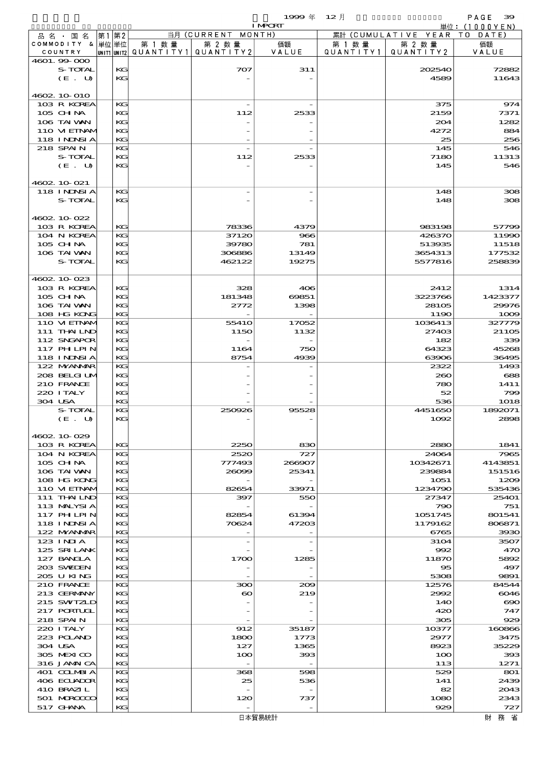| 品名・国名 COMMODITY & COUNTRY | 第1 単位 UNIT1 | 第2 単位 UNIT2 | 当月 (CURRENT MONTH) 第1数量 QUANTITY1 | 第2数量 QUANTITY2 | 価額 VALUE | 累計 (CUMULATIVE YEAR TO DATE) 第1数量 QUANTITY1 | 第2数量 QUANTITY2 | 価額 VALUE |
|---|---|---|---|---|---|---|---|---|
| 4601.99-000 | | | | | | | | |
| S-TOTAL | | KG | | 707 | 311 | | 202540 | 72882 |
| (E. U) | | KG | | - | - | | 4589 | 11643 |
| 4602.10-010 | | | | | | | | |
| 103 R KOREA | | KG | | - | - | | 375 | 974 |
| 105 CHINA | | KG | | 112 | 2533 | | 2159 | 7371 |
| 106 TAIWAN | | KG | | - | - | | 204 | 1282 |
| 110 VIETNAM | | KG | | - | - | | 4272 | 884 |
| 118 INDNSIA | | KG | | - | - | | 25 | 256 |
| 218 SPAIN | | KG | | - | - | | 145 | 546 |
| S-TOTAL | | KG | | 112 | 2533 | | 7180 | 11313 |
| (E. U) | | KG | | - | - | | 145 | 546 |
| 4602.10-021 | | | | | | | | |
| 118 INDNSIA | | KG | | - | - | | 148 | 308 |
| S-TOTAL | | KG | | - | - | | 148 | 308 |
| 4602.10-022 | | | | | | | | |
| 103 R KOREA | | KG | | 78336 | 4379 | | 983198 | 57799 |
| 104 N KOREA | | KG | | 37120 | 966 | | 426370 | 11990 |
| 105 CHINA | | KG | | 39780 | 781 | | 513935 | 11518 |
| 106 TAIWAN | | KG | | 306886 | 13149 | | 3654313 | 177532 |
| S-TOTAL | | KG | | 462122 | 19275 | | 5577816 | 258839 |
| 4602.10-023 | | | | | | | | |
| 103 R KOREA | | KG | | 328 | 406 | | 2412 | 1314 |
| 105 CHINA | | KG | | 181348 | 69851 | | 3223766 | 1423377 |
| 106 TAIWAN | | KG | | 2772 | 1398 | | 28105 | 29976 |
| 108 HG KONG | | KG | | - | - | | 1190 | 1009 |
| 110 VIETNAM | | KG | | 55410 | 17052 | | 1036413 | 327779 |
| 111 THAILND | | KG | | 1150 | 1132 | | 27403 | 21105 |
| 112 SNGAPOR | | KG | | - | - | | 182 | 339 |
| 117 PHILPIN | | KG | | 1164 | 750 | | 64323 | 45268 |
| 118 INDNSIA | | KG | | 8754 | 4939 | | 63906 | 36495 |
| 122 MYANMAR | | KG | | - | - | | 2322 | 1493 |
| 208 BELGIUM | | KG | | - | - | | 260 | 688 |
| 210 FRANCE | | KG | | - | - | | 780 | 1411 |
| 220 ITALY | | KG | | - | - | | 52 | 799 |
| 304 USA | | KG | | - | - | | 536 | 1018 |
| S-TOTAL | | KG | | 250926 | 95528 | | 4451650 | 1892071 |
| (E. U) | | KG | | - | - | | 1092 | 2898 |
| 4602.10-029 | | | | | | | | |
| 103 R KOREA | | KG | | 2250 | 830 | | 2880 | 1841 |
| 104 N KOREA | | KG | | 2520 | 727 | | 24064 | 7965 |
| 105 CHINA | | KG | | 777493 | 266907 | | 10342671 | 4143851 |
| 106 TAIWAN | | KG | | 26099 | 25341 | | 239884 | 151516 |
| 108 HG KONG | | KG | | - | - | | 1051 | 1209 |
| 110 VIETNAM | | KG | | 82654 | 33971 | | 1234790 | 535436 |
| 111 THAILND | | KG | | 397 | 550 | | 27347 | 25401 |
| 113 MALYSIA | | KG | | - | - | | 790 | 751 |
| 117 PHILPIN | | KG | | 82854 | 61394 | | 1051745 | 801541 |
| 118 INDNSIA | | KG | | 70624 | 47203 | | 1179162 | 806871 |
| 122 MYANMAR | | KG | | - | - | | 6765 | 3930 |
| 123 INDIA | | KG | | - | - | | 3104 | 3507 |
| 125 SRI LANK | | KG | | - | - | | 992 | 470 |
| 127 BANGLA | | KG | | 1700 | 1285 | | 11870 | 5892 |
| 203 SWEDEN | | KG | | - | - | | 95 | 497 |
| 205 U KING | | KG | | - | - | | 5308 | 9891 |
| 210 FRANCE | | KG | | 300 | 209 | | 12576 | 84544 |
| 213 GERMANY | | KG | | 60 | 219 | | 2992 | 6046 |
| 215 SWITZLD | | KG | | - | - | | 140 | 690 |
| 217 PORTUGL | | KG | | - | - | | 420 | 747 |
| 218 SPAIN | | KG | | - | - | | 305 | 929 |
| 220 ITALY | | KG | | 912 | 35187 | | 10377 | 160866 |
| 223 POLAND | | KG | | 1800 | 1773 | | 2977 | 3475 |
| 304 USA | | KG | | 127 | 1365 | | 8923 | 35229 |
| 305 MEXICO | | KG | | 100 | 393 | | 100 | 393 |
| 316 JAMAICA | | KG | | - | - | | 113 | 1271 |
| 401 COLMBIA | | KG | | 368 | 598 | | 529 | 801 |
| 406 ECUADOR | | KG | | 25 | 536 | | 141 | 2439 |
| 410 BRAZIL | | KG | | - | - | | 82 | 2043 |
| 501 MOROCCO | | KG | | 120 | 737 | | 1080 | 2343 |
| 517 GHANA | | KG | | - | - | | 929 | 727 |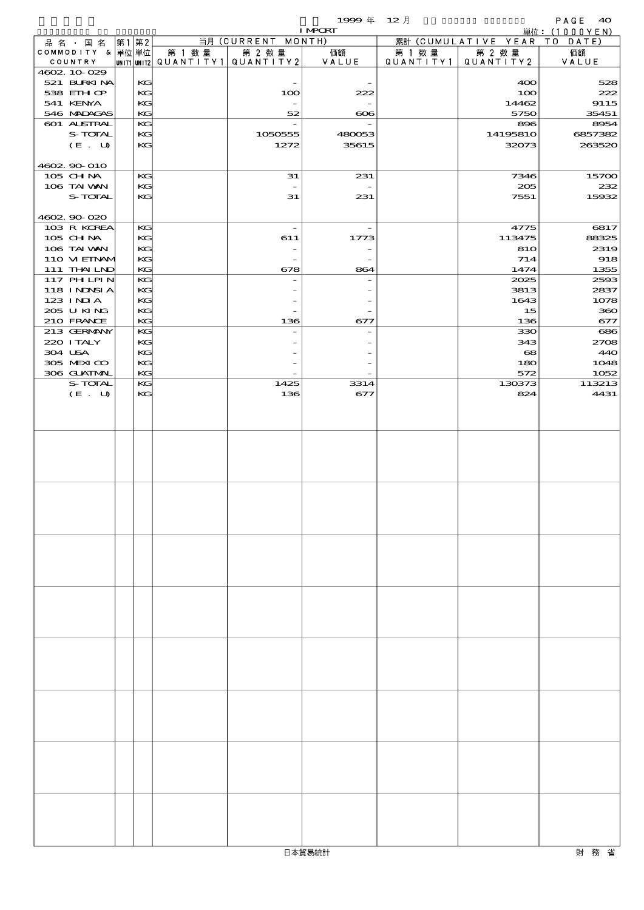1999 年 12 月

IMPORT

単位：(1000YEN)

| 品名・国名 COMMODITY & COUNTRY | 第1単位 UNIT1 | 第2単位 UNIT2 | 当月 (CURRENT MONTH) 第1数量 QUANTITY1 | 第2数量 QUANTITY2 | 価額 VALUE | 累計 (CUMULATIVE YEAR TO DATE) 第1数量 QUANTITY1 | 第2数量 QUANTITY2 | 価額 VALUE |
|---|---|---|---|---|---|---|---|---|
| 4602.10-029 | | | | | | | | |
| 521 BURKINA | | KG | | - | - | | 400 | 528 |
| 538 ETHIOP | | KG | | 100 | 222 | | 100 | 222 |
| 541 KENYA | | KG | | - | - | | 14462 | 9115 |
| 546 MADAGAS | | KG | | 52 | 606 | | 5750 | 35451 |
| 601 AUSTRAL | | KG | | - | - | | 896 | 8954 |
| S-TOTAL | | KG | | 1050555 | 480053 | | 14195810 | 6857382 |
| (E. U) | | KG | | 1272 | 35615 | | 32073 | 263520 |
| 4602.90-010 | | | | | | | | |
| 105 CHINA | | KG | | 31 | 231 | | 7346 | 15700 |
| 106 TAIWAN | | KG | | - | - | | 205 | 232 |
| S-TOTAL | | KG | | 31 | 231 | | 7551 | 15932 |
| 4602.90-020 | | | | | | | | |
| 103 R KOREA | | KG | | - | - | | 4775 | 6817 |
| 105 CHINA | | KG | | 611 | 1773 | | 113475 | 88325 |
| 106 TAIWAN | | KG | | - | - | | 810 | 2319 |
| 110 VIETNAM | | KG | | - | - | | 714 | 918 |
| 111 THAILND | | KG | | 678 | 864 | | 1474 | 1355 |
| 117 PHILPIN | | KG | | - | - | | 2025 | 2593 |
| 118 INDNSIA | | KG | | - | - | | 3813 | 2837 |
| 123 INDIA | | KG | | - | - | | 1643 | 1078 |
| 205 U KING | | KG | | - | - | | 15 | 360 |
| 210 FRANCE | | KG | | 136 | 677 | | 136 | 677 |
| 213 GERMANY | | KG | | - | - | | 330 | 686 |
| 220 ITALY | | KG | | - | - | | 343 | 2708 |
| 304 USA | | KG | | - | - | | 68 | 440 |
| 305 MEXICO | | KG | | - | - | | 180 | 1048 |
| 306 GUATMAL | | KG | | - | - | | 572 | 1052 |
| S-TOTAL | | KG | | 1425 | 3314 | | 130373 | 113213 |
| (E. U) | | KG | | 136 | 677 | | 824 | 4431 |

日本貿易統計　　財務省